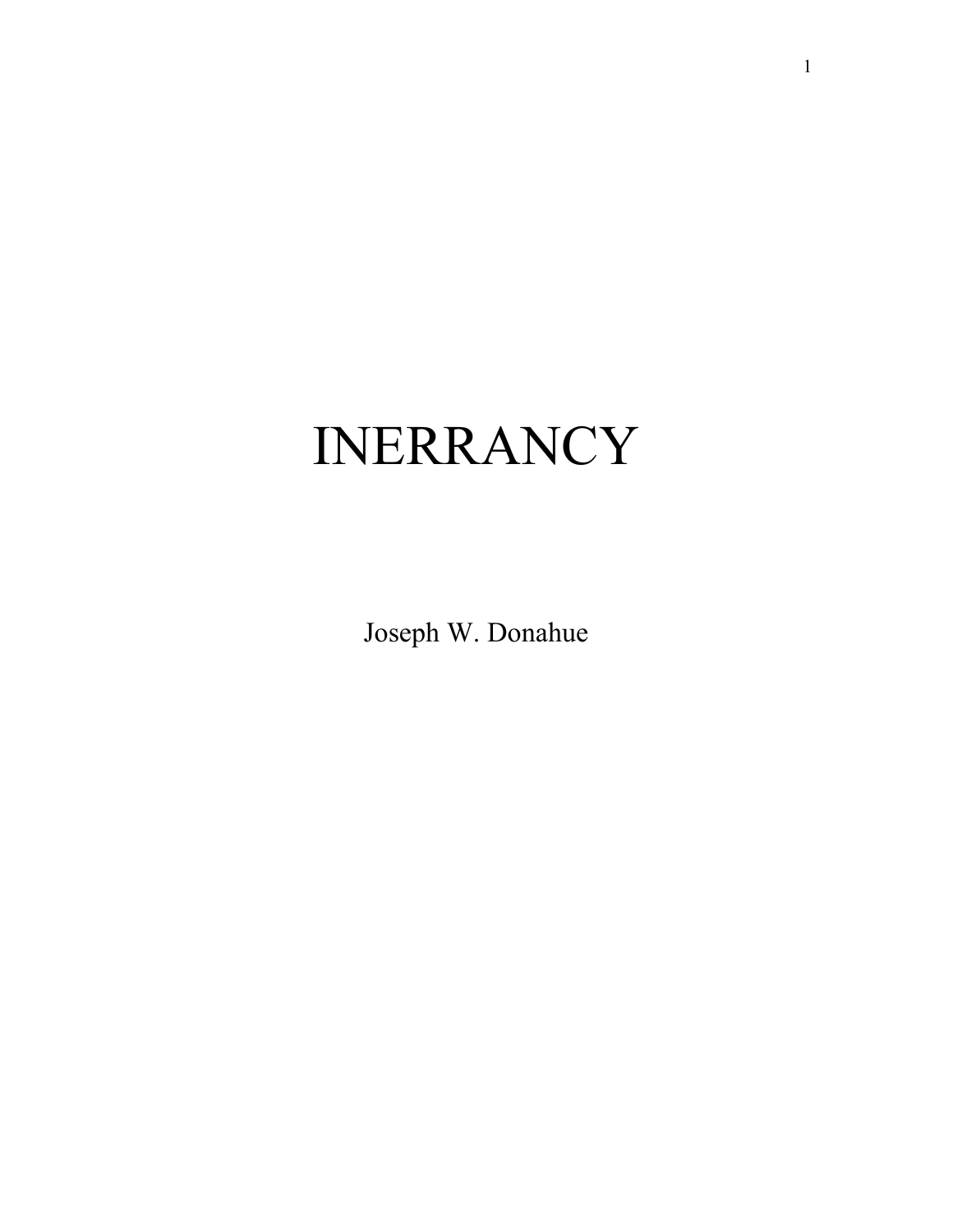# INERRANCY

Joseph W. Donahue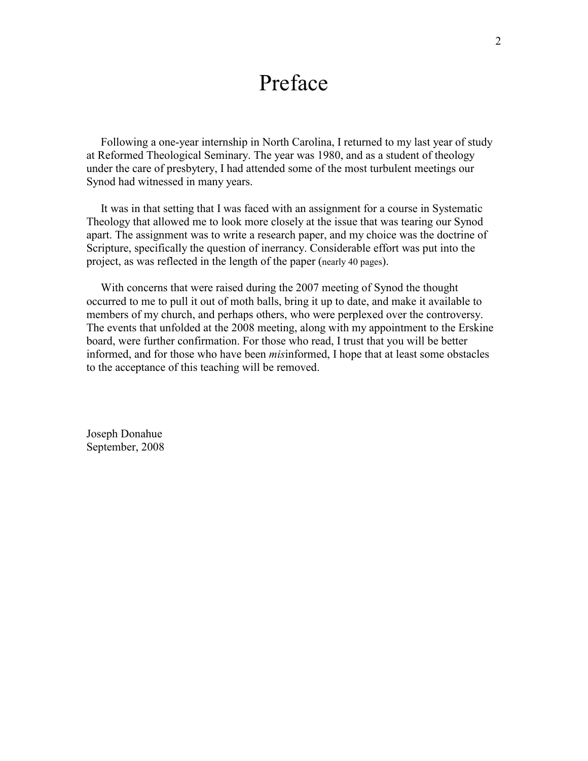# Preface

Following a one-year internship in North Carolina, I returned to my last year of study at Reformed Theological Seminary. The year was 1980, and as a student of theology under the care of presbytery, I had attended some of the most turbulent meetings our Synod had witnessed in many years.

It was in that setting that I was faced with an assignment for a course in Systematic Theology that allowed me to look more closely at the issue that was tearing our Synod apart. The assignment was to write a research paper, and my choice was the doctrine of Scripture, specifically the question of inerrancy. Considerable effort was put into the project, as was reflected in the length of the paper (nearly 40 pages).

With concerns that were raised during the 2007 meeting of Synod the thought occurred to me to pull it out of moth balls, bring it up to date, and make it available to members of my church, and perhaps others, who were perplexed over the controversy. The events that unfolded at the 2008 meeting, along with my appointment to the Erskine board, were further confirmation. For those who read, I trust that you will be better informed, and for those who have been *mis*informed, I hope that at least some obstacles to the acceptance of this teaching will be removed.

Joseph Donahue
September, 2008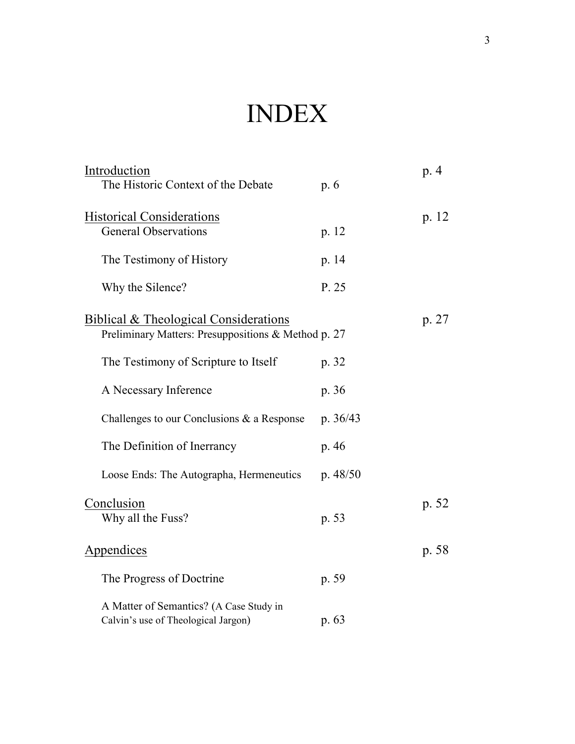# INDEX

| | | |
|---|---|---|
| Introduction | | p. 4 |
| The Historic Context of the Debate | p. 6 | |
| Historical Considerations | | p. 12 |
| General Observations | p. 12 | |
| The Testimony of History | p. 14 | |
| Why the Silence? | P. 25 | |
| Biblical & Theological Considerations | | p. 27 |
| Preliminary Matters: Presuppositions & Method | p. 27 | |
| The Testimony of Scripture to Itself | p. 32 | |
| A Necessary Inference | p. 36 | |
| Challenges to our Conclusions & a Response | p. 36/43 | |
| The Definition of Inerrancy | p. 46 | |
| Loose Ends: The Autographa, Hermeneutics | p. 48/50 | |
| Conclusion | | p. 52 |
| Why all the Fuss? | p. 53 | |
| Appendices | | p. 58 |
| The Progress of Doctrine | p. 59 | |
| A Matter of Semantics? (A Case Study in Calvin's use of Theological Jargon) | p. 63 | |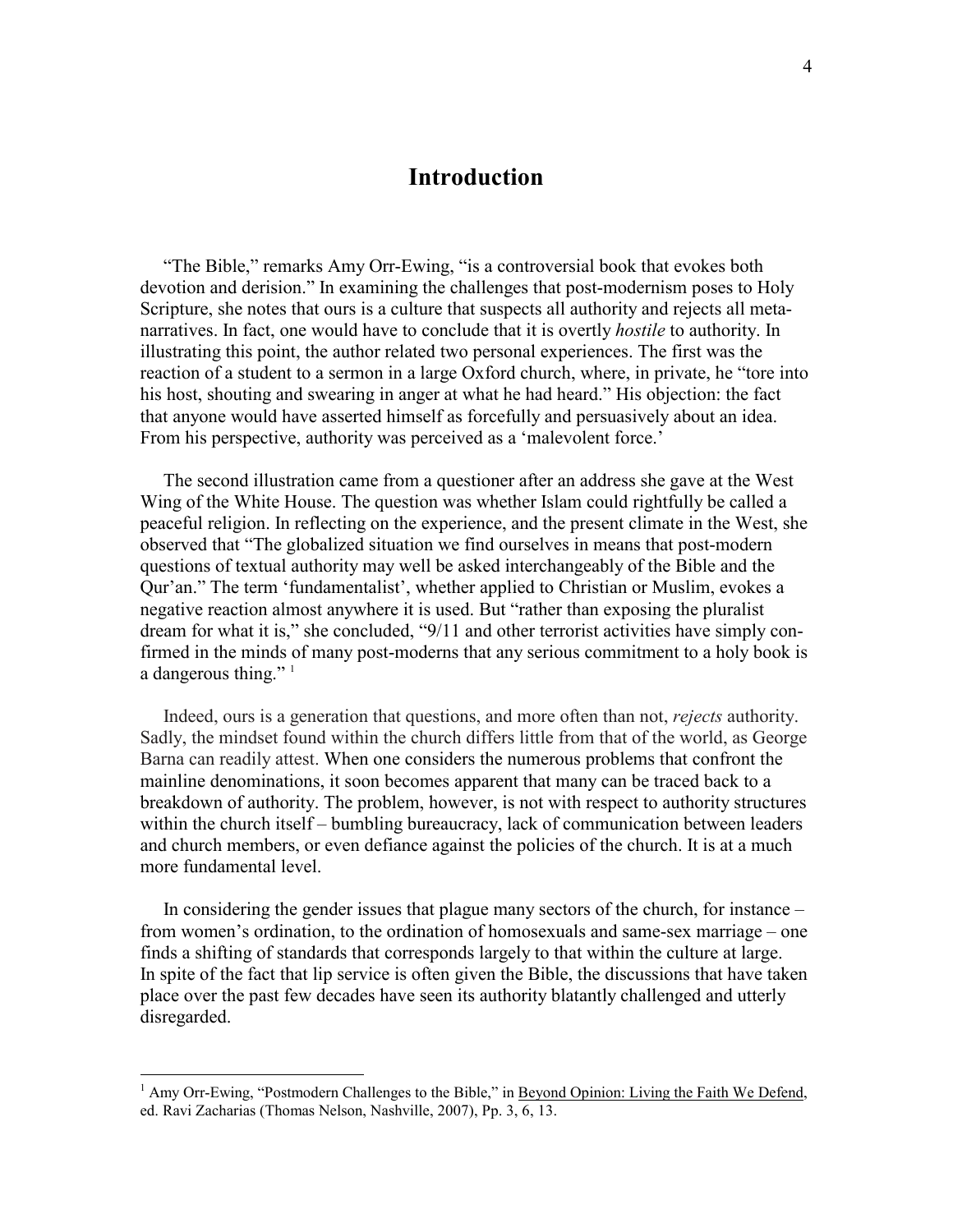# Introduction

"The Bible," remarks Amy Orr-Ewing, "is a controversial book that evokes both devotion and derision." In examining the challenges that post-modernism poses to Holy Scripture, she notes that ours is a culture that suspects all authority and rejects all meta-narratives. In fact, one would have to conclude that it is overtly *hostile* to authority. In illustrating this point, the author related two personal experiences. The first was the reaction of a student to a sermon in a large Oxford church, where, in private, he "tore into his host, shouting and swearing in anger at what he had heard." His objection: the fact that anyone would have asserted himself as forcefully and persuasively about an idea. From his perspective, authority was perceived as a 'malevolent force.'

The second illustration came from a questioner after an address she gave at the West Wing of the White House. The question was whether Islam could rightfully be called a peaceful religion. In reflecting on the experience, and the present climate in the West, she observed that "The globalized situation we find ourselves in means that post-modern questions of textual authority may well be asked interchangeably of the Bible and the Qur'an." The term 'fundamentalist', whether applied to Christian or Muslim, evokes a negative reaction almost anywhere it is used. But "rather than exposing the pluralist dream for what it is," she concluded, "9/11 and other terrorist activities have simply confirmed in the minds of many post-moderns that any serious commitment to a holy book is a dangerous thing." [1]

Indeed, ours is a generation that questions, and more often than not, *rejects* authority. Sadly, the mindset found within the church differs little from that of the world, as George Barna can readily attest. When one considers the numerous problems that confront the mainline denominations, it soon becomes apparent that many can be traced back to a breakdown of authority. The problem, however, is not with respect to authority structures within the church itself – bumbling bureaucracy, lack of communication between leaders and church members, or even defiance against the policies of the church. It is at a much more fundamental level.

In considering the gender issues that plague many sectors of the church, for instance – from women's ordination, to the ordination of homosexuals and same-sex marriage – one finds a shifting of standards that corresponds largely to that within the culture at large. In spite of the fact that lip service is often given the Bible, the discussions that have taken place over the past few decades have seen its authority blatantly challenged and utterly disregarded.

---

[1] Amy Orr-Ewing, "Postmodern Challenges to the Bible," in Beyond Opinion: Living the Faith We Defend, ed. Ravi Zacharias (Thomas Nelson, Nashville, 2007), Pp. 3, 6, 13.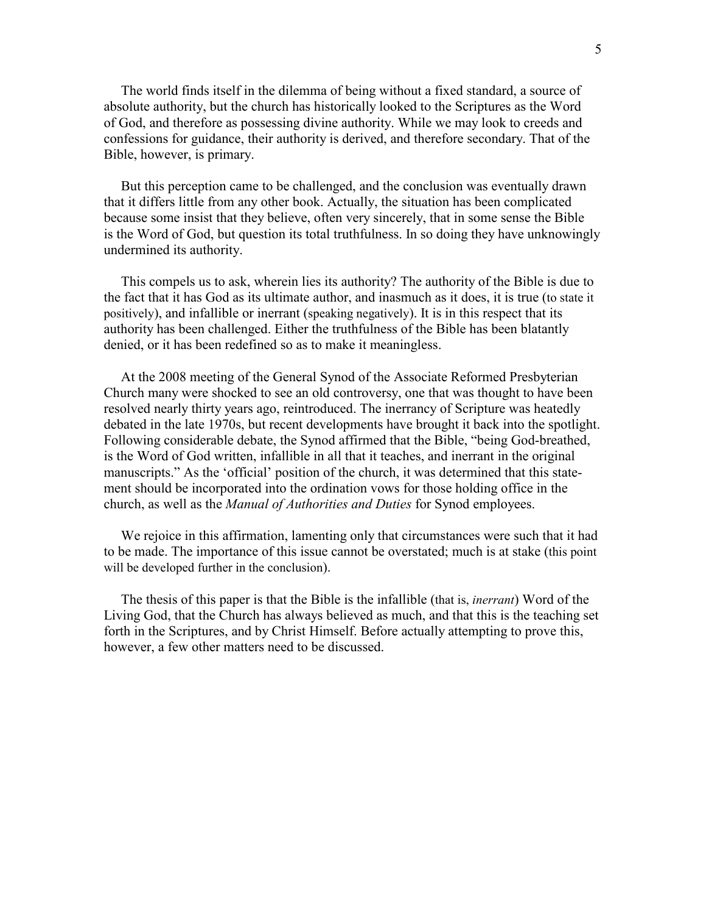The world finds itself in the dilemma of being without a fixed standard, a source of absolute authority, but the church has historically looked to the Scriptures as the Word of God, and therefore as possessing divine authority. While we may look to creeds and confessions for guidance, their authority is derived, and therefore secondary. That of the Bible, however, is primary.

But this perception came to be challenged, and the conclusion was eventually drawn that it differs little from any other book. Actually, the situation has been complicated because some insist that they believe, often very sincerely, that in some sense the Bible is the Word of God, but question its total truthfulness. In so doing they have unknowingly undermined its authority.

This compels us to ask, wherein lies its authority? The authority of the Bible is due to the fact that it has God as its ultimate author, and inasmuch as it does, it is true (to state it positively), and infallible or inerrant (speaking negatively). It is in this respect that its authority has been challenged. Either the truthfulness of the Bible has been blatantly denied, or it has been redefined so as to make it meaningless.

At the 2008 meeting of the General Synod of the Associate Reformed Presbyterian Church many were shocked to see an old controversy, one that was thought to have been resolved nearly thirty years ago, reintroduced. The inerrancy of Scripture was heatedly debated in the late 1970s, but recent developments have brought it back into the spotlight. Following considerable debate, the Synod affirmed that the Bible, "being God-breathed, is the Word of God written, infallible in all that it teaches, and inerrant in the original manuscripts." As the 'official' position of the church, it was determined that this statement should be incorporated into the ordination vows for those holding office in the church, as well as the *Manual of Authorities and Duties* for Synod employees.

We rejoice in this affirmation, lamenting only that circumstances were such that it had to be made. The importance of this issue cannot be overstated; much is at stake (this point will be developed further in the conclusion).

The thesis of this paper is that the Bible is the infallible (that is, *inerrant*) Word of the Living God, that the Church has always believed as much, and that this is the teaching set forth in the Scriptures, and by Christ Himself. Before actually attempting to prove this, however, a few other matters need to be discussed.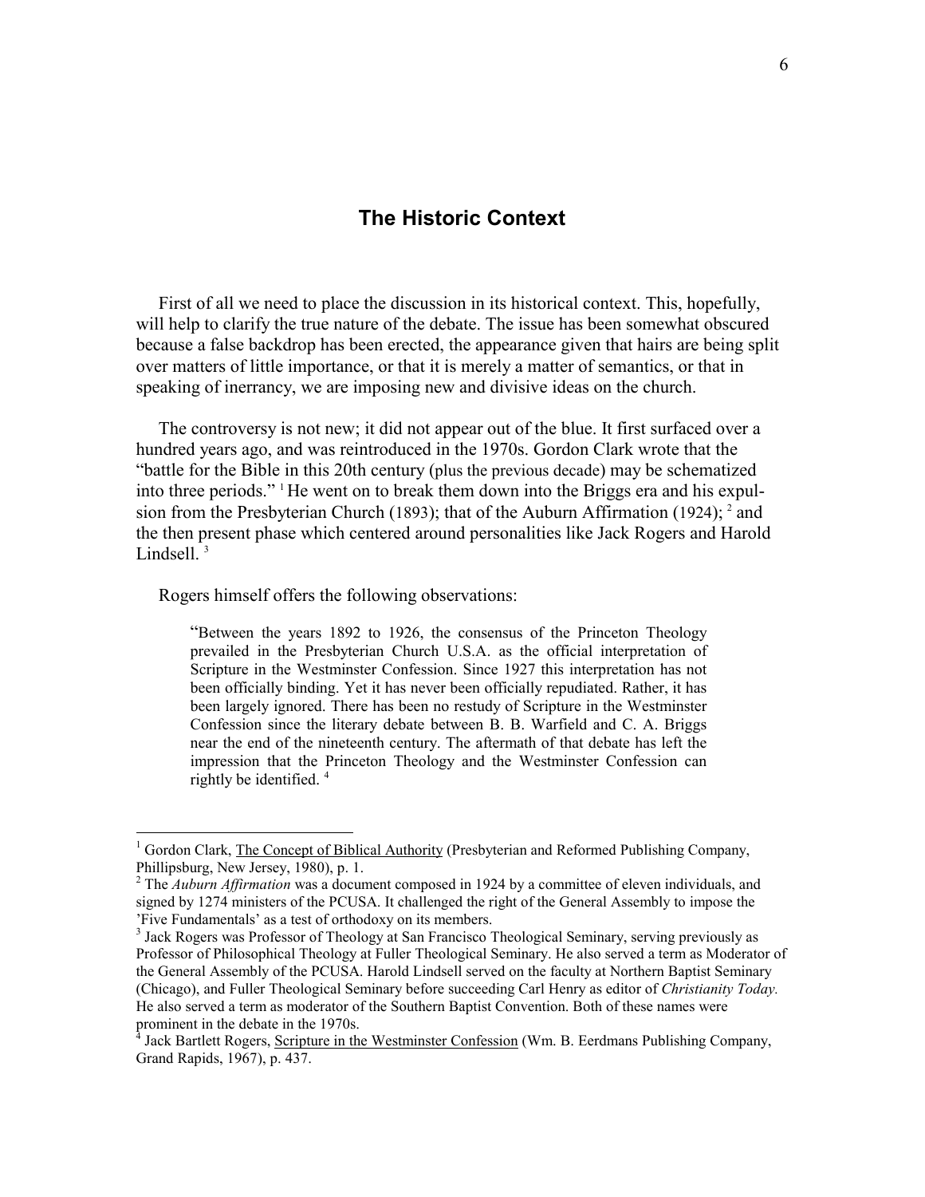## The Historic Context

First of all we need to place the discussion in its historical context. This, hopefully, will help to clarify the true nature of the debate. The issue has been somewhat obscured because a false backdrop has been erected, the appearance given that hairs are being split over matters of little importance, or that it is merely a matter of semantics, or that in speaking of inerrancy, we are imposing new and divisive ideas on the church.

The controversy is not new; it did not appear out of the blue. It first surfaced over a hundred years ago, and was reintroduced in the 1970s. Gordon Clark wrote that the "battle for the Bible in this 20th century (plus the previous decade) may be schematized into three periods." [1] He went on to break them down into the Briggs era and his expulsion from the Presbyterian Church (1893); that of the Auburn Affirmation (1924); [2] and the then present phase which centered around personalities like Jack Rogers and Harold Lindsell. [3]

Rogers himself offers the following observations:

> "Between the years 1892 to 1926, the consensus of the Princeton Theology prevailed in the Presbyterian Church U.S.A. as the official interpretation of Scripture in the Westminster Confession. Since 1927 this interpretation has not been officially binding. Yet it has never been officially repudiated. Rather, it has been largely ignored. There has been no restudy of Scripture in the Westminster Confession since the literary debate between B. B. Warfield and C. A. Briggs near the end of the nineteenth century. The aftermath of that debate has left the impression that the Princeton Theology and the Westminster Confession can rightly be identified. [4]

---

[1] Gordon Clark, The Concept of Biblical Authority (Presbyterian and Reformed Publishing Company, Phillipsburg, New Jersey, 1980), p. 1.

[2] The *Auburn Affirmation* was a document composed in 1924 by a committee of eleven individuals, and signed by 1274 ministers of the PCUSA. It challenged the right of the General Assembly to impose the 'Five Fundamentals' as a test of orthodoxy on its members.

[3] Jack Rogers was Professor of Theology at San Francisco Theological Seminary, serving previously as Professor of Philosophical Theology at Fuller Theological Seminary. He also served a term as Moderator of the General Assembly of the PCUSA. Harold Lindsell served on the faculty at Northern Baptist Seminary (Chicago), and Fuller Theological Seminary before succeeding Carl Henry as editor of *Christianity Today.* He also served a term as moderator of the Southern Baptist Convention. Both of these names were prominent in the debate in the 1970s.

[4] Jack Bartlett Rogers, Scripture in the Westminster Confession (Wm. B. Eerdmans Publishing Company, Grand Rapids, 1967), p. 437.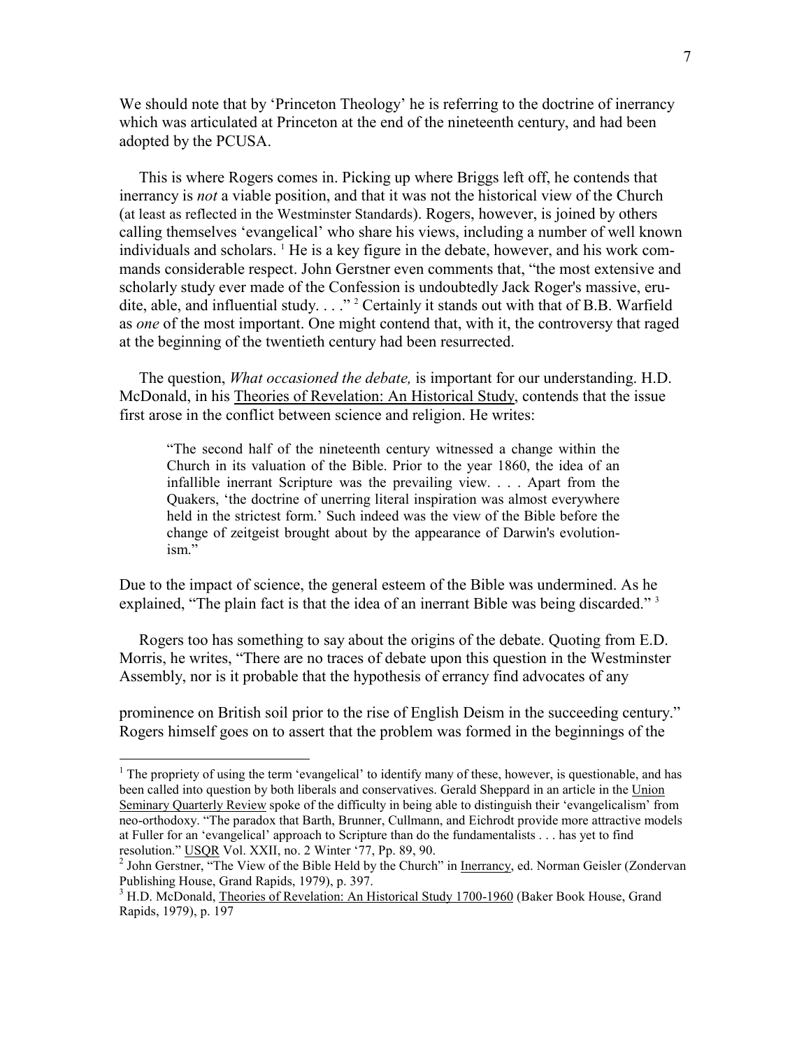We should note that by 'Princeton Theology' he is referring to the doctrine of inerrancy which was articulated at Princeton at the end of the nineteenth century, and had been adopted by the PCUSA.

This is where Rogers comes in. Picking up where Briggs left off, he contends that inerrancy is *not* a viable position, and that it was not the historical view of the Church (at least as reflected in the Westminster Standards). Rogers, however, is joined by others calling themselves 'evangelical' who share his views, including a number of well known individuals and scholars. [1] He is a key figure in the debate, however, and his work commands considerable respect. John Gerstner even comments that, "the most extensive and scholarly study ever made of the Confession is undoubtedly Jack Roger's massive, erudite, able, and influential study. . . ." [2] Certainly it stands out with that of B.B. Warfield as *one* of the most important. One might contend that, with it, the controversy that raged at the beginning of the twentieth century had been resurrected.

The question, *What occasioned the debate,* is important for our understanding. H.D. McDonald, in his Theories of Revelation: An Historical Study, contends that the issue first arose in the conflict between science and religion. He writes:

> "The second half of the nineteenth century witnessed a change within the Church in its valuation of the Bible. Prior to the year 1860, the idea of an infallible inerrant Scripture was the prevailing view. . . . Apart from the Quakers, 'the doctrine of unerring literal inspiration was almost everywhere held in the strictest form.' Such indeed was the view of the Bible before the change of zeitgeist brought about by the appearance of Darwin's evolutionism."

Due to the impact of science, the general esteem of the Bible was undermined. As he explained, "The plain fact is that the idea of an inerrant Bible was being discarded." [3]

Rogers too has something to say about the origins of the debate. Quoting from E.D. Morris, he writes, "There are no traces of debate upon this question in the Westminster Assembly, nor is it probable that the hypothesis of errancy find advocates of any prominence on British soil prior to the rise of English Deism in the succeeding century." Rogers himself goes on to assert that the problem was formed in the beginnings of the

---

[1] The propriety of using the term 'evangelical' to identify many of these, however, is questionable, and has been called into question by both liberals and conservatives. Gerald Sheppard in an article in the Union Seminary Quarterly Review spoke of the difficulty in being able to distinguish their 'evangelicalism' from neo-orthodoxy. "The paradox that Barth, Brunner, Cullmann, and Eichrodt provide more attractive models at Fuller for an 'evangelical' approach to Scripture than do the fundamentalists . . . has yet to find resolution." USQR Vol. XXII, no. 2 Winter '77, Pp. 89, 90.

[2] John Gerstner, "The View of the Bible Held by the Church" in Inerrancy, ed. Norman Geisler (Zondervan Publishing House, Grand Rapids, 1979), p. 397.

[3] H.D. McDonald, Theories of Revelation: An Historical Study 1700-1960 (Baker Book House, Grand Rapids, 1979), p. 197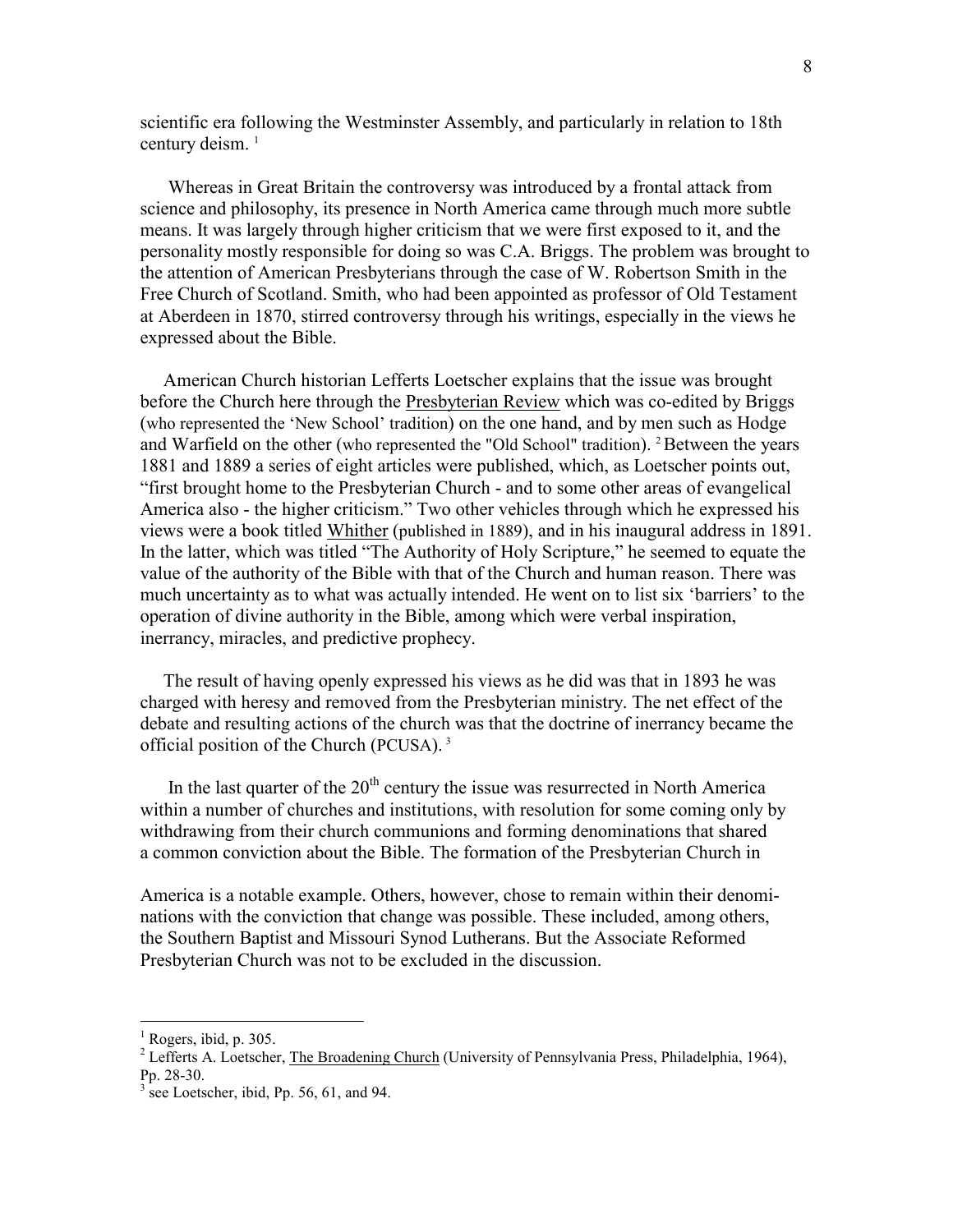scientific era following the Westminster Assembly, and particularly in relation to 18th century deism. [1]

Whereas in Great Britain the controversy was introduced by a frontal attack from science and philosophy, its presence in North America came through much more subtle means. It was largely through higher criticism that we were first exposed to it, and the personality mostly responsible for doing so was C.A. Briggs. The problem was brought to the attention of American Presbyterians through the case of W. Robertson Smith in the Free Church of Scotland. Smith, who had been appointed as professor of Old Testament at Aberdeen in 1870, stirred controversy through his writings, especially in the views he expressed about the Bible.

American Church historian Lefferts Loetscher explains that the issue was brought before the Church here through the Presbyterian Review which was co-edited by Briggs (who represented the 'New School' tradition) on the one hand, and by men such as Hodge and Warfield on the other (who represented the "Old School" tradition). [2] Between the years 1881 and 1889 a series of eight articles were published, which, as Loetscher points out, "first brought home to the Presbyterian Church - and to some other areas of evangelical America also - the higher criticism." Two other vehicles through which he expressed his views were a book titled Whither (published in 1889), and in his inaugural address in 1891. In the latter, which was titled "The Authority of Holy Scripture," he seemed to equate the value of the authority of the Bible with that of the Church and human reason. There was much uncertainty as to what was actually intended. He went on to list six 'barriers' to the operation of divine authority in the Bible, among which were verbal inspiration, inerrancy, miracles, and predictive prophecy.

The result of having openly expressed his views as he did was that in 1893 he was charged with heresy and removed from the Presbyterian ministry. The net effect of the debate and resulting actions of the church was that the doctrine of inerrancy became the official position of the Church (PCUSA). [3]

In the last quarter of the 20th century the issue was resurrected in North America within a number of churches and institutions, with resolution for some coming only by withdrawing from their church communions and forming denominations that shared a common conviction about the Bible. The formation of the Presbyterian Church in America is a notable example. Others, however, chose to remain within their denominations with the conviction that change was possible. These included, among others, the Southern Baptist and Missouri Synod Lutherans. But the Associate Reformed Presbyterian Church was not to be excluded in the discussion.

---

[1] Rogers, ibid, p. 305.

[2] Lefferts A. Loetscher, The Broadening Church (University of Pennsylvania Press, Philadelphia, 1964), Pp. 28-30.

[3] see Loetscher, ibid, Pp. 56, 61, and 94.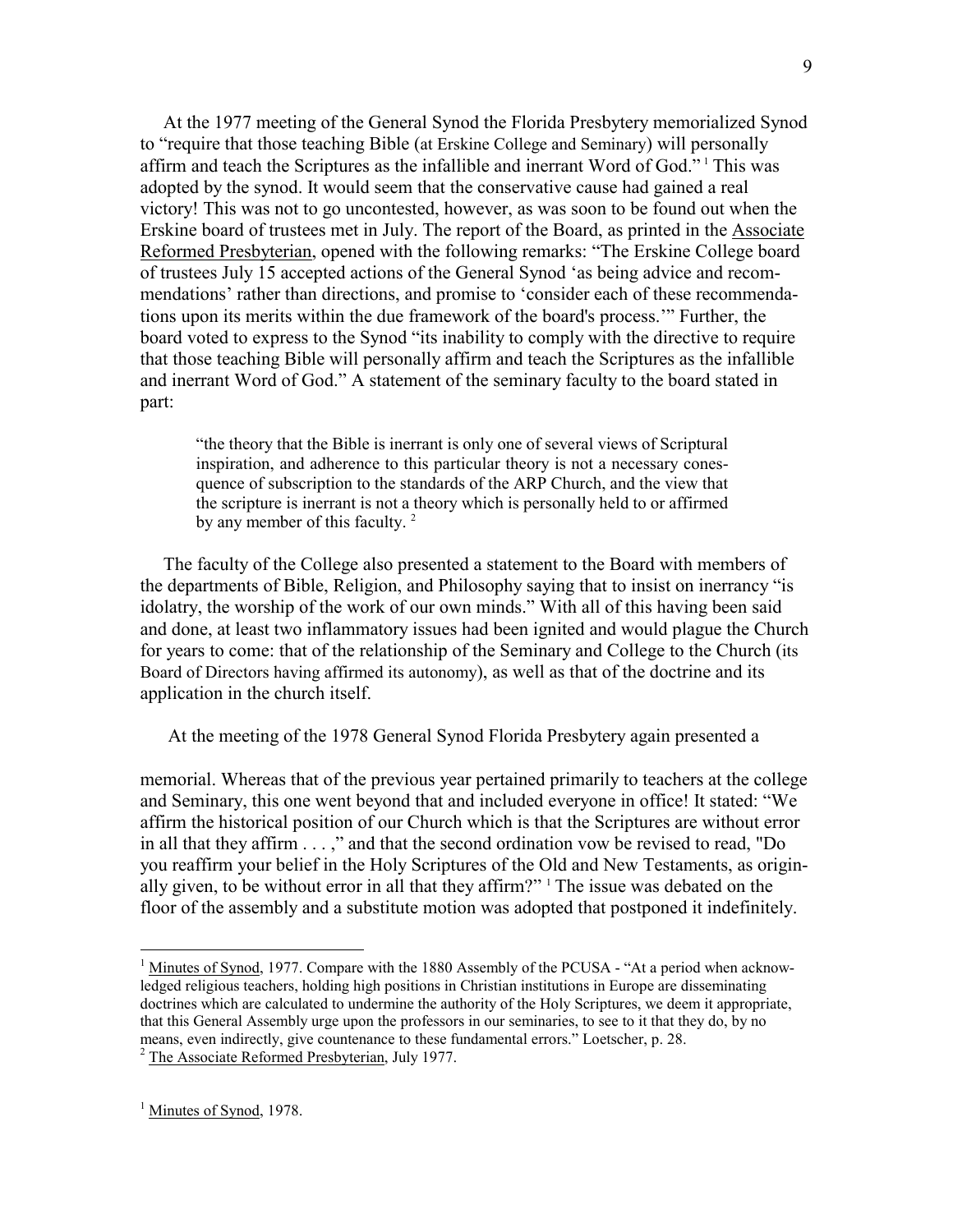At the 1977 meeting of the General Synod the Florida Presbytery memorialized Synod to "require that those teaching Bible (at Erskine College and Seminary) will personally affirm and teach the Scriptures as the infallible and inerrant Word of God." [1] This was adopted by the synod. It would seem that the conservative cause had gained a real victory! This was not to go uncontested, however, as was soon to be found out when the Erskine board of trustees met in July. The report of the Board, as printed in the Associate Reformed Presbyterian, opened with the following remarks: "The Erskine College board of trustees July 15 accepted actions of the General Synod 'as being advice and recommendations' rather than directions, and promise to 'consider each of these recommendations upon its merits within the due framework of the board's process.'" Further, the board voted to express to the Synod "its inability to comply with the directive to require that those teaching Bible will personally affirm and teach the Scriptures as the infallible and inerrant Word of God." A statement of the seminary faculty to the board stated in part:

> "the theory that the Bible is inerrant is only one of several views of Scriptural inspiration, and adherence to this particular theory is not a necessary consequence of subscription to the standards of the ARP Church, and the view that the scripture is inerrant is not a theory which is personally held to or affirmed by any member of this faculty. [2]

The faculty of the College also presented a statement to the Board with members of the departments of Bible, Religion, and Philosophy saying that to insist on inerrancy "is idolatry, the worship of the work of our own minds." With all of this having been said and done, at least two inflammatory issues had been ignited and would plague the Church for years to come: that of the relationship of the Seminary and College to the Church (its Board of Directors having affirmed its autonomy), as well as that of the doctrine and its application in the church itself.

At the meeting of the 1978 General Synod Florida Presbytery again presented a memorial. Whereas that of the previous year pertained primarily to teachers at the college and Seminary, this one went beyond that and included everyone in office! It stated: "We affirm the historical position of our Church which is that the Scriptures are without error in all that they affirm . . . ," and that the second ordination vow be revised to read, "Do you reaffirm your belief in the Holy Scriptures of the Old and New Testaments, as originally given, to be without error in all that they affirm?" [1] The issue was debated on the floor of the assembly and a substitute motion was adopted that postponed it indefinitely.

---

[1] Minutes of Synod, 1977. Compare with the 1880 Assembly of the PCUSA - "At a period when acknowledged religious teachers, holding high positions in Christian institutions in Europe are disseminating doctrines which are calculated to undermine the authority of the Holy Scriptures, we deem it appropriate, that this General Assembly urge upon the professors in our seminaries, to see to it that they do, by no means, even indirectly, give countenance to these fundamental errors." Loetscher, p. 28.

[2] The Associate Reformed Presbyterian, July 1977.

[1] Minutes of Synod, 1978.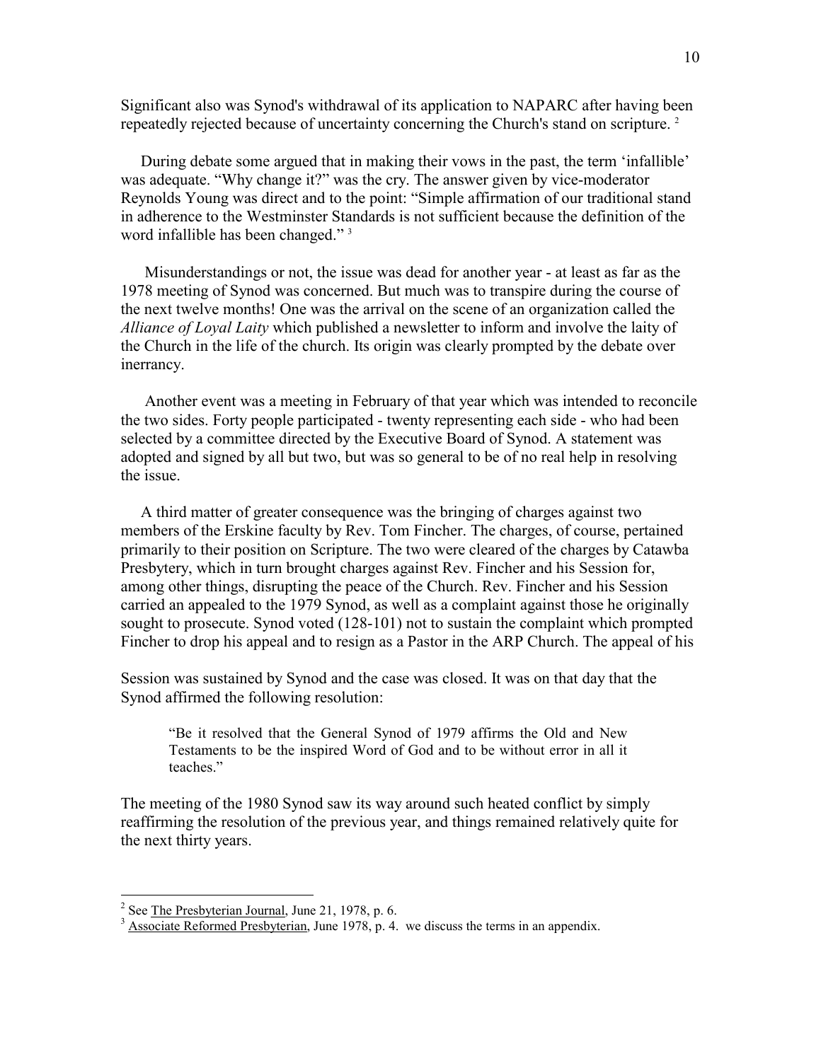Significant also was Synod's withdrawal of its application to NAPARC after having been repeatedly rejected because of uncertainty concerning the Church's stand on scripture. [2]

During debate some argued that in making their vows in the past, the term 'infallible' was adequate. "Why change it?" was the cry. The answer given by vice-moderator Reynolds Young was direct and to the point: "Simple affirmation of our traditional stand in adherence to the Westminster Standards is not sufficient because the definition of the word infallible has been changed." [3]

Misunderstandings or not, the issue was dead for another year - at least as far as the 1978 meeting of Synod was concerned. But much was to transpire during the course of the next twelve months! One was the arrival on the scene of an organization called the *Alliance of Loyal Laity* which published a newsletter to inform and involve the laity of the Church in the life of the church. Its origin was clearly prompted by the debate over inerrancy.

Another event was a meeting in February of that year which was intended to reconcile the two sides. Forty people participated - twenty representing each side - who had been selected by a committee directed by the Executive Board of Synod. A statement was adopted and signed by all but two, but was so general to be of no real help in resolving the issue.

A third matter of greater consequence was the bringing of charges against two members of the Erskine faculty by Rev. Tom Fincher. The charges, of course, pertained primarily to their position on Scripture. The two were cleared of the charges by Catawba Presbytery, which in turn brought charges against Rev. Fincher and his Session for, among other things, disrupting the peace of the Church. Rev. Fincher and his Session carried an appealed to the 1979 Synod, as well as a complaint against those he originally sought to prosecute. Synod voted (128-101) not to sustain the complaint which prompted Fincher to drop his appeal and to resign as a Pastor in the ARP Church. The appeal of his Session was sustained by Synod and the case was closed. It was on that day that the Synod affirmed the following resolution:

> "Be it resolved that the General Synod of 1979 affirms the Old and New Testaments to be the inspired Word of God and to be without error in all it teaches."

The meeting of the 1980 Synod saw its way around such heated conflict by simply reaffirming the resolution of the previous year, and things remained relatively quite for the next thirty years.

---

[2] See The Presbyterian Journal, June 21, 1978, p. 6.

[3] Associate Reformed Presbyterian, June 1978, p. 4. we discuss the terms in an appendix.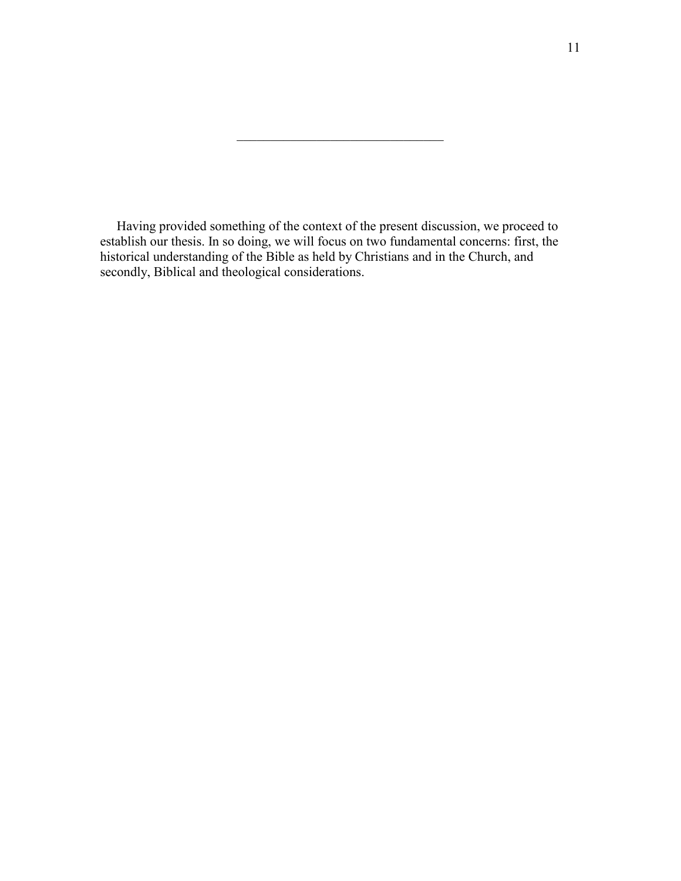________________________________

Having provided something of the context of the present discussion, we proceed to establish our thesis. In so doing, we will focus on two fundamental concerns: first, the historical understanding of the Bible as held by Christians and in the Church, and secondly, Biblical and theological considerations.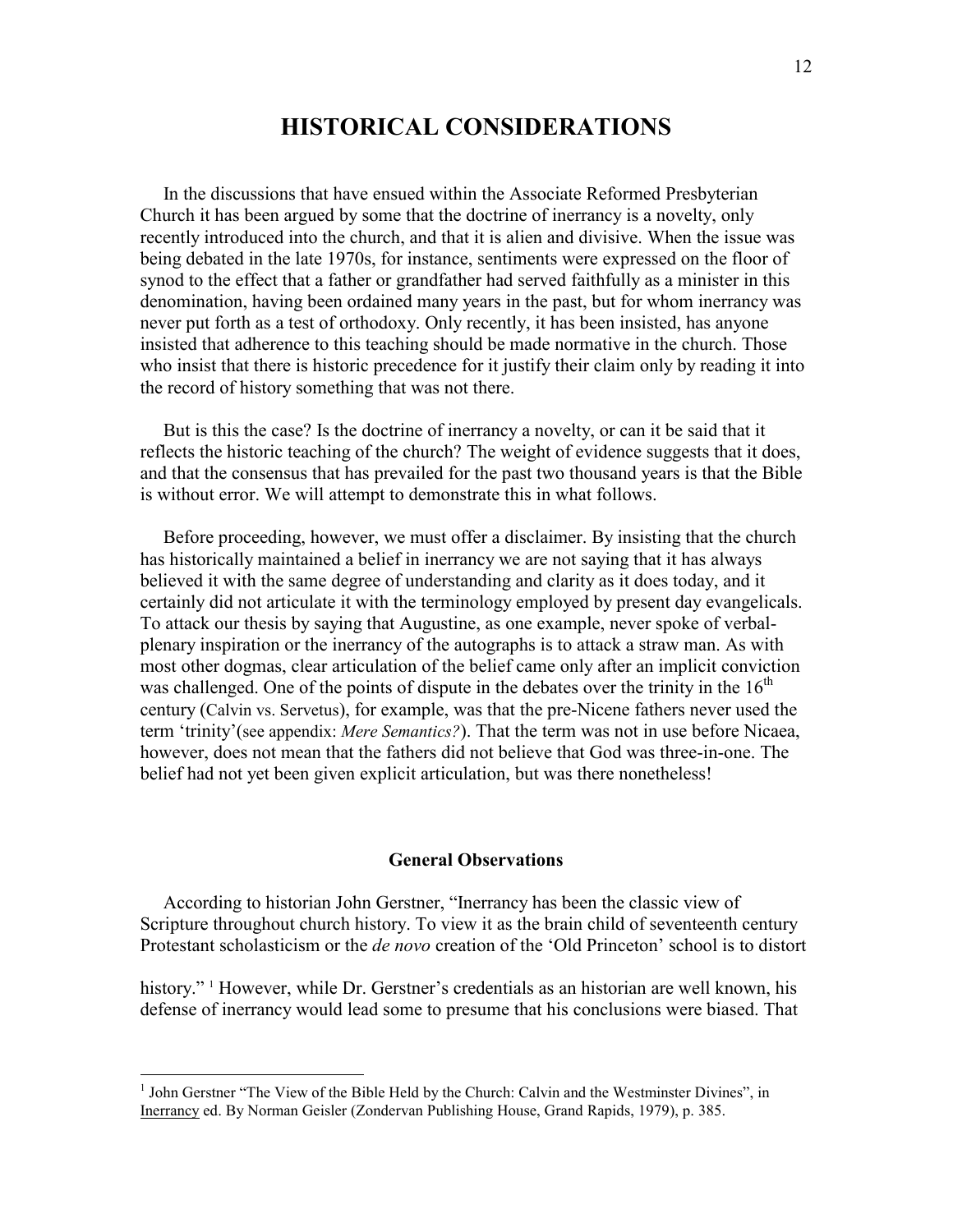# HISTORICAL CONSIDERATIONS

In the discussions that have ensued within the Associate Reformed Presbyterian Church it has been argued by some that the doctrine of inerrancy is a novelty, only recently introduced into the church, and that it is alien and divisive. When the issue was being debated in the late 1970s, for instance, sentiments were expressed on the floor of synod to the effect that a father or grandfather had served faithfully as a minister in this denomination, having been ordained many years in the past, but for whom inerrancy was never put forth as a test of orthodoxy. Only recently, it has been insisted, has anyone insisted that adherence to this teaching should be made normative in the church. Those who insist that there is historic precedence for it justify their claim only by reading it into the record of history something that was not there.

But is this the case? Is the doctrine of inerrancy a novelty, or can it be said that it reflects the historic teaching of the church? The weight of evidence suggests that it does, and that the consensus that has prevailed for the past two thousand years is that the Bible is without error. We will attempt to demonstrate this in what follows.

Before proceeding, however, we must offer a disclaimer. By insisting that the church has historically maintained a belief in inerrancy we are not saying that it has always believed it with the same degree of understanding and clarity as it does today, and it certainly did not articulate it with the terminology employed by present day evangelicals. To attack our thesis by saying that Augustine, as one example, never spoke of verbal-plenary inspiration or the inerrancy of the autographs is to attack a straw man. As with most other dogmas, clear articulation of the belief came only after an implicit conviction was challenged. One of the points of dispute in the debates over the trinity in the 16th century (Calvin vs. Servetus), for example, was that the pre-Nicene fathers never used the term 'trinity'(see appendix: *Mere Semantics?*). That the term was not in use before Nicaea, however, does not mean that the fathers did not believe that God was three-in-one. The belief had not yet been given explicit articulation, but was there nonetheless!

### General Observations

According to historian John Gerstner, "Inerrancy has been the classic view of Scripture throughout church history. To view it as the brain child of seventeenth century Protestant scholasticism or the *de novo* creation of the 'Old Princeton' school is to distort history." [1] However, while Dr. Gerstner's credentials as an historian are well known, his defense of inerrancy would lead some to presume that his conclusions were biased. That

---

[1] John Gerstner "The View of the Bible Held by the Church: Calvin and the Westminster Divines", in Inerrancy ed. By Norman Geisler (Zondervan Publishing House, Grand Rapids, 1979), p. 385.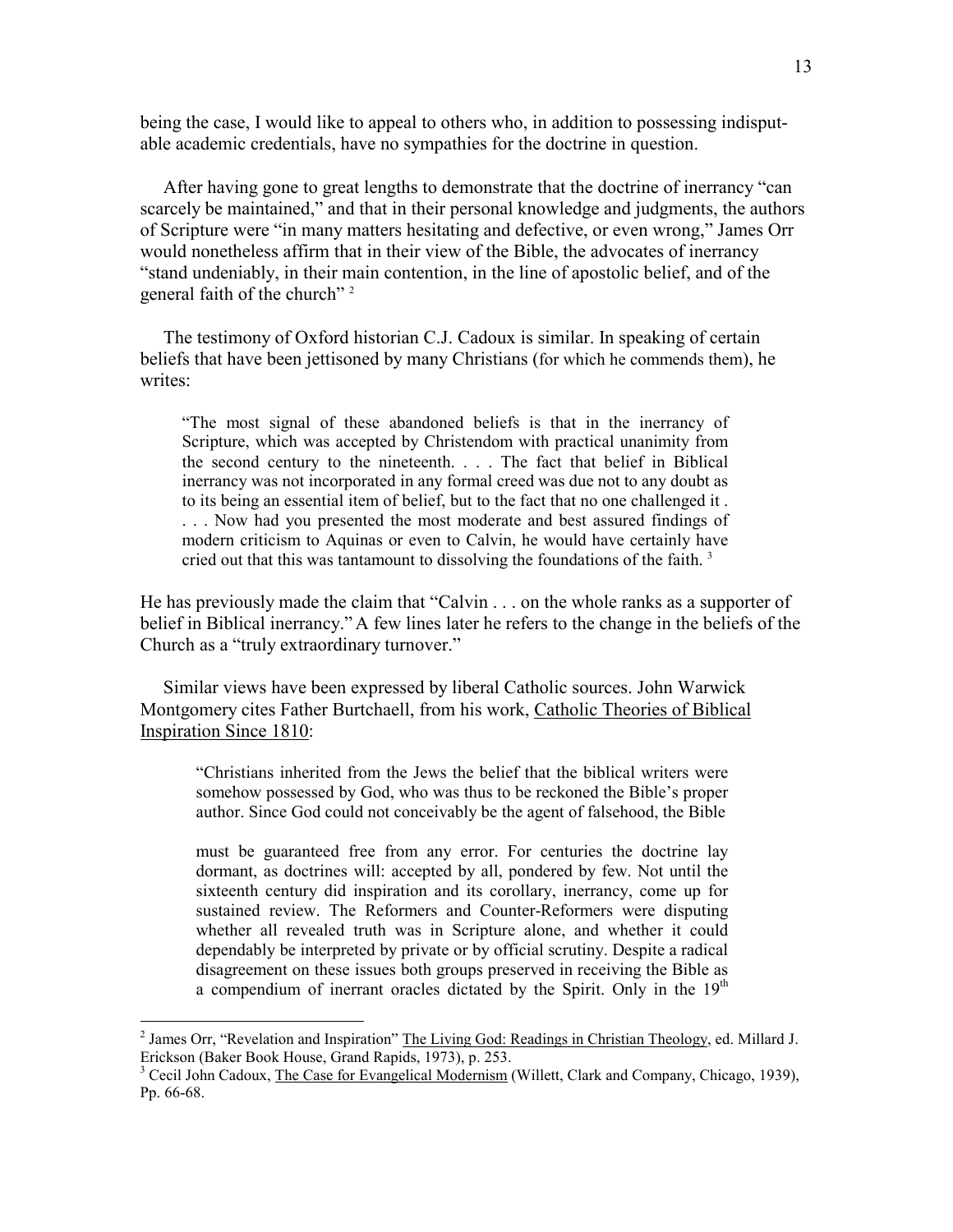being the case, I would like to appeal to others who, in addition to possessing indisputable academic credentials, have no sympathies for the doctrine in question.

After having gone to great lengths to demonstrate that the doctrine of inerrancy "can scarcely be maintained," and that in their personal knowledge and judgments, the authors of Scripture were "in many matters hesitating and defective, or even wrong," James Orr would nonetheless affirm that in their view of the Bible, the advocates of inerrancy "stand undeniably, in their main contention, in the line of apostolic belief, and of the general faith of the church" [2]

The testimony of Oxford historian C.J. Cadoux is similar. In speaking of certain beliefs that have been jettisoned by many Christians (for which he commends them), he writes:

> "The most signal of these abandoned beliefs is that in the inerrancy of Scripture, which was accepted by Christendom with practical unanimity from the second century to the nineteenth. . . . The fact that belief in Biblical inerrancy was not incorporated in any formal creed was due not to any doubt as to its being an essential item of belief, but to the fact that no one challenged it . . . . Now had you presented the most moderate and best assured findings of modern criticism to Aquinas or even to Calvin, he would have certainly have cried out that this was tantamount to dissolving the foundations of the faith. [3]

He has previously made the claim that "Calvin . . . on the whole ranks as a supporter of belief in Biblical inerrancy." A few lines later he refers to the change in the beliefs of the Church as a "truly extraordinary turnover."

Similar views have been expressed by liberal Catholic sources. John Warwick Montgomery cites Father Burtchaell, from his work, Catholic Theories of Biblical Inspiration Since 1810:

> "Christians inherited from the Jews the belief that the biblical writers were somehow possessed by God, who was thus to be reckoned the Bible's proper author. Since God could not conceivably be the agent of falsehood, the Bible must be guaranteed free from any error. For centuries the doctrine lay dormant, as doctrines will: accepted by all, pondered by few. Not until the sixteenth century did inspiration and its corollary, inerrancy, come up for sustained review. The Reformers and Counter-Reformers were disputing whether all revealed truth was in Scripture alone, and whether it could dependably be interpreted by private or by official scrutiny. Despite a radical disagreement on these issues both groups preserved in receiving the Bible as a compendium of inerrant oracles dictated by the Spirit. Only in the 19th

---

[2] James Orr, "Revelation and Inspiration" The Living God: Readings in Christian Theology, ed. Millard J. Erickson (Baker Book House, Grand Rapids, 1973), p. 253.

[3] Cecil John Cadoux, The Case for Evangelical Modernism (Willett, Clark and Company, Chicago, 1939), Pp. 66-68.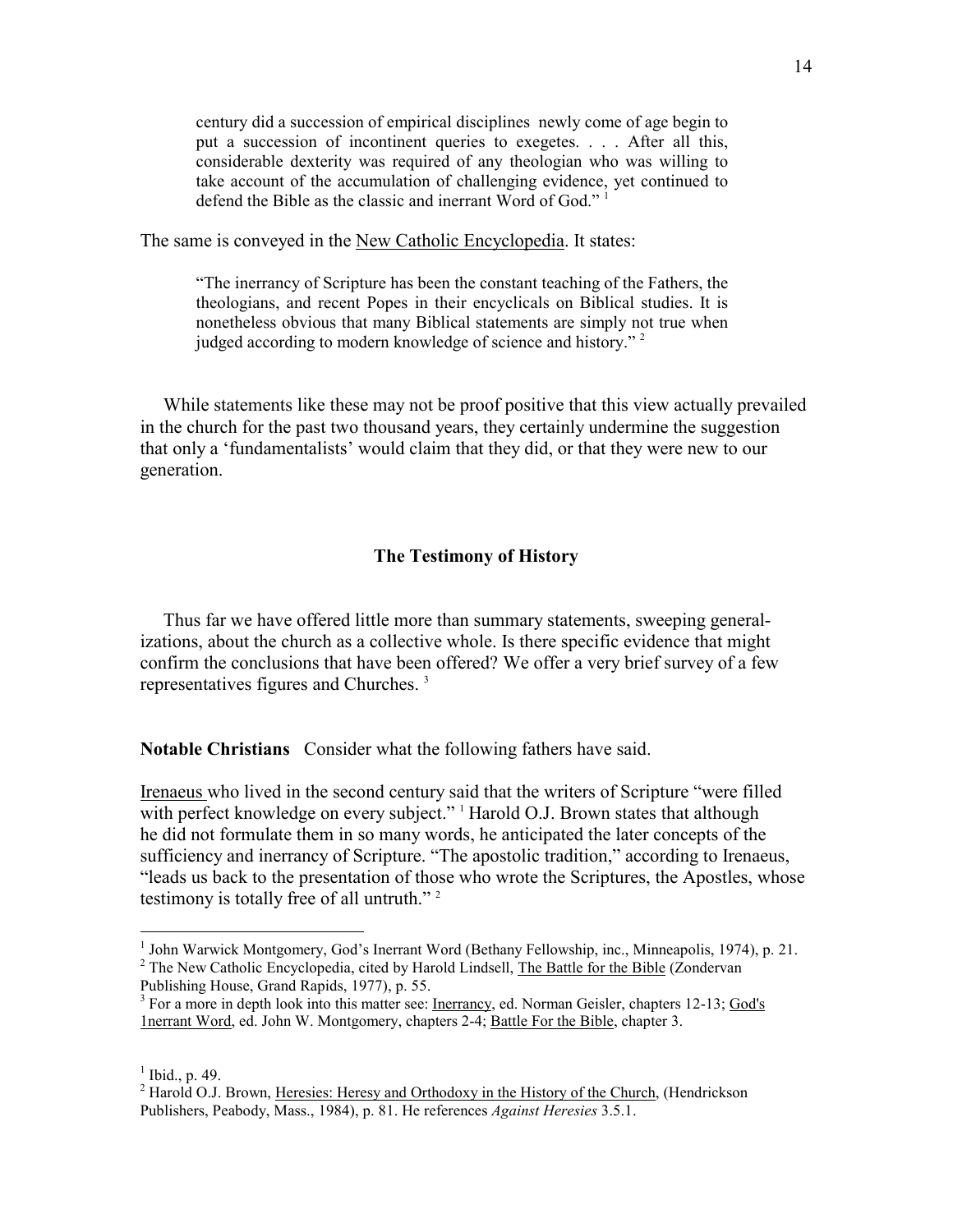> century did a succession of empirical disciplines newly come of age begin to put a succession of incontinent queries to exegetes. . . . After all this, considerable dexterity was required of any theologian who was willing to take account of the accumulation of challenging evidence, yet continued to defend the Bible as the classic and inerrant Word of God." [1]

The same is conveyed in the New Catholic Encyclopedia. It states:

> "The inerrancy of Scripture has been the constant teaching of the Fathers, the theologians, and recent Popes in their encyclicals on Biblical studies. It is nonetheless obvious that many Biblical statements are simply not true when judged according to modern knowledge of science and history." [2]

While statements like these may not be proof positive that this view actually prevailed in the church for the past two thousand years, they certainly undermine the suggestion that only a 'fundamentalists' would claim that they did, or that they were new to our generation.

### The Testimony of History

Thus far we have offered little more than summary statements, sweeping generalizations, about the church as a collective whole. Is there specific evidence that might confirm the conclusions that have been offered? We offer a very brief survey of a few representatives figures and Churches. [3]

**Notable Christians** Consider what the following fathers have said.

Irenaeus who lived in the second century said that the writers of Scripture "were filled with perfect knowledge on every subject." [1] Harold O.J. Brown states that although he did not formulate them in so many words, he anticipated the later concepts of the sufficiency and inerrancy of Scripture. "The apostolic tradition," according to Irenaeus, "leads us back to the presentation of those who wrote the Scriptures, the Apostles, whose testimony is totally free of all untruth." [2]

---

[1] John Warwick Montgomery, God's Inerrant Word (Bethany Fellowship, inc., Minneapolis, 1974), p. 21.

[2] The New Catholic Encyclopedia, cited by Harold Lindsell, The Battle for the Bible (Zondervan Publishing House, Grand Rapids, 1977), p. 55.

[3] For a more in depth look into this matter see: Inerrancy, ed. Norman Geisler, chapters 12-13; God's 1nerrant Word, ed. John W. Montgomery, chapters 2-4; Battle For the Bible, chapter 3.

[1] Ibid., p. 49.

[2] Harold O.J. Brown, Heresies: Heresy and Orthodoxy in the History of the Church, (Hendrickson Publishers, Peabody, Mass., 1984), p. 81. He references *Against Heresies* 3.5.1.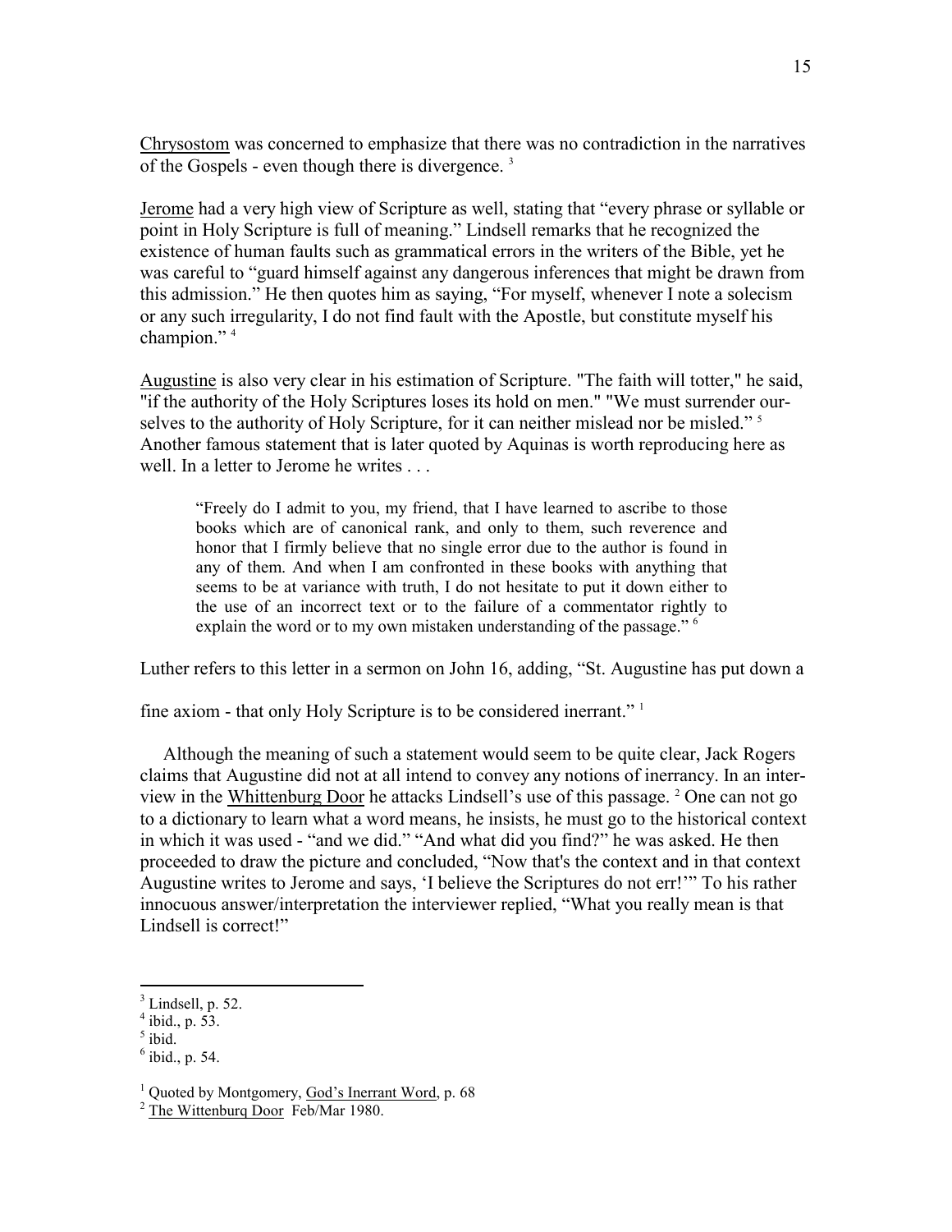Chrysostom was concerned to emphasize that there was no contradiction in the narratives of the Gospels - even though there is divergence. [3]

Jerome had a very high view of Scripture as well, stating that "every phrase or syllable or point in Holy Scripture is full of meaning." Lindsell remarks that he recognized the existence of human faults such as grammatical errors in the writers of the Bible, yet he was careful to "guard himself against any dangerous inferences that might be drawn from this admission." He then quotes him as saying, "For myself, whenever I note a solecism or any such irregularity, I do not find fault with the Apostle, but constitute myself his champion." [4]

Augustine is also very clear in his estimation of Scripture. "The faith will totter," he said, "if the authority of the Holy Scriptures loses its hold on men." "We must surrender ourselves to the authority of Holy Scripture, for it can neither mislead nor be misled." [5] Another famous statement that is later quoted by Aquinas is worth reproducing here as well. In a letter to Jerome he writes . . .

> "Freely do I admit to you, my friend, that I have learned to ascribe to those books which are of canonical rank, and only to them, such reverence and honor that I firmly believe that no single error due to the author is found in any of them. And when I am confronted in these books with anything that seems to be at variance with truth, I do not hesitate to put it down either to the use of an incorrect text or to the failure of a commentator rightly to explain the word or to my own mistaken understanding of the passage." [6]

Luther refers to this letter in a sermon on John 16, adding, "St. Augustine has put down a fine axiom - that only Holy Scripture is to be considered inerrant." [1]

Although the meaning of such a statement would seem to be quite clear, Jack Rogers claims that Augustine did not at all intend to convey any notions of inerrancy. In an interview in the Whittenburg Door he attacks Lindsell's use of this passage. [2] One can not go to a dictionary to learn what a word means, he insists, he must go to the historical context in which it was used - "and we did." "And what did you find?" he was asked. He then proceeded to draw the picture and concluded, "Now that's the context and in that context Augustine writes to Jerome and says, 'I believe the Scriptures do not err!'" To his rather innocuous answer/interpretation the interviewer replied, "What you really mean is that Lindsell is correct!"

---

[3] Lindsell, p. 52.
[4] ibid., p. 53.
[5] ibid.
[6] ibid., p. 54.

[1] Quoted by Montgomery, God's Inerrant Word, p. 68
[2] The Wittenburg Door Feb/Mar 1980.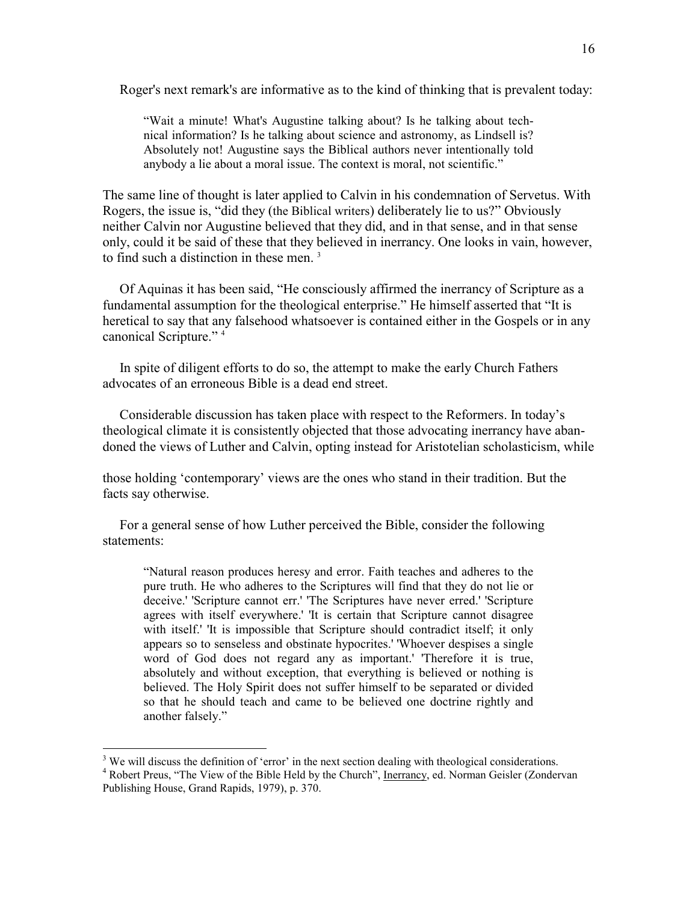Roger's next remark's are informative as to the kind of thinking that is prevalent today:

> "Wait a minute! What's Augustine talking about? Is he talking about technical information? Is he talking about science and astronomy, as Lindsell is? Absolutely not! Augustine says the Biblical authors never intentionally told anybody a lie about a moral issue. The context is moral, not scientific."

The same line of thought is later applied to Calvin in his condemnation of Servetus. With Rogers, the issue is, "did they (the Biblical writers) deliberately lie to us?" Obviously neither Calvin nor Augustine believed that they did, and in that sense, and in that sense only, could it be said of these that they believed in inerrancy. One looks in vain, however, to find such a distinction in these men. [3]

Of Aquinas it has been said, "He consciously affirmed the inerrancy of Scripture as a fundamental assumption for the theological enterprise." He himself asserted that "It is heretical to say that any falsehood whatsoever is contained either in the Gospels or in any canonical Scripture." [4]

In spite of diligent efforts to do so, the attempt to make the early Church Fathers advocates of an erroneous Bible is a dead end street.

Considerable discussion has taken place with respect to the Reformers. In today's theological climate it is consistently objected that those advocating inerrancy have abandoned the views of Luther and Calvin, opting instead for Aristotelian scholasticism, while those holding 'contemporary' views are the ones who stand in their tradition. But the facts say otherwise.

For a general sense of how Luther perceived the Bible, consider the following statements:

> "Natural reason produces heresy and error. Faith teaches and adheres to the pure truth. He who adheres to the Scriptures will find that they do not lie or deceive.' 'Scripture cannot err.' 'The Scriptures have never erred.' 'Scripture agrees with itself everywhere.' 'It is certain that Scripture cannot disagree with itself.' 'It is impossible that Scripture should contradict itself; it only appears so to senseless and obstinate hypocrites.' 'Whoever despises a single word of God does not regard any as important.' 'Therefore it is true, absolutely and without exception, that everything is believed or nothing is believed. The Holy Spirit does not suffer himself to be separated or divided so that he should teach and came to be believed one doctrine rightly and another falsely."

---

[3] We will discuss the definition of 'error' in the next section dealing with theological considerations.

[4] Robert Preus, "The View of the Bible Held by the Church", Inerrancy, ed. Norman Geisler (Zondervan Publishing House, Grand Rapids, 1979), p. 370.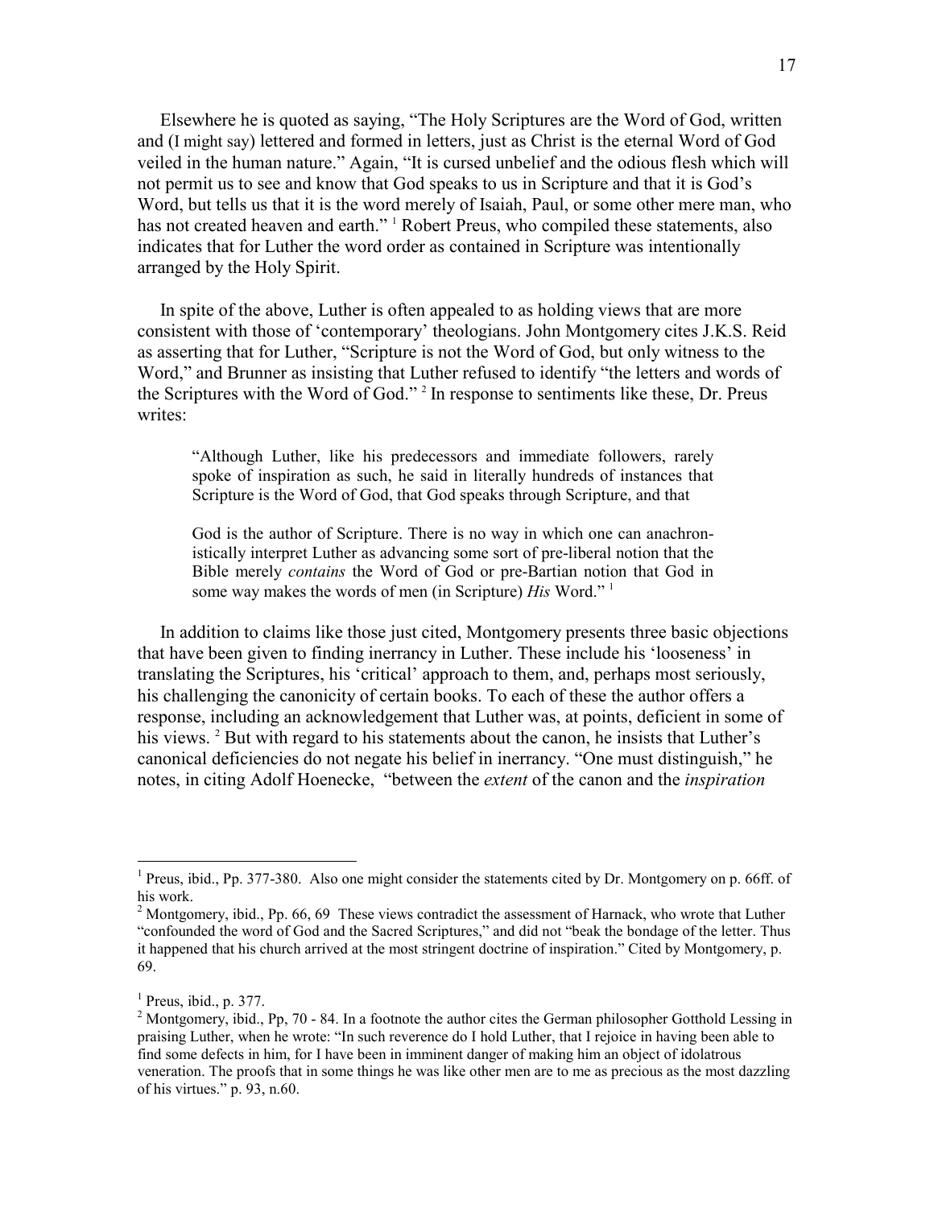Elsewhere he is quoted as saying, "The Holy Scriptures are the Word of God, written and (I might say) lettered and formed in letters, just as Christ is the eternal Word of God veiled in the human nature." Again, "It is cursed unbelief and the odious flesh which will not permit us to see and know that God speaks to us in Scripture and that it is God's Word, but tells us that it is the word merely of Isaiah, Paul, or some other mere man, who has not created heaven and earth." [1] Robert Preus, who compiled these statements, also indicates that for Luther the word order as contained in Scripture was intentionally arranged by the Holy Spirit.

In spite of the above, Luther is often appealed to as holding views that are more consistent with those of 'contemporary' theologians. John Montgomery cites J.K.S. Reid as asserting that for Luther, "Scripture is not the Word of God, but only witness to the Word," and Brunner as insisting that Luther refused to identify "the letters and words of the Scriptures with the Word of God." [2] In response to sentiments like these, Dr. Preus writes:

> "Although Luther, like his predecessors and immediate followers, rarely spoke of inspiration as such, he said in literally hundreds of instances that Scripture is the Word of God, that God speaks through Scripture, and that
>
> God is the author of Scripture. There is no way in which one can anachronistically interpret Luther as advancing some sort of pre-liberal notion that the Bible merely *contains* the Word of God or pre-Bartian notion that God in some way makes the words of men (in Scripture) *His* Word." [1]

In addition to claims like those just cited, Montgomery presents three basic objections that have been given to finding inerrancy in Luther. These include his 'looseness' in translating the Scriptures, his 'critical' approach to them, and, perhaps most seriously, his challenging the canonicity of certain books. To each of these the author offers a response, including an acknowledgement that Luther was, at points, deficient in some of his views. [2] But with regard to his statements about the canon, he insists that Luther's canonical deficiencies do not negate his belief in inerrancy. "One must distinguish," he notes, in citing Adolf Hoenecke, "between the *extent* of the canon and the *inspiration*

---

[1] Preus, ibid., Pp. 377-380. Also one might consider the statements cited by Dr. Montgomery on p. 66ff. of his work.

[2] Montgomery, ibid., Pp. 66, 69 These views contradict the assessment of Harnack, who wrote that Luther "confounded the word of God and the Sacred Scriptures," and did not "beak the bondage of the letter. Thus it happened that his church arrived at the most stringent doctrine of inspiration." Cited by Montgomery, p. 69.

[1] Preus, ibid., p. 377.

[2] Montgomery, ibid., Pp, 70 - 84. In a footnote the author cites the German philosopher Gotthold Lessing in praising Luther, when he wrote: "In such reverence do I hold Luther, that I rejoice in having been able to find some defects in him, for I have been in imminent danger of making him an object of idolatrous veneration. The proofs that in some things he was like other men are to me as precious as the most dazzling of his virtues." p. 93, n.60.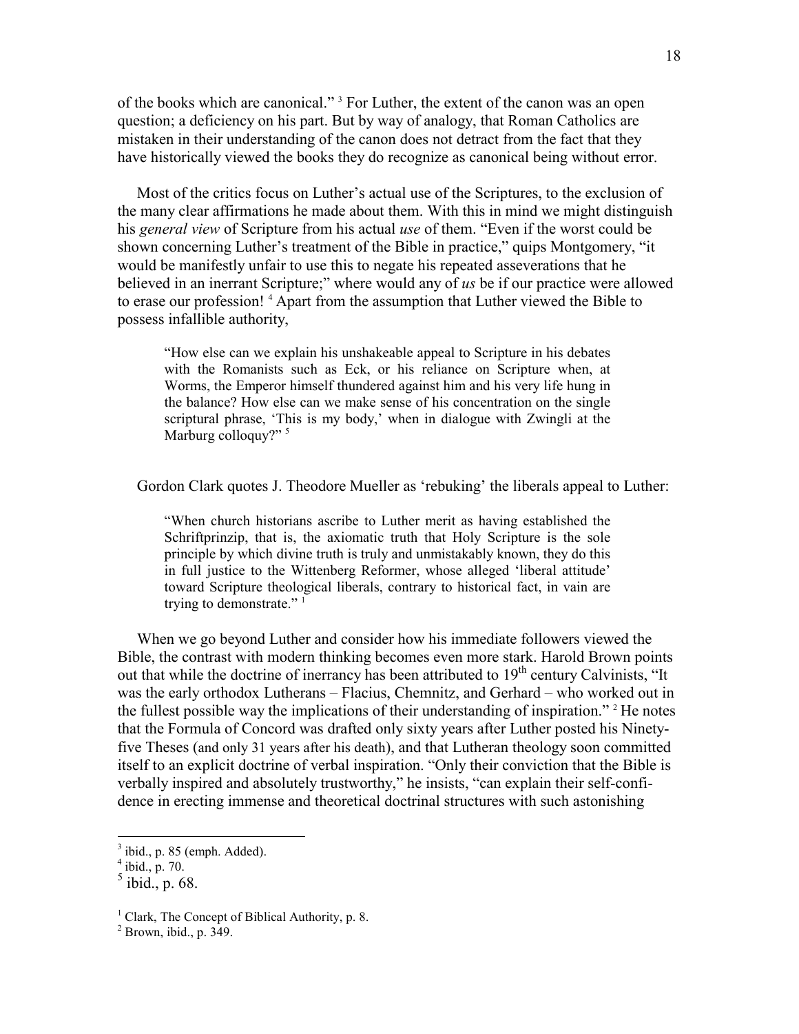of the books which are canonical." [3] For Luther, the extent of the canon was an open question; a deficiency on his part. But by way of analogy, that Roman Catholics are mistaken in their understanding of the canon does not detract from the fact that they have historically viewed the books they do recognize as canonical being without error.

Most of the critics focus on Luther's actual use of the Scriptures, to the exclusion of the many clear affirmations he made about them. With this in mind we might distinguish his *general view* of Scripture from his actual *use* of them. "Even if the worst could be shown concerning Luther's treatment of the Bible in practice," quips Montgomery, "it would be manifestly unfair to use this to negate his repeated asseverations that he believed in an inerrant Scripture;" where would any of *us* be if our practice were allowed to erase our profession! [4] Apart from the assumption that Luther viewed the Bible to possess infallible authority,

> "How else can we explain his unshakeable appeal to Scripture in his debates with the Romanists such as Eck, or his reliance on Scripture when, at Worms, the Emperor himself thundered against him and his very life hung in the balance? How else can we make sense of his concentration on the single scriptural phrase, 'This is my body,' when in dialogue with Zwingli at the Marburg colloquy?" [5]

Gordon Clark quotes J. Theodore Mueller as 'rebuking' the liberals appeal to Luther:

> "When church historians ascribe to Luther merit as having established the Schriftprinzip, that is, the axiomatic truth that Holy Scripture is the sole principle by which divine truth is truly and unmistakably known, they do this in full justice to the Wittenberg Reformer, whose alleged 'liberal attitude' toward Scripture theological liberals, contrary to historical fact, in vain are trying to demonstrate." [1]

When we go beyond Luther and consider how his immediate followers viewed the Bible, the contrast with modern thinking becomes even more stark. Harold Brown points out that while the doctrine of inerrancy has been attributed to 19th century Calvinists, "It was the early orthodox Lutherans – Flacius, Chemnitz, and Gerhard – who worked out in the fullest possible way the implications of their understanding of inspiration." [2] He notes that the Formula of Concord was drafted only sixty years after Luther posted his Ninety-five Theses (and only 31 years after his death), and that Lutheran theology soon committed itself to an explicit doctrine of verbal inspiration. "Only their conviction that the Bible is verbally inspired and absolutely trustworthy," he insists, "can explain their self-confidence in erecting immense and theoretical doctrinal structures with such astonishing

---

[3] ibid., p. 85 (emph. Added).
[4] ibid., p. 70.
[5] ibid., p. 68.

[1] Clark, The Concept of Biblical Authority, p. 8.
[2] Brown, ibid., p. 349.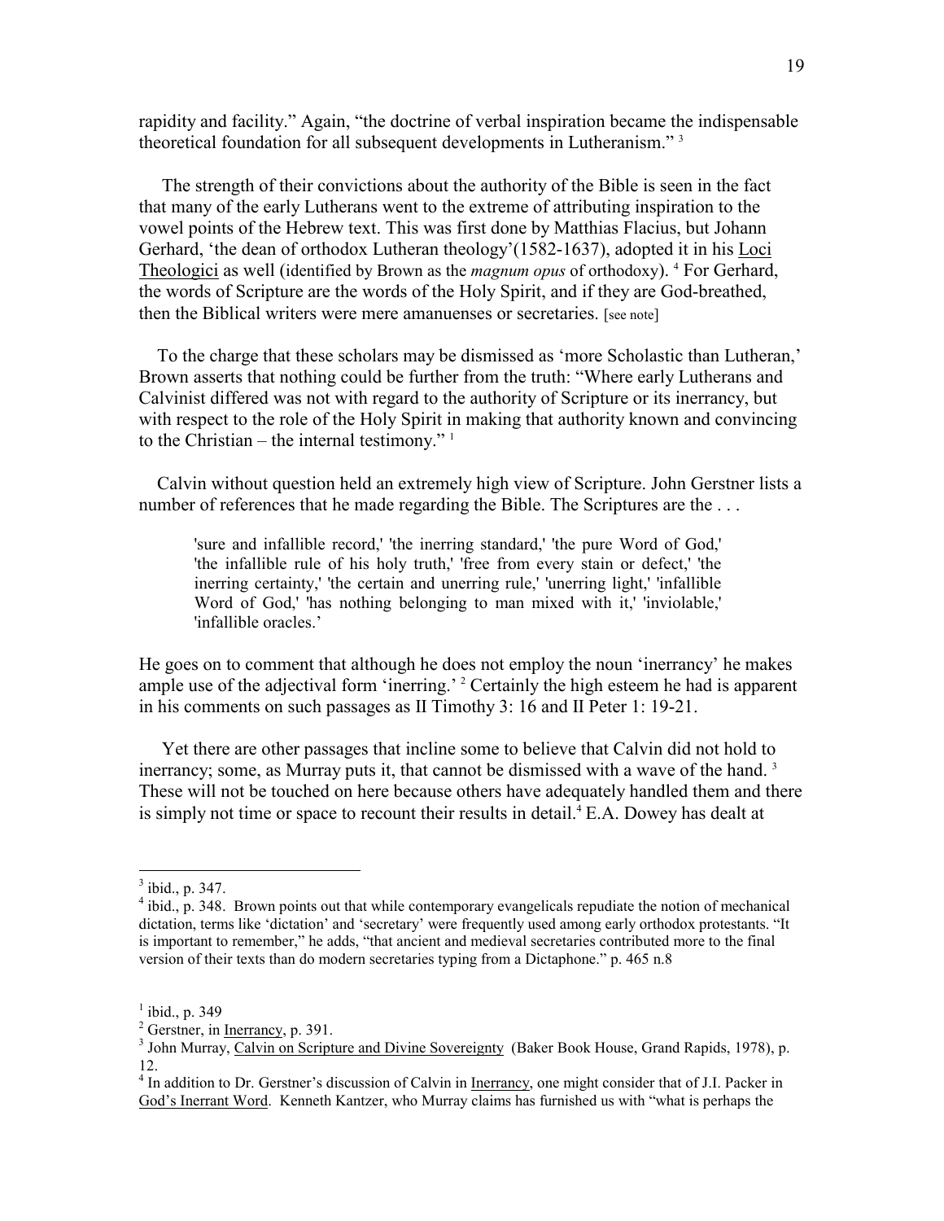rapidity and facility." Again, "the doctrine of verbal inspiration became the indispensable theoretical foundation for all subsequent developments in Lutheranism." [3]

The strength of their convictions about the authority of the Bible is seen in the fact that many of the early Lutherans went to the extreme of attributing inspiration to the vowel points of the Hebrew text. This was first done by Matthias Flacius, but Johann Gerhard, 'the dean of orthodox Lutheran theology'(1582-1637), adopted it in his Loci Theologici as well (identified by Brown as the *magnum opus* of orthodoxy). [4] For Gerhard, the words of Scripture are the words of the Holy Spirit, and if they are God-breathed, then the Biblical writers were mere amanuenses or secretaries. [see note]

To the charge that these scholars may be dismissed as 'more Scholastic than Lutheran,' Brown asserts that nothing could be further from the truth: "Where early Lutherans and Calvinist differed was not with regard to the authority of Scripture or its inerrancy, but with respect to the role of the Holy Spirit in making that authority known and convincing to the Christian – the internal testimony." [1]

Calvin without question held an extremely high view of Scripture. John Gerstner lists a number of references that he made regarding the Bible. The Scriptures are the . . .

> 'sure and infallible record,' 'the inerring standard,' 'the pure Word of God,' 'the infallible rule of his holy truth,' 'free from every stain or defect,' 'the inerring certainty,' 'the certain and unerring rule,' 'unerring light,' 'infallible Word of God,' 'has nothing belonging to man mixed with it,' 'inviolable,' 'infallible oracles.'

He goes on to comment that although he does not employ the noun 'inerrancy' he makes ample use of the adjectival form 'inerring.' [2] Certainly the high esteem he had is apparent in his comments on such passages as II Timothy 3: 16 and II Peter 1: 19-21.

Yet there are other passages that incline some to believe that Calvin did not hold to inerrancy; some, as Murray puts it, that cannot be dismissed with a wave of the hand. [3] These will not be touched on here because others have adequately handled them and there is simply not time or space to recount their results in detail.[4] E.A. Dowey has dealt at

---

[3] ibid., p. 347.

[4] ibid., p. 348. Brown points out that while contemporary evangelicals repudiate the notion of mechanical dictation, terms like 'dictation' and 'secretary' were frequently used among early orthodox protestants. "It is important to remember," he adds, "that ancient and medieval secretaries contributed more to the final version of their texts than do modern secretaries typing from a Dictaphone." p. 465 n.8

[1] ibid., p. 349

[2] Gerstner, in Inerrancy, p. 391.

[3] John Murray, Calvin on Scripture and Divine Sovereignty (Baker Book House, Grand Rapids, 1978), p. 12.

[4] In addition to Dr. Gerstner's discussion of Calvin in Inerrancy, one might consider that of J.I. Packer in God's Inerrant Word. Kenneth Kantzer, who Murray claims has furnished us with "what is perhaps the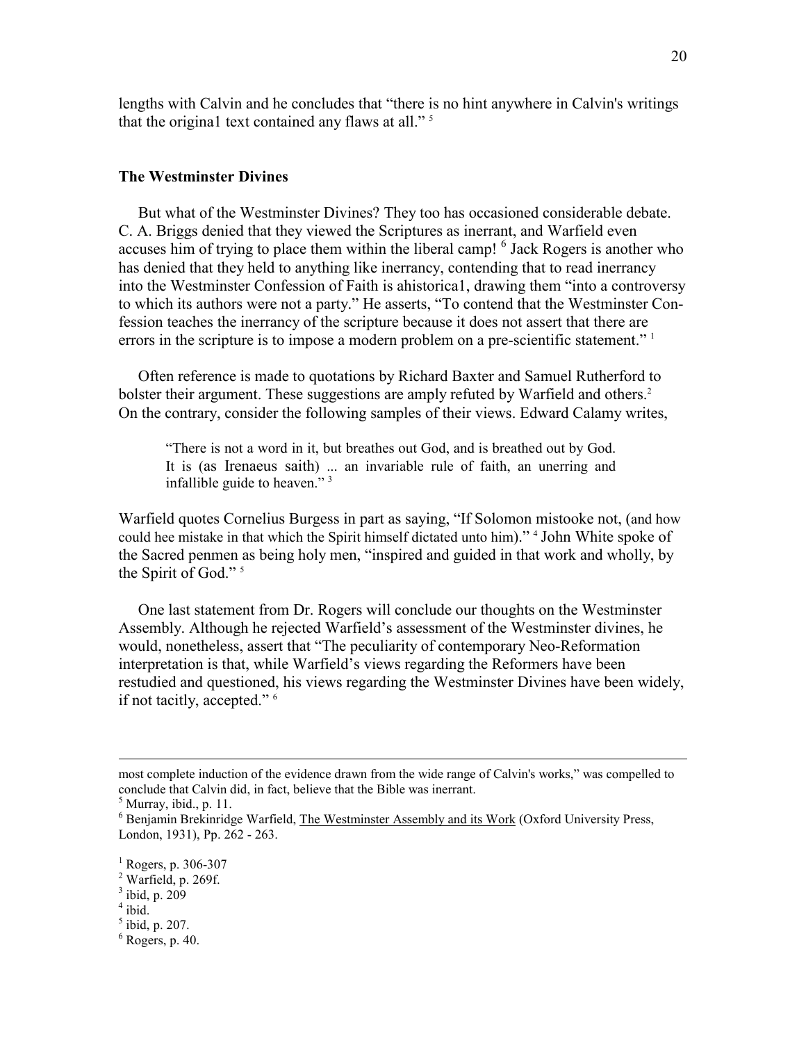lengths with Calvin and he concludes that "there is no hint anywhere in Calvin's writings that the origina1 text contained any flaws at all." [5]

### The Westminster Divines

But what of the Westminster Divines? They too has occasioned considerable debate. C. A. Briggs denied that they viewed the Scriptures as inerrant, and Warfield even accuses him of trying to place them within the liberal camp! [6] Jack Rogers is another who has denied that they held to anything like inerrancy, contending that to read inerrancy into the Westminster Confession of Faith is ahistorica1, drawing them "into a controversy to which its authors were not a party." He asserts, "To contend that the Westminster Confession teaches the inerrancy of the scripture because it does not assert that there are errors in the scripture is to impose a modern problem on a pre-scientific statement." [1]

Often reference is made to quotations by Richard Baxter and Samuel Rutherford to bolster their argument. These suggestions are amply refuted by Warfield and others.[2] On the contrary, consider the following samples of their views. Edward Calamy writes,

> "There is not a word in it, but breathes out God, and is breathed out by God. It is (as Irenaeus saith) ... an invariable rule of faith, an unerring and infallible guide to heaven." [3]

Warfield quotes Cornelius Burgess in part as saying, "If Solomon mistooke not, (and how could hee mistake in that which the Spirit himself dictated unto him)." [4] John White spoke of the Sacred penmen as being holy men, "inspired and guided in that work and wholly, by the Spirit of God." [5]

One last statement from Dr. Rogers will conclude our thoughts on the Westminster Assembly. Although he rejected Warfield's assessment of the Westminster divines, he would, nonetheless, assert that "The peculiarity of contemporary Neo-Reformation interpretation is that, while Warfield's views regarding the Reformers have been restudied and questioned, his views regarding the Westminster Divines have been widely, if not tacitly, accepted." [6]

---

most complete induction of the evidence drawn from the wide range of Calvin's works," was compelled to conclude that Calvin did, in fact, believe that the Bible was inerrant.

[5] Murray, ibid., p. 11.

[6] Benjamin Brekinridge Warfield, The Westminster Assembly and its Work (Oxford University Press, London, 1931), Pp. 262 - 263.

[1] Rogers, p. 306-307

[2] Warfield, p. 269f.

[3] ibid, p. 209

[4] ibid.

[5] ibid, p. 207.

[6] Rogers, p. 40.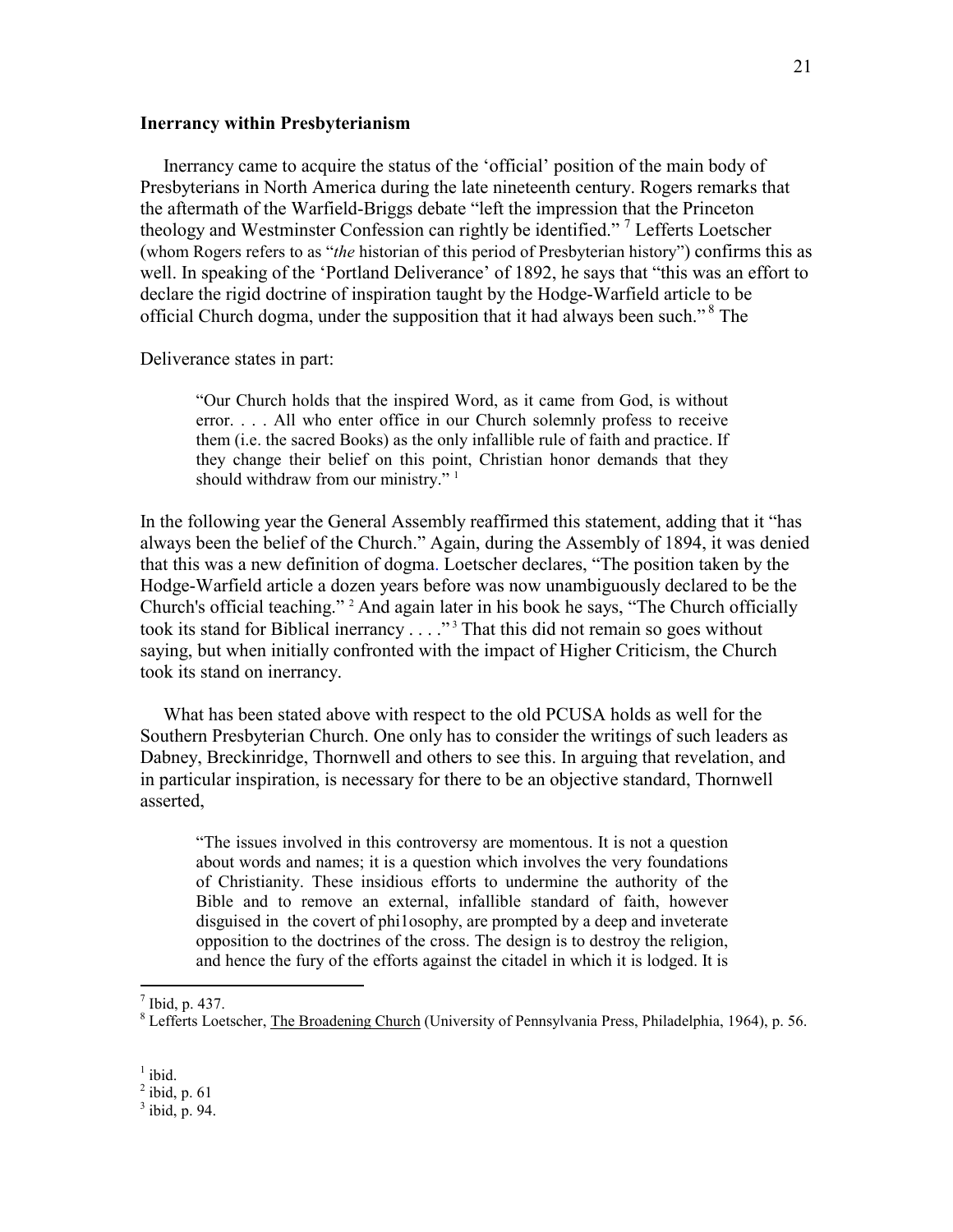**Inerrancy within Presbyterianism**

Inerrancy came to acquire the status of the 'official' position of the main body of Presbyterians in North America during the late nineteenth century. Rogers remarks that the aftermath of the Warfield-Briggs debate "left the impression that the Princeton theology and Westminster Confession can rightly be identified." [7] Lefferts Loetscher (whom Rogers refers to as "*the* historian of this period of Presbyterian history") confirms this as well. In speaking of the 'Portland Deliverance' of 1892, he says that "this was an effort to declare the rigid doctrine of inspiration taught by the Hodge-Warfield article to be official Church dogma, under the supposition that it had always been such." [8] The

Deliverance states in part:

> "Our Church holds that the inspired Word, as it came from God, is without error. . . . All who enter office in our Church solemnly profess to receive them (i.e. the sacred Books) as the only infallible rule of faith and practice. If they change their belief on this point, Christian honor demands that they should withdraw from our ministry." [1]

In the following year the General Assembly reaffirmed this statement, adding that it "has always been the belief of the Church." Again, during the Assembly of 1894, it was denied that this was a new definition of dogma. Loetscher declares, "The position taken by the Hodge-Warfield article a dozen years before was now unambiguously declared to be the Church's official teaching." [2] And again later in his book he says, "The Church officially took its stand for Biblical inerrancy . . . ." [3] That this did not remain so goes without saying, but when initially confronted with the impact of Higher Criticism, the Church took its stand on inerrancy.

What has been stated above with respect to the old PCUSA holds as well for the Southern Presbyterian Church. One only has to consider the writings of such leaders as Dabney, Breckinridge, Thornwell and others to see this. In arguing that revelation, and in particular inspiration, is necessary for there to be an objective standard, Thornwell asserted,

> "The issues involved in this controversy are momentous. It is not a question about words and names; it is a question which involves the very foundations of Christianity. These insidious efforts to undermine the authority of the Bible and to remove an external, infallible standard of faith, however disguised in the covert of phi1osophy, are prompted by a deep and inveterate opposition to the doctrines of the cross. The design is to destroy the religion, and hence the fury of the efforts against the citadel in which it is lodged. It is

---

[7] Ibid, p. 437.

[8] Lefferts Loetscher, The Broadening Church (University of Pennsylvania Press, Philadelphia, 1964), p. 56.

[1] ibid.

[2] ibid, p. 61

[3] ibid, p. 94.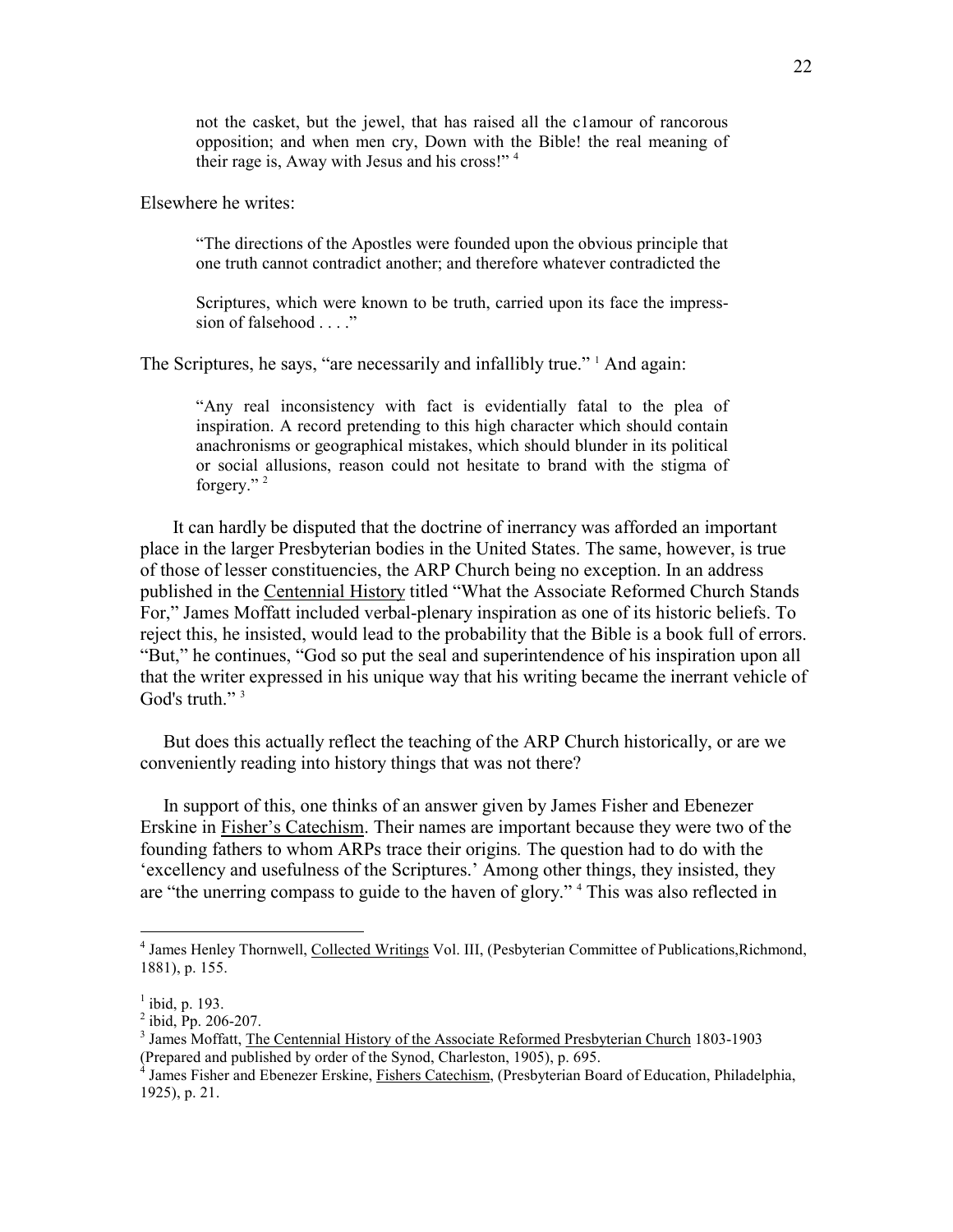not the casket, but the jewel, that has raised all the c1amour of rancorous opposition; and when men cry, Down with the Bible! the real meaning of their rage is, Away with Jesus and his cross!" [4]

Elsewhere he writes:

> "The directions of the Apostles were founded upon the obvious principle that one truth cannot contradict another; and therefore whatever contradicted the
>
> Scriptures, which were known to be truth, carried upon its face the impress-sion of falsehood . . . ."

The Scriptures, he says, "are necessarily and infallibly true." [1] And again:

> "Any real inconsistency with fact is evidentially fatal to the plea of inspiration. A record pretending to this high character which should contain anachronisms or geographical mistakes, which should blunder in its political or social allusions, reason could not hesitate to brand with the stigma of forgery." [2]

It can hardly be disputed that the doctrine of inerrancy was afforded an important place in the larger Presbyterian bodies in the United States. The same, however, is true of those of lesser constituencies, the ARP Church being no exception. In an address published in the Centennial History titled "What the Associate Reformed Church Stands For," James Moffatt included verbal-plenary inspiration as one of its historic beliefs. To reject this, he insisted, would lead to the probability that the Bible is a book full of errors. "But," he continues, "God so put the seal and superintendence of his inspiration upon all that the writer expressed in his unique way that his writing became the inerrant vehicle of God's truth." [3]

But does this actually reflect the teaching of the ARP Church historically, or are we conveniently reading into history things that was not there?

In support of this, one thinks of an answer given by James Fisher and Ebenezer Erskine in Fisher's Catechism. Their names are important because they were two of the founding fathers to whom ARPs trace their origins. The question had to do with the 'excellency and usefulness of the Scriptures.' Among other things, they insisted, they are "the unerring compass to guide to the haven of glory." [4] This was also reflected in

---

[4] James Henley Thornwell, Collected Writings Vol. III, (Pesbyterian Committee of Publications,Richmond, 1881), p. 155.

[1] ibid, p. 193.
[2] ibid, Pp. 206-207.
[3] James Moffatt, The Centennial History of the Associate Reformed Presbyterian Church 1803-1903 (Prepared and published by order of the Synod, Charleston, 1905), p. 695.
[4] James Fisher and Ebenezer Erskine, Fishers Catechism, (Presbyterian Board of Education, Philadelphia, 1925), p. 21.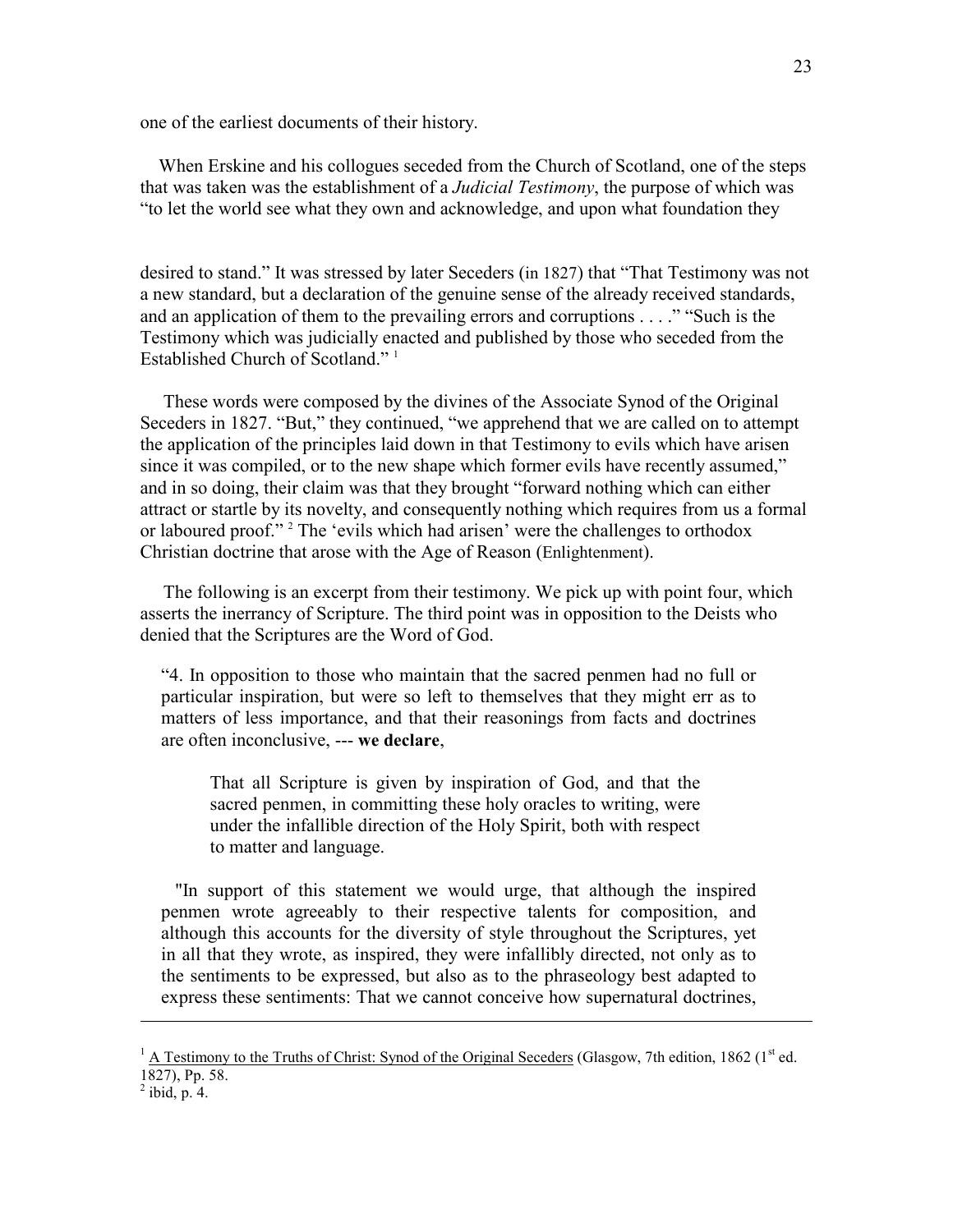one of the earliest documents of their history.

When Erskine and his collogues seceded from the Church of Scotland, one of the steps that was taken was the establishment of a *Judicial Testimony*, the purpose of which was "to let the world see what they own and acknowledge, and upon what foundation they desired to stand." It was stressed by later Seceders (in 1827) that "That Testimony was not a new standard, but a declaration of the genuine sense of the already received standards, and an application of them to the prevailing errors and corruptions . . . ." "Such is the Testimony which was judicially enacted and published by those who seceded from the Established Church of Scotland." [1]

These words were composed by the divines of the Associate Synod of the Original Seceders in 1827. "But," they continued, "we apprehend that we are called on to attempt the application of the principles laid down in that Testimony to evils which have arisen since it was compiled, or to the new shape which former evils have recently assumed," and in so doing, their claim was that they brought "forward nothing which can either attract or startle by its novelty, and consequently nothing which requires from us a formal or laboured proof." [2] The 'evils which had arisen' were the challenges to orthodox Christian doctrine that arose with the Age of Reason (Enlightenment).

The following is an excerpt from their testimony. We pick up with point four, which asserts the inerrancy of Scripture. The third point was in opposition to the Deists who denied that the Scriptures are the Word of God.

> "4. In opposition to those who maintain that the sacred penmen had no full or particular inspiration, but were so left to themselves that they might err as to matters of less importance, and that their reasonings from facts and doctrines are often inconclusive, --- **we declare**,
>
> > That all Scripture is given by inspiration of God, and that the sacred penmen, in committing these holy oracles to writing, were under the infallible direction of the Holy Spirit, both with respect to matter and language.
>
> "In support of this statement we would urge, that although the inspired penmen wrote agreeably to their respective talents for composition, and although this accounts for the diversity of style throughout the Scriptures, yet in all that they wrote, as inspired, they were infallibly directed, not only as to the sentiments to be expressed, but also as to the phraseology best adapted to express these sentiments: That we cannot conceive how supernatural doctrines,

---

[1] A Testimony to the Truths of Christ: Synod of the Original Seceders (Glasgow, 7th edition, 1862 (1st ed. 1827), Pp. 58.

[2] ibid, p. 4.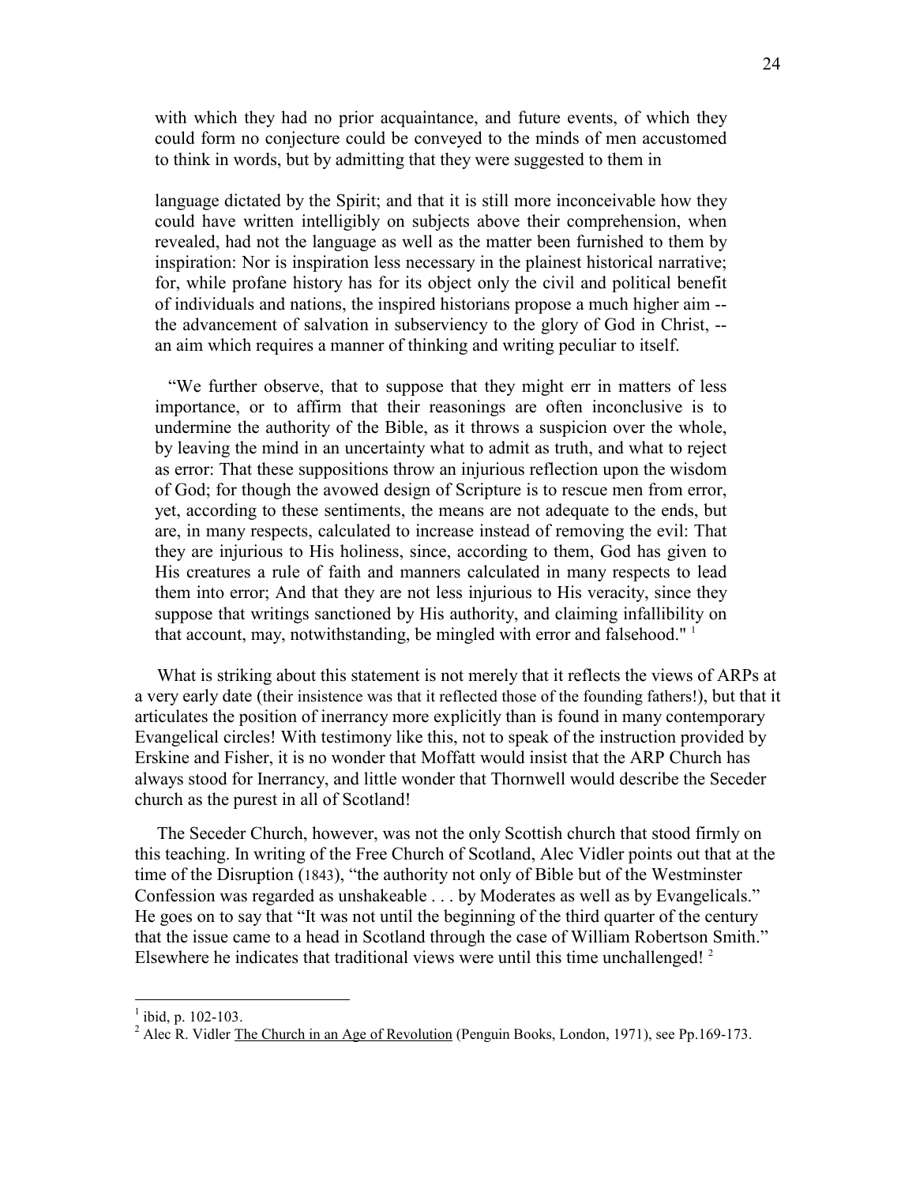with which they had no prior acquaintance, and future events, of which they could form no conjecture could be conveyed to the minds of men accustomed to think in words, but by admitting that they were suggested to them in

language dictated by the Spirit; and that it is still more inconceivable how they could have written intelligibly on subjects above their comprehension, when revealed, had not the language as well as the matter been furnished to them by inspiration: Nor is inspiration less necessary in the plainest historical narrative; for, while profane history has for its object only the civil and political benefit of individuals and nations, the inspired historians propose a much higher aim -- the advancement of salvation in subserviency to the glory of God in Christ, -- an aim which requires a manner of thinking and writing peculiar to itself.

"We further observe, that to suppose that they might err in matters of less importance, or to affirm that their reasonings are often inconclusive is to undermine the authority of the Bible, as it throws a suspicion over the whole, by leaving the mind in an uncertainty what to admit as truth, and what to reject as error: That these suppositions throw an injurious reflection upon the wisdom of God; for though the avowed design of Scripture is to rescue men from error, yet, according to these sentiments, the means are not adequate to the ends, but are, in many respects, calculated to increase instead of removing the evil: That they are injurious to His holiness, since, according to them, God has given to His creatures a rule of faith and manners calculated in many respects to lead them into error; And that they are not less injurious to His veracity, since they suppose that writings sanctioned by His authority, and claiming infallibility on that account, may, notwithstanding, be mingled with error and falsehood." [1]

What is striking about this statement is not merely that it reflects the views of ARPs at a very early date (their insistence was that it reflected those of the founding fathers!), but that it articulates the position of inerrancy more explicitly than is found in many contemporary Evangelical circles! With testimony like this, not to speak of the instruction provided by Erskine and Fisher, it is no wonder that Moffatt would insist that the ARP Church has always stood for Inerrancy, and little wonder that Thornwell would describe the Seceder church as the purest in all of Scotland!

The Seceder Church, however, was not the only Scottish church that stood firmly on this teaching. In writing of the Free Church of Scotland, Alec Vidler points out that at the time of the Disruption (1843), "the authority not only of Bible but of the Westminster Confession was regarded as unshakeable . . . by Moderates as well as by Evangelicals." He goes on to say that "It was not until the beginning of the third quarter of the century that the issue came to a head in Scotland through the case of William Robertson Smith." Elsewhere he indicates that traditional views were until this time unchallenged! [2]

---

[1] ibid, p. 102-103.

[2] Alec R. Vidler The Church in an Age of Revolution (Penguin Books, London, 1971), see Pp.169-173.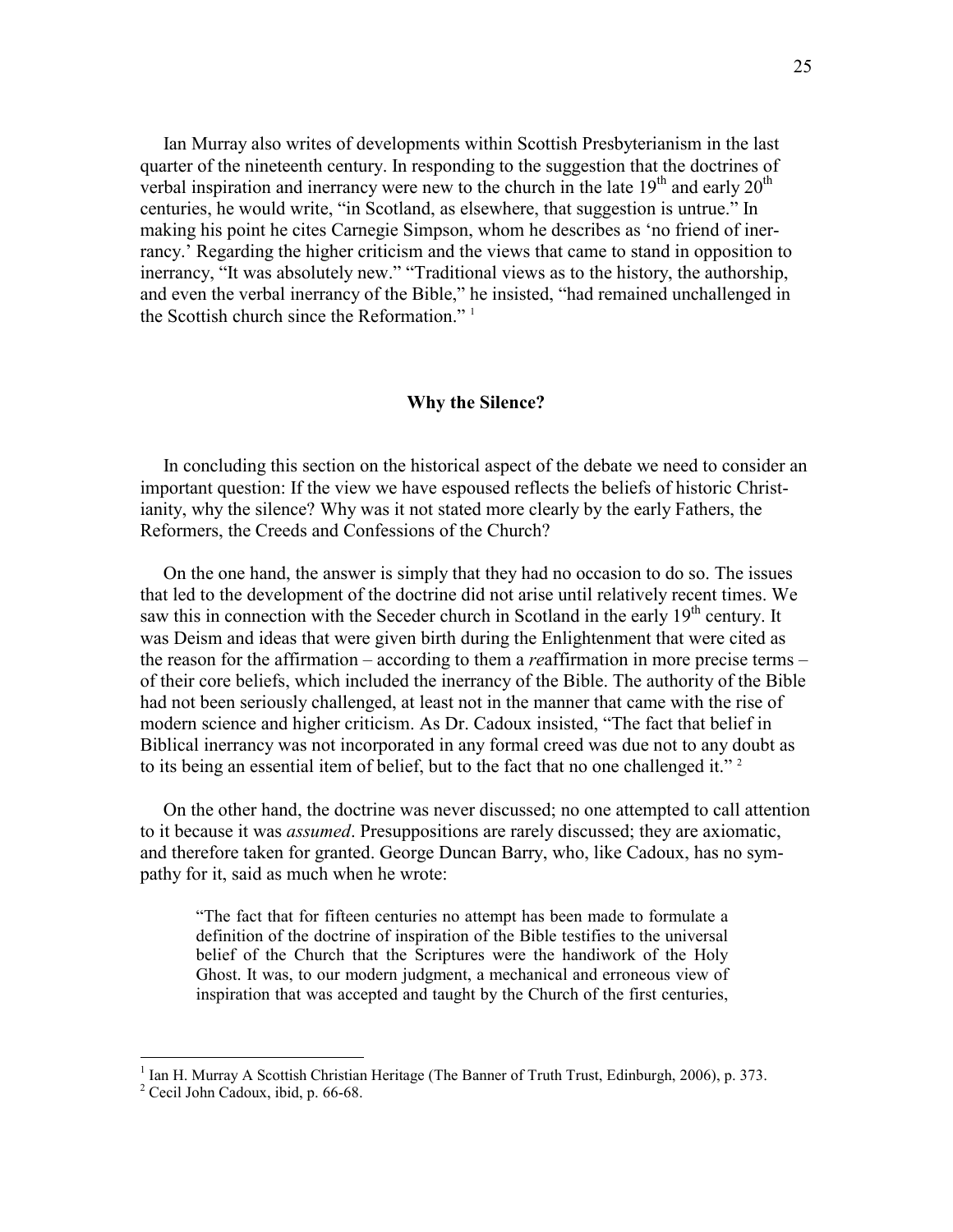Ian Murray also writes of developments within Scottish Presbyterianism in the last quarter of the nineteenth century. In responding to the suggestion that the doctrines of verbal inspiration and inerrancy were new to the church in the late 19th and early 20th centuries, he would write, "in Scotland, as elsewhere, that suggestion is untrue." In making his point he cites Carnegie Simpson, whom he describes as 'no friend of inerrancy.' Regarding the higher criticism and the views that came to stand in opposition to inerrancy, "It was absolutely new." "Traditional views as to the history, the authorship, and even the verbal inerrancy of the Bible," he insisted, "had remained unchallenged in the Scottish church since the Reformation." [1]

### Why the Silence?

In concluding this section on the historical aspect of the debate we need to consider an important question: If the view we have espoused reflects the beliefs of historic Christianity, why the silence? Why was it not stated more clearly by the early Fathers, the Reformers, the Creeds and Confessions of the Church?

On the one hand, the answer is simply that they had no occasion to do so. The issues that led to the development of the doctrine did not arise until relatively recent times. We saw this in connection with the Seceder church in Scotland in the early 19th century. It was Deism and ideas that were given birth during the Enlightenment that were cited as the reason for the affirmation – according to them a *re*affirmation in more precise terms – of their core beliefs, which included the inerrancy of the Bible. The authority of the Bible had not been seriously challenged, at least not in the manner that came with the rise of modern science and higher criticism. As Dr. Cadoux insisted, "The fact that belief in Biblical inerrancy was not incorporated in any formal creed was due not to any doubt as to its being an essential item of belief, but to the fact that no one challenged it." [2]

On the other hand, the doctrine was never discussed; no one attempted to call attention to it because it was *assumed*. Presuppositions are rarely discussed; they are axiomatic, and therefore taken for granted. George Duncan Barry, who, like Cadoux, has no sympathy for it, said as much when he wrote:

> "The fact that for fifteen centuries no attempt has been made to formulate a definition of the doctrine of inspiration of the Bible testifies to the universal belief of the Church that the Scriptures were the handiwork of the Holy Ghost. It was, to our modern judgment, a mechanical and erroneous view of inspiration that was accepted and taught by the Church of the first centuries,

---

[1] Ian H. Murray A Scottish Christian Heritage (The Banner of Truth Trust, Edinburgh, 2006), p. 373.

[2] Cecil John Cadoux, ibid, p. 66-68.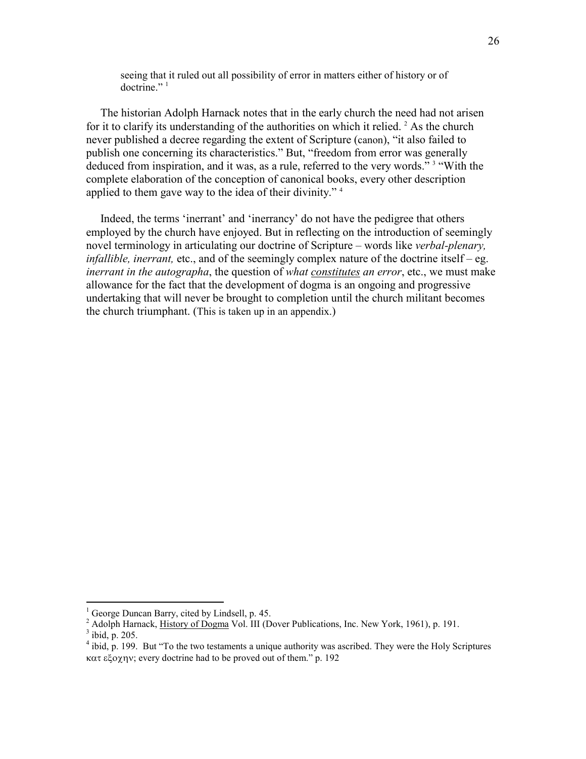> seeing that it ruled out all possibility of error in matters either of history or of doctrine." [1]

The historian Adolph Harnack notes that in the early church the need had not arisen for it to clarify its understanding of the authorities on which it relied. [2] As the church never published a decree regarding the extent of Scripture (canon), "it also failed to publish one concerning its characteristics." But, "freedom from error was generally deduced from inspiration, and it was, as a rule, referred to the very words." [3] "With the complete elaboration of the conception of canonical books, every other description applied to them gave way to the idea of their divinity." [4]

Indeed, the terms 'inerrant' and 'inerrancy' do not have the pedigree that others employed by the church have enjoyed. But in reflecting on the introduction of seemingly novel terminology in articulating our doctrine of Scripture – words like *verbal-plenary, infallible, inerrant,* etc., and of the seemingly complex nature of the doctrine itself – eg. *inerrant in the autographa*, the question of *what constitutes an error*, etc., we must make allowance for the fact that the development of dogma is an ongoing and progressive undertaking that will never be brought to completion until the church militant becomes the church triumphant. (This is taken up in an appendix.)

---

[1] George Duncan Barry, cited by Lindsell, p. 45.

[2] Adolph Harnack, History of Dogma Vol. III (Dover Publications, Inc. New York, 1961), p. 191.

[3] ibid, p. 205.

[4] ibid, p. 199. But "To the two testaments a unique authority was ascribed. They were the Holy Scriptures κατ εξοχην; every doctrine had to be proved out of them." p. 192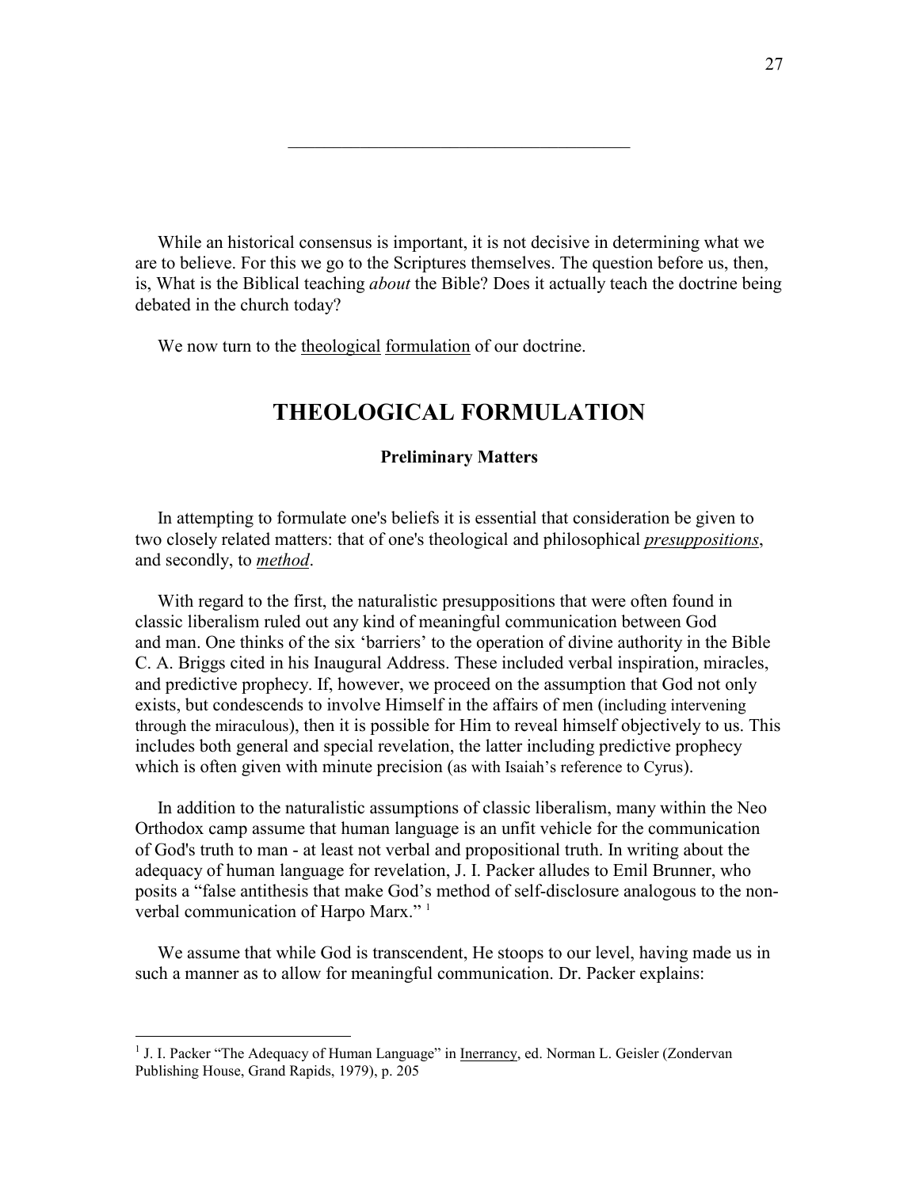---

While an historical consensus is important, it is not decisive in determining what we are to believe. For this we go to the Scriptures themselves. The question before us, then, is, What is the Biblical teaching *about* the Bible? Does it actually teach the doctrine being debated in the church today?

We now turn to the theological formulation of our doctrine.

# THEOLOGICAL FORMULATION

### Preliminary Matters

In attempting to formulate one's beliefs it is essential that consideration be given to two closely related matters: that of one's theological and philosophical ***presuppositions***, and secondly, to ***method***.

With regard to the first, the naturalistic presuppositions that were often found in classic liberalism ruled out any kind of meaningful communication between God and man. One thinks of the six 'barriers' to the operation of divine authority in the Bible C. A. Briggs cited in his Inaugural Address. These included verbal inspiration, miracles, and predictive prophecy. If, however, we proceed on the assumption that God not only exists, but condescends to involve Himself in the affairs of men (including intervening through the miraculous), then it is possible for Him to reveal himself objectively to us. This includes both general and special revelation, the latter including predictive prophecy which is often given with minute precision (as with Isaiah's reference to Cyrus).

In addition to the naturalistic assumptions of classic liberalism, many within the Neo Orthodox camp assume that human language is an unfit vehicle for the communication of God's truth to man - at least not verbal and propositional truth. In writing about the adequacy of human language for revelation, J. I. Packer alludes to Emil Brunner, who posits a "false antithesis that make God's method of self-disclosure analogous to the non-verbal communication of Harpo Marx." [1]

We assume that while God is transcendent, He stoops to our level, having made us in such a manner as to allow for meaningful communication. Dr. Packer explains:

---

[1] J. I. Packer "The Adequacy of Human Language" in Inerrancy, ed. Norman L. Geisler (Zondervan Publishing House, Grand Rapids, 1979), p. 205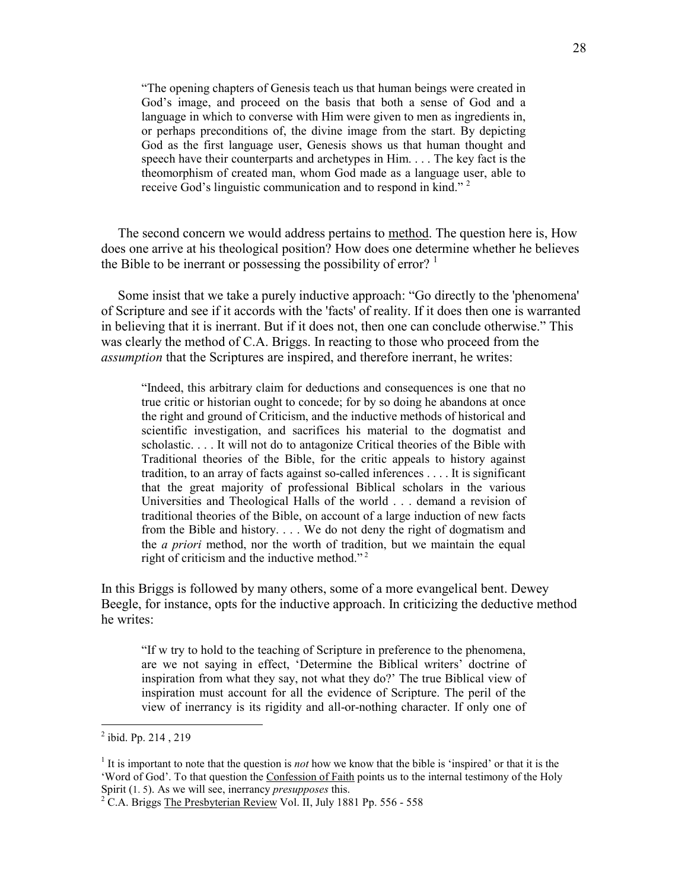> "The opening chapters of Genesis teach us that human beings were created in God's image, and proceed on the basis that both a sense of God and a language in which to converse with Him were given to men as ingredients in, or perhaps preconditions of, the divine image from the start. By depicting God as the first language user, Genesis shows us that human thought and speech have their counterparts and archetypes in Him. . . . The key fact is the theomorphism of created man, whom God made as a language user, able to receive God's linguistic communication and to respond in kind." [2]

The second concern we would address pertains to <u>method</u>. The question here is, How does one arrive at his theological position? How does one determine whether he believes the Bible to be inerrant or possessing the possibility of error? [1]

Some insist that we take a purely inductive approach: "Go directly to the 'phenomena' of Scripture and see if it accords with the 'facts' of reality. If it does then one is warranted in believing that it is inerrant. But if it does not, then one can conclude otherwise." This was clearly the method of C.A. Briggs. In reacting to those who proceed from the *assumption* that the Scriptures are inspired, and therefore inerrant, he writes:

> "Indeed, this arbitrary claim for deductions and consequences is one that no true critic or historian ought to concede; for by so doing he abandons at once the right and ground of Criticism, and the inductive methods of historical and scientific investigation, and sacrifices his material to the dogmatist and scholastic. . . . It will not do to antagonize Critical theories of the Bible with Traditional theories of the Bible, for the critic appeals to history against tradition, to an array of facts against so-called inferences . . . . It is significant that the great majority of professional Biblical scholars in the various Universities and Theological Halls of the world . . . demand a revision of traditional theories of the Bible, on account of a large induction of new facts from the Bible and history. . . . We do not deny the right of dogmatism and the *a priori* method, nor the worth of tradition, but we maintain the equal right of criticism and the inductive method." [2]

In this Briggs is followed by many others, some of a more evangelical bent. Dewey Beegle, for instance, opts for the inductive approach. In criticizing the deductive method he writes:

> "If w try to hold to the teaching of Scripture in preference to the phenomena, are we not saying in effect, 'Determine the Biblical writers' doctrine of inspiration from what they say, not what they do?' The true Biblical view of inspiration must account for all the evidence of Scripture. The peril of the view of inerrancy is its rigidity and all-or-nothing character. If only one of

---

[2] ibid. Pp. 214 , 219

[1] It is important to note that the question is *not* how we know that the bible is 'inspired' or that it is the 'Word of God'. To that question the <u>Confession of Faith</u> points us to the internal testimony of the Holy Spirit (1. 5). As we will see, inerrancy *presupposes* this.

[2] C.A. Briggs <u>The Presbyterian Review</u> Vol. II, July 1881 Pp. 556 - 558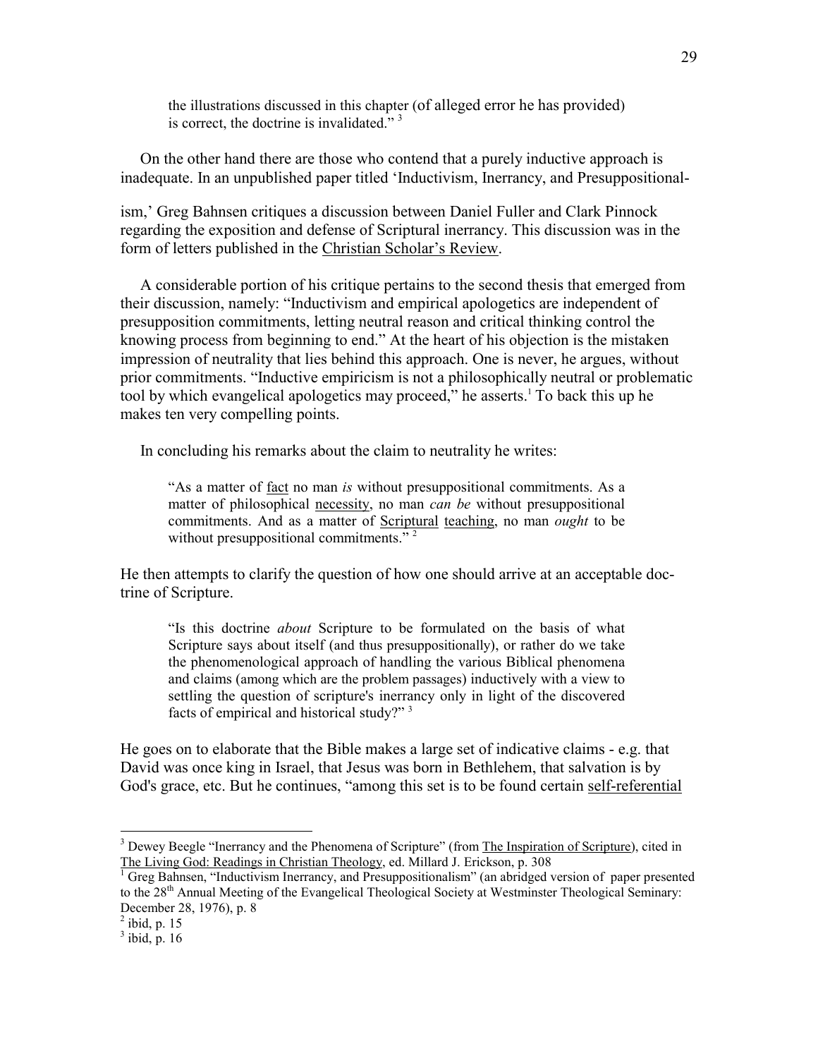the illustrations discussed in this chapter (of alleged error he has provided) is correct, the doctrine is invalidated." [3]

On the other hand there are those who contend that a purely inductive approach is inadequate. In an unpublished paper titled 'Inductivism, Inerrancy, and Presuppositionalism,' Greg Bahnsen critiques a discussion between Daniel Fuller and Clark Pinnock regarding the exposition and defense of Scriptural inerrancy. This discussion was in the form of letters published in the Christian Scholar's Review.

A considerable portion of his critique pertains to the second thesis that emerged from their discussion, namely: "Inductivism and empirical apologetics are independent of presupposition commitments, letting neutral reason and critical thinking control the knowing process from beginning to end." At the heart of his objection is the mistaken impression of neutrality that lies behind this approach. One is never, he argues, without prior commitments. "Inductive empiricism is not a philosophically neutral or problematic tool by which evangelical apologetics may proceed," he asserts.[1] To back this up he makes ten very compelling points.

In concluding his remarks about the claim to neutrality he writes:

> "As a matter of fact no man *is* without presuppositional commitments. As a matter of philosophical necessity, no man *can be* without presuppositional commitments. And as a matter of Scriptural teaching, no man *ought* to be without presuppositional commitments." [2]

He then attempts to clarify the question of how one should arrive at an acceptable doctrine of Scripture.

> "Is this doctrine *about* Scripture to be formulated on the basis of what Scripture says about itself (and thus presuppositionally), or rather do we take the phenomenological approach of handling the various Biblical phenomena and claims (among which are the problem passages) inductively with a view to settling the question of scripture's inerrancy only in light of the discovered facts of empirical and historical study?" [3]

He goes on to elaborate that the Bible makes a large set of indicative claims - e.g. that David was once king in Israel, that Jesus was born in Bethlehem, that salvation is by God's grace, etc. But he continues, "among this set is to be found certain self-referential

---

[3] Dewey Beegle "Inerrancy and the Phenomena of Scripture" (from The Inspiration of Scripture), cited in The Living God: Readings in Christian Theology, ed. Millard J. Erickson, p. 308

[1] Greg Bahnsen, "Inductivism Inerrancy, and Presuppositionalism" (an abridged version of paper presented to the 28th Annual Meeting of the Evangelical Theological Society at Westminster Theological Seminary: December 28, 1976), p. 8

[2] ibid, p. 15

[3] ibid, p. 16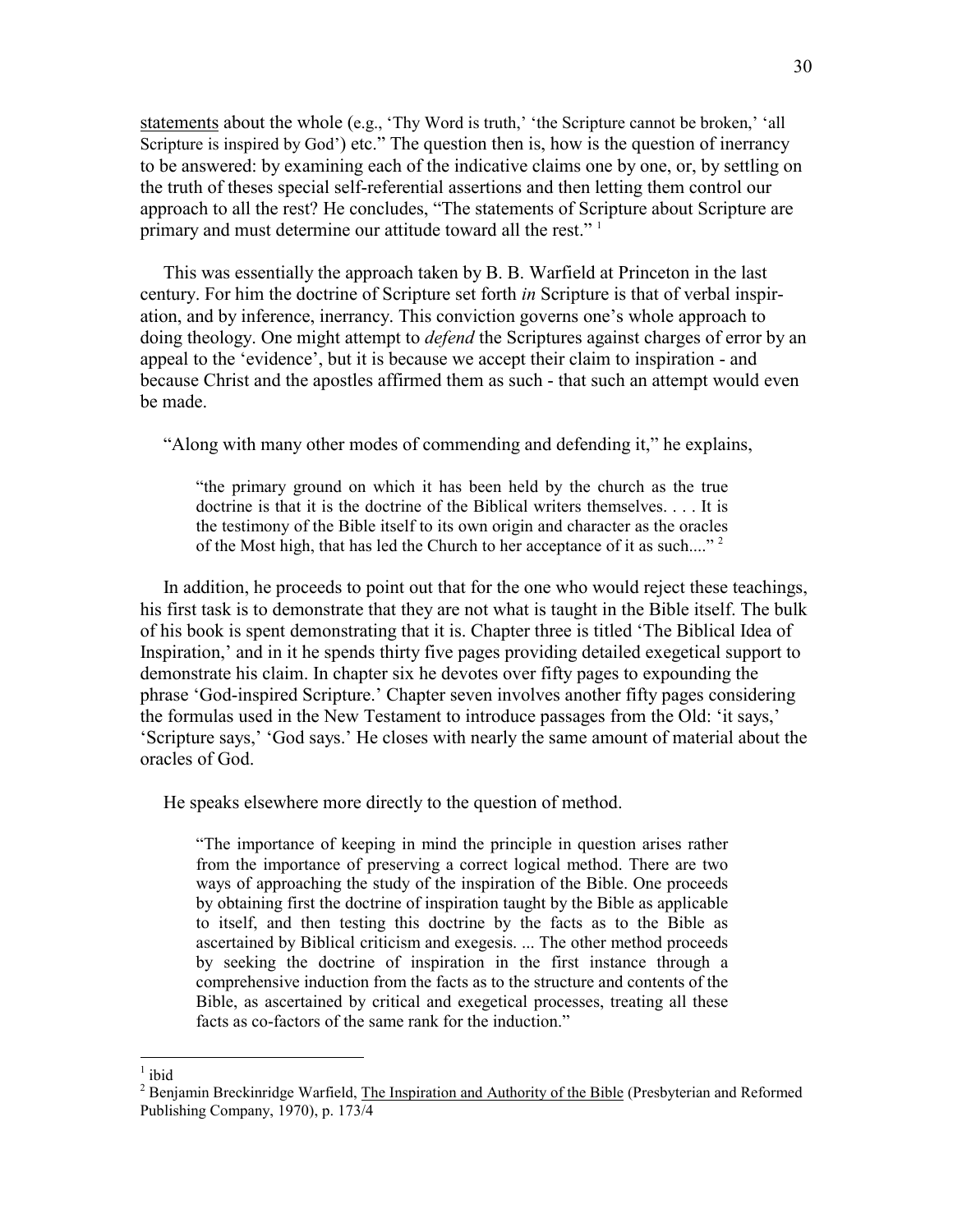statements about the whole (e.g., 'Thy Word is truth,' 'the Scripture cannot be broken,' 'all Scripture is inspired by God') etc." The question then is, how is the question of inerrancy to be answered: by examining each of the indicative claims one by one, or, by settling on the truth of theses special self-referential assertions and then letting them control our approach to all the rest? He concludes, "The statements of Scripture about Scripture are primary and must determine our attitude toward all the rest." [1]

This was essentially the approach taken by B. B. Warfield at Princeton in the last century. For him the doctrine of Scripture set forth *in* Scripture is that of verbal inspiration, and by inference, inerrancy. This conviction governs one's whole approach to doing theology. One might attempt to *defend* the Scriptures against charges of error by an appeal to the 'evidence', but it is because we accept their claim to inspiration - and because Christ and the apostles affirmed them as such - that such an attempt would even be made.

"Along with many other modes of commending and defending it," he explains,

> "the primary ground on which it has been held by the church as the true doctrine is that it is the doctrine of the Biblical writers themselves. . . . It is the testimony of the Bible itself to its own origin and character as the oracles of the Most high, that has led the Church to her acceptance of it as such...." [2]

In addition, he proceeds to point out that for the one who would reject these teachings, his first task is to demonstrate that they are not what is taught in the Bible itself. The bulk of his book is spent demonstrating that it is. Chapter three is titled 'The Biblical Idea of Inspiration,' and in it he spends thirty five pages providing detailed exegetical support to demonstrate his claim. In chapter six he devotes over fifty pages to expounding the phrase 'God-inspired Scripture.' Chapter seven involves another fifty pages considering the formulas used in the New Testament to introduce passages from the Old: 'it says,' 'Scripture says,' 'God says.' He closes with nearly the same amount of material about the oracles of God.

He speaks elsewhere more directly to the question of method.

> "The importance of keeping in mind the principle in question arises rather from the importance of preserving a correct logical method. There are two ways of approaching the study of the inspiration of the Bible. One proceeds by obtaining first the doctrine of inspiration taught by the Bible as applicable to itself, and then testing this doctrine by the facts as to the Bible as ascertained by Biblical criticism and exegesis. ... The other method proceeds by seeking the doctrine of inspiration in the first instance through a comprehensive induction from the facts as to the structure and contents of the Bible, as ascertained by critical and exegetical processes, treating all these facts as co-factors of the same rank for the induction."

---

[1] ibid

[2] Benjamin Breckinridge Warfield, The Inspiration and Authority of the Bible (Presbyterian and Reformed Publishing Company, 1970), p. 173/4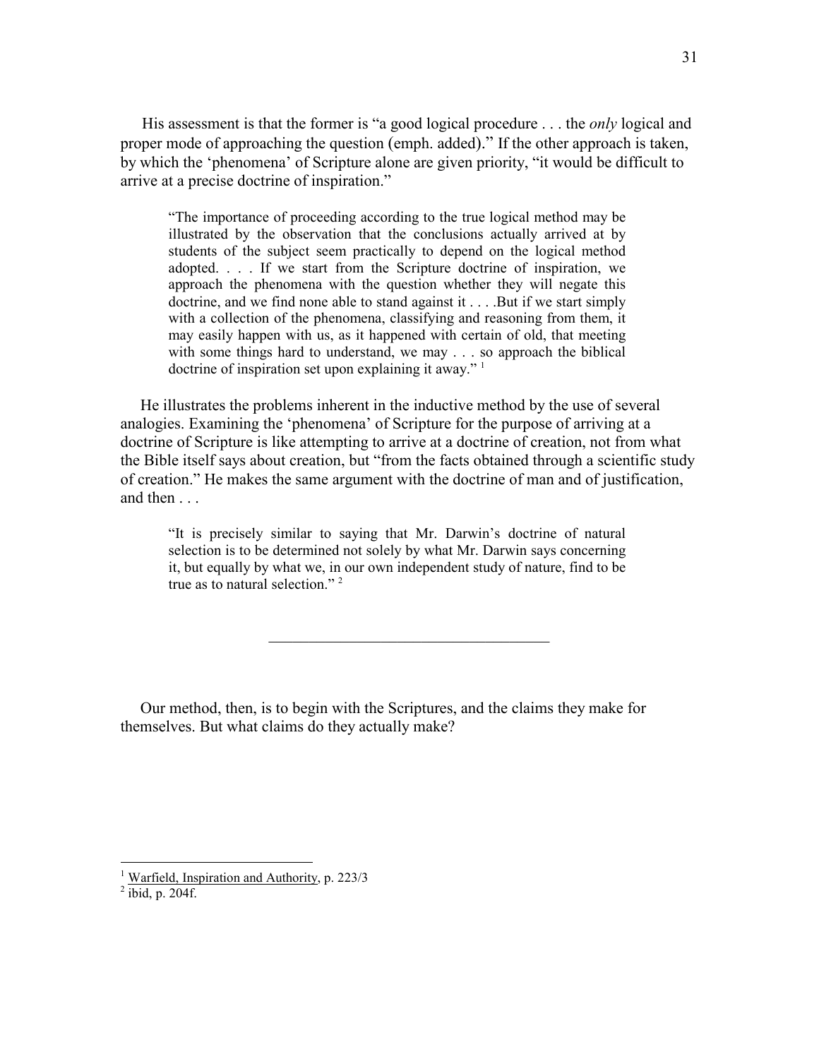His assessment is that the former is "a good logical procedure . . . the *only* logical and proper mode of approaching the question (emph. added)." If the other approach is taken, by which the 'phenomena' of Scripture alone are given priority, "it would be difficult to arrive at a precise doctrine of inspiration."

> "The importance of proceeding according to the true logical method may be illustrated by the observation that the conclusions actually arrived at by students of the subject seem practically to depend on the logical method adopted. . . . If we start from the Scripture doctrine of inspiration, we approach the phenomena with the question whether they will negate this doctrine, and we find none able to stand against it . . . .But if we start simply with a collection of the phenomena, classifying and reasoning from them, it may easily happen with us, as it happened with certain of old, that meeting with some things hard to understand, we may . . . so approach the biblical doctrine of inspiration set upon explaining it away." [1]

He illustrates the problems inherent in the inductive method by the use of several analogies. Examining the 'phenomena' of Scripture for the purpose of arriving at a doctrine of Scripture is like attempting to arrive at a doctrine of creation, not from what the Bible itself says about creation, but "from the facts obtained through a scientific study of creation." He makes the same argument with the doctrine of man and of justification, and then . . .

> "It is precisely similar to saying that Mr. Darwin's doctrine of natural selection is to be determined not solely by what Mr. Darwin says concerning it, but equally by what we, in our own independent study of nature, find to be true as to natural selection." [2]

---

Our method, then, is to begin with the Scriptures, and the claims they make for themselves. But what claims do they actually make?

---

[1] Warfield, Inspiration and Authority, p. 223/3

[2] ibid, p. 204f.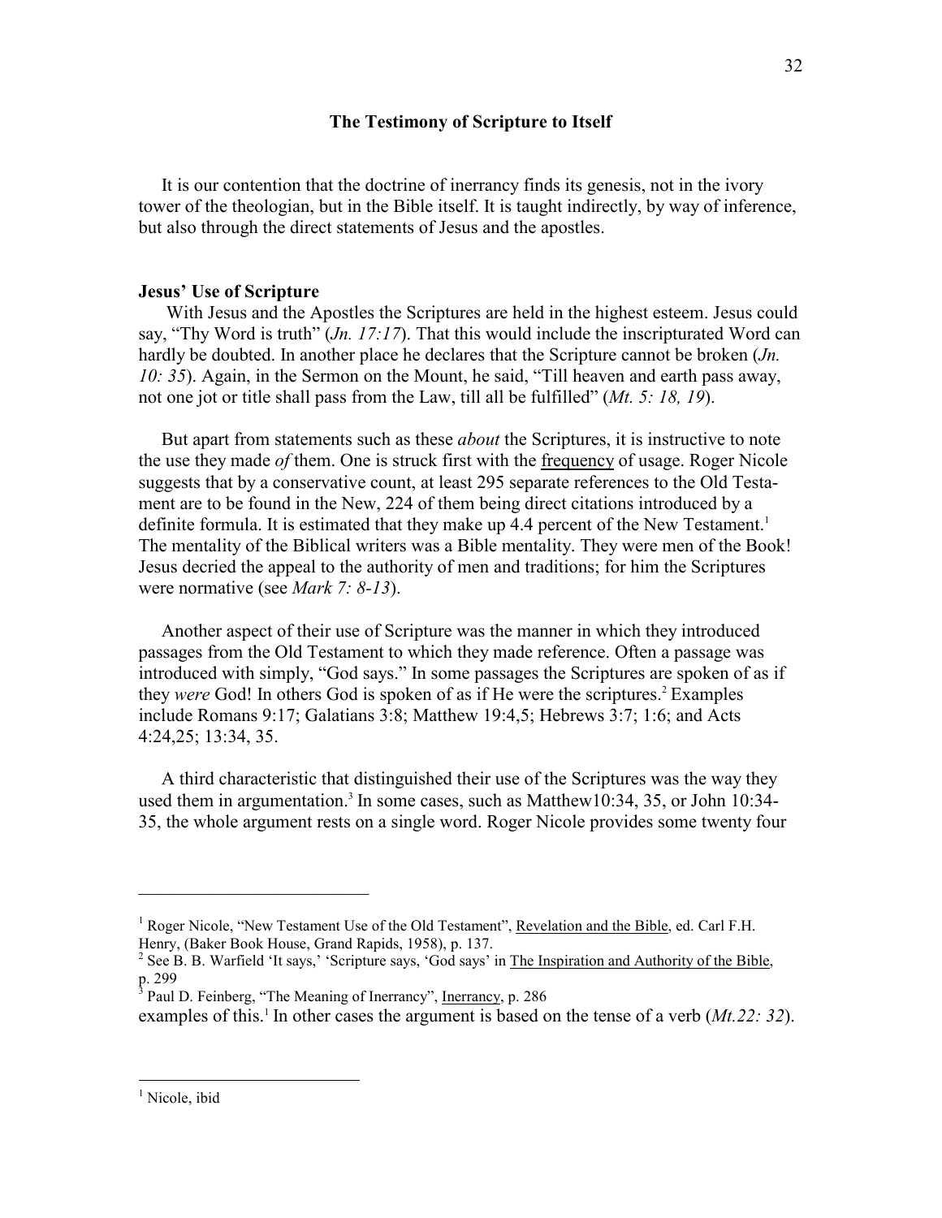## The Testimony of Scripture to Itself

It is our contention that the doctrine of inerrancy finds its genesis, not in the ivory tower of the theologian, but in the Bible itself. It is taught indirectly, by way of inference, but also through the direct statements of Jesus and the apostles.

### Jesus' Use of Scripture

With Jesus and the Apostles the Scriptures are held in the highest esteem. Jesus could say, "Thy Word is truth" (*Jn. 17:17*). That this would include the inscripturated Word can hardly be doubted. In another place he declares that the Scripture cannot be broken (*Jn. 10: 35*). Again, in the Sermon on the Mount, he said, "Till heaven and earth pass away, not one jot or title shall pass from the Law, till all be fulfilled" (*Mt. 5: 18, 19*).

But apart from statements such as these *about* the Scriptures, it is instructive to note the use they made *of* them. One is struck first with the frequency of usage. Roger Nicole suggests that by a conservative count, at least 295 separate references to the Old Testament are to be found in the New, 224 of them being direct citations introduced by a definite formula. It is estimated that they make up 4.4 percent of the New Testament.[1] The mentality of the Biblical writers was a Bible mentality. They were men of the Book! Jesus decried the appeal to the authority of men and traditions; for him the Scriptures were normative (see *Mark 7: 8-13*).

Another aspect of their use of Scripture was the manner in which they introduced passages from the Old Testament to which they made reference. Often a passage was introduced with simply, "God says." In some passages the Scriptures are spoken of as if they *were* God! In others God is spoken of as if He were the scriptures.[2] Examples include Romans 9:17; Galatians 3:8; Matthew 19:4,5; Hebrews 3:7; 1:6; and Acts 4:24,25; 13:34, 35.

A third characteristic that distinguished their use of the Scriptures was the way they used them in argumentation.[3] In some cases, such as Matthew10:34, 35, or John 10:34-35, the whole argument rests on a single word. Roger Nicole provides some twenty four examples of this.[1] In other cases the argument is based on the tense of a verb (*Mt.22: 32*).

---

[1] Roger Nicole, "New Testament Use of the Old Testament", Revelation and the Bible, ed. Carl F.H. Henry, (Baker Book House, Grand Rapids, 1958), p. 137.

[2] See B. B. Warfield 'It says,' 'Scripture says, 'God says' in The Inspiration and Authority of the Bible, p. 299

[3] Paul D. Feinberg, "The Meaning of Inerrancy", Inerrancy, p. 286

[1] Nicole, ibid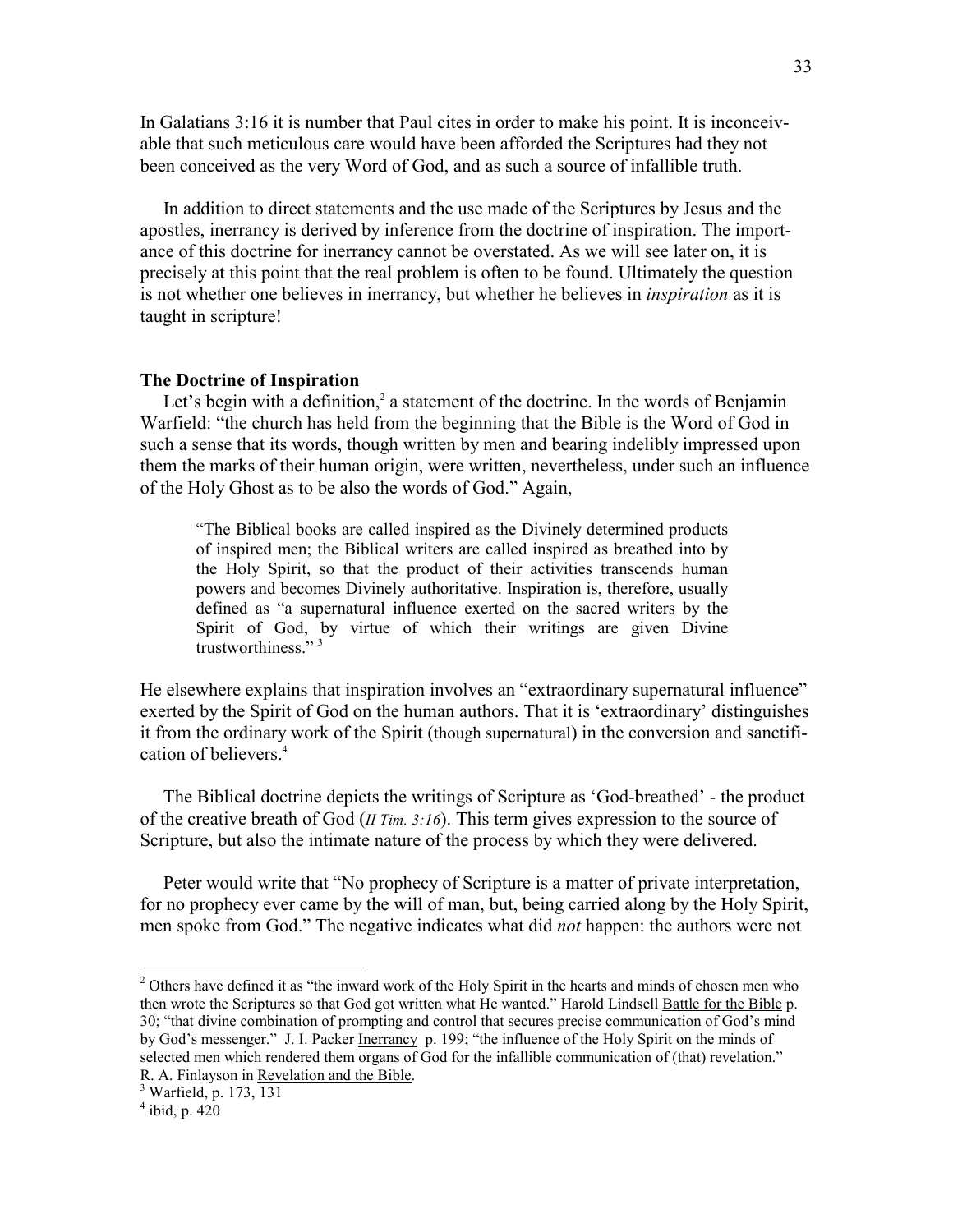In Galatians 3:16 it is number that Paul cites in order to make his point. It is inconceivable that such meticulous care would have been afforded the Scriptures had they not been conceived as the very Word of God, and as such a source of infallible truth.

In addition to direct statements and the use made of the Scriptures by Jesus and the apostles, inerrancy is derived by inference from the doctrine of inspiration. The importance of this doctrine for inerrancy cannot be overstated. As we will see later on, it is precisely at this point that the real problem is often to be found. Ultimately the question is not whether one believes in inerrancy, but whether he believes in *inspiration* as it is taught in scripture!

### The Doctrine of Inspiration

Let's begin with a definition,[2] a statement of the doctrine. In the words of Benjamin Warfield: "the church has held from the beginning that the Bible is the Word of God in such a sense that its words, though written by men and bearing indelibly impressed upon them the marks of their human origin, were written, nevertheless, under such an influence of the Holy Ghost as to be also the words of God." Again,

> "The Biblical books are called inspired as the Divinely determined products of inspired men; the Biblical writers are called inspired as breathed into by the Holy Spirit, so that the product of their activities transcends human powers and becomes Divinely authoritative. Inspiration is, therefore, usually defined as "a supernatural influence exerted on the sacred writers by the Spirit of God, by virtue of which their writings are given Divine trustworthiness." [3]

He elsewhere explains that inspiration involves an "extraordinary supernatural influence" exerted by the Spirit of God on the human authors. That it is 'extraordinary' distinguishes it from the ordinary work of the Spirit (though supernatural) in the conversion and sanctification of believers.[4]

The Biblical doctrine depicts the writings of Scripture as 'God-breathed' - the product of the creative breath of God (*II Tim. 3:16*). This term gives expression to the source of Scripture, but also the intimate nature of the process by which they were delivered.

Peter would write that "No prophecy of Scripture is a matter of private interpretation, for no prophecy ever came by the will of man, but, being carried along by the Holy Spirit, men spoke from God." The negative indicates what did *not* happen: the authors were not

---

[2] Others have defined it as "the inward work of the Holy Spirit in the hearts and minds of chosen men who then wrote the Scriptures so that God got written what He wanted." Harold Lindsell Battle for the Bible p. 30; "that divine combination of prompting and control that secures precise communication of God's mind by God's messenger." J. I. Packer Inerrancy p. 199; "the influence of the Holy Spirit on the minds of selected men which rendered them organs of God for the infallible communication of (that) revelation." R. A. Finlayson in Revelation and the Bible.

[3] Warfield, p. 173, 131

[4] ibid, p. 420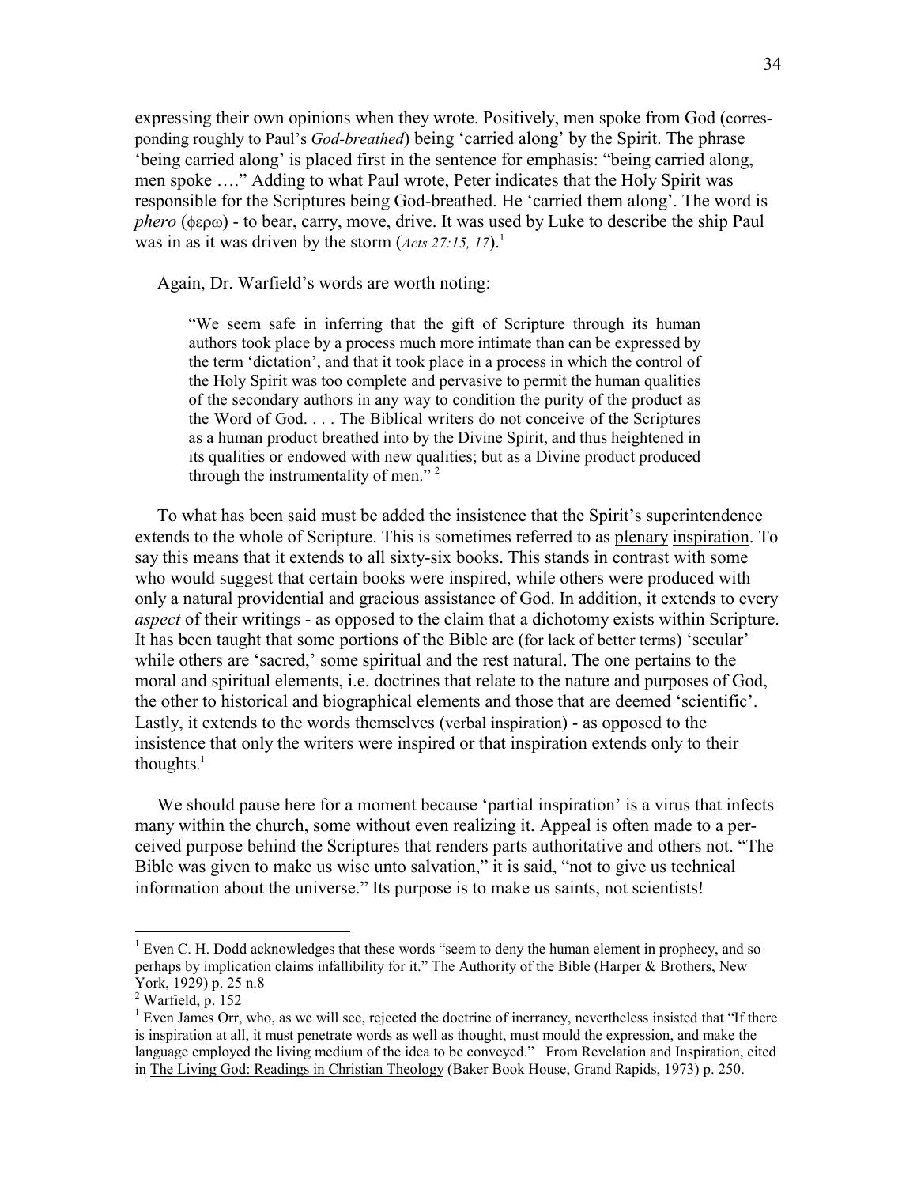expressing their own opinions when they wrote. Positively, men spoke from God (corresponding roughly to Paul's *God-breathed*) being 'carried along' by the Spirit. The phrase 'being carried along' is placed first in the sentence for emphasis: "being carried along, men spoke …." Adding to what Paul wrote, Peter indicates that the Holy Spirit was responsible for the Scriptures being God-breathed. He 'carried them along'. The word is *phero* (φερω) - to bear, carry, move, drive. It was used by Luke to describe the ship Paul was in as it was driven by the storm (*Acts 27:15, 17*).[1]

Again, Dr. Warfield's words are worth noting:

> "We seem safe in inferring that the gift of Scripture through its human authors took place by a process much more intimate than can be expressed by the term 'dictation', and that it took place in a process in which the control of the Holy Spirit was too complete and pervasive to permit the human qualities of the secondary authors in any way to condition the purity of the product as the Word of God. . . . The Biblical writers do not conceive of the Scriptures as a human product breathed into by the Divine Spirit, and thus heightened in its qualities or endowed with new qualities; but as a Divine product produced through the instrumentality of men." [2]

To what has been said must be added the insistence that the Spirit's superintendence extends to the whole of Scripture. This is sometimes referred to as plenary inspiration. To say this means that it extends to all sixty-six books. This stands in contrast with some who would suggest that certain books were inspired, while others were produced with only a natural providential and gracious assistance of God. In addition, it extends to every *aspect* of their writings - as opposed to the claim that a dichotomy exists within Scripture. It has been taught that some portions of the Bible are (for lack of better terms) 'secular' while others are 'sacred,' some spiritual and the rest natural. The one pertains to the moral and spiritual elements, i.e. doctrines that relate to the nature and purposes of God, the other to historical and biographical elements and those that are deemed 'scientific'. Lastly, it extends to the words themselves (verbal inspiration) - as opposed to the insistence that only the writers were inspired or that inspiration extends only to their thoughts.[1]

We should pause here for a moment because 'partial inspiration' is a virus that infects many within the church, some without even realizing it. Appeal is often made to a perceived purpose behind the Scriptures that renders parts authoritative and others not. "The Bible was given to make us wise unto salvation," it is said, "not to give us technical information about the universe." Its purpose is to make us saints, not scientists!

---

[1] Even C. H. Dodd acknowledges that these words "seem to deny the human element in prophecy, and so perhaps by implication claims infallibility for it." The Authority of the Bible (Harper & Brothers, New York, 1929) p. 25 n.8

[2] Warfield, p. 152

[1] Even James Orr, who, as we will see, rejected the doctrine of inerrancy, nevertheless insisted that "If there is inspiration at all, it must penetrate words as well as thought, must mould the expression, and make the language employed the living medium of the idea to be conveyed." From Revelation and Inspiration, cited in The Living God: Readings in Christian Theology (Baker Book House, Grand Rapids, 1973) p. 250.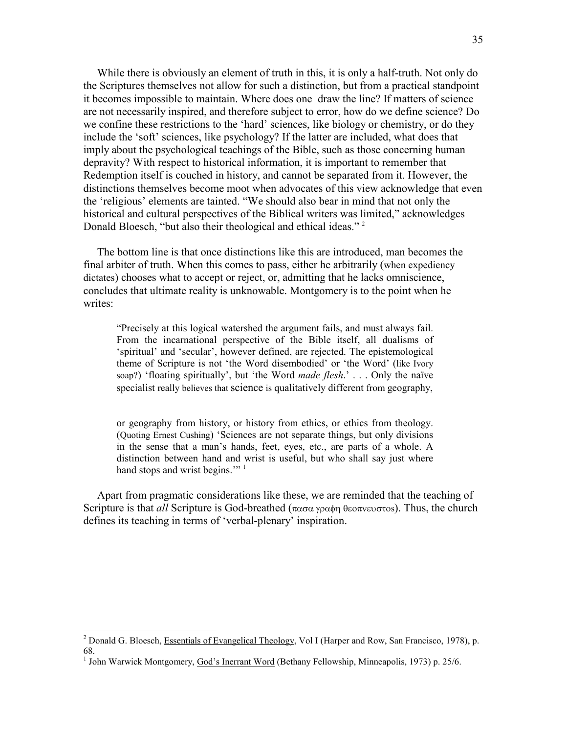While there is obviously an element of truth in this, it is only a half-truth. Not only do the Scriptures themselves not allow for such a distinction, but from a practical standpoint it becomes impossible to maintain. Where does one draw the line? If matters of science are not necessarily inspired, and therefore subject to error, how do we define science? Do we confine these restrictions to the 'hard' sciences, like biology or chemistry, or do they include the 'soft' sciences, like psychology? If the latter are included, what does that imply about the psychological teachings of the Bible, such as those concerning human depravity? With respect to historical information, it is important to remember that Redemption itself is couched in history, and cannot be separated from it. However, the distinctions themselves become moot when advocates of this view acknowledge that even the 'religious' elements are tainted. "We should also bear in mind that not only the historical and cultural perspectives of the Biblical writers was limited," acknowledges Donald Bloesch, "but also their theological and ethical ideas." [2]

The bottom line is that once distinctions like this are introduced, man becomes the final arbiter of truth. When this comes to pass, either he arbitrarily (when expediency dictates) chooses what to accept or reject, or, admitting that he lacks omniscience, concludes that ultimate reality is unknowable. Montgomery is to the point when he writes:

> "Precisely at this logical watershed the argument fails, and must always fail. From the incarnational perspective of the Bible itself, all dualisms of 'spiritual' and 'secular', however defined, are rejected. The epistemological theme of Scripture is not 'the Word disembodied' or 'the Word' (like Ivory soap?) 'floating spiritually', but 'the Word *made flesh*.' . . . Only the naïve specialist really believes that science is qualitatively different from geography, or geography from history, or history from ethics, or ethics from theology. (Quoting Ernest Cushing) 'Sciences are not separate things, but only divisions in the sense that a man's hands, feet, eyes, etc., are parts of a whole. A distinction between hand and wrist is useful, but who shall say just where hand stops and wrist begins.'" [1]

Apart from pragmatic considerations like these, we are reminded that the teaching of Scripture is that *all* Scripture is God-breathed (πασα γραφη θεοπνευστος). Thus, the church defines its teaching in terms of 'verbal-plenary' inspiration.

---

[2] Donald G. Bloesch, Essentials of Evangelical Theology, Vol I (Harper and Row, San Francisco, 1978), p. 68.

[1] John Warwick Montgomery, God's Inerrant Word (Bethany Fellowship, Minneapolis, 1973) p. 25/6.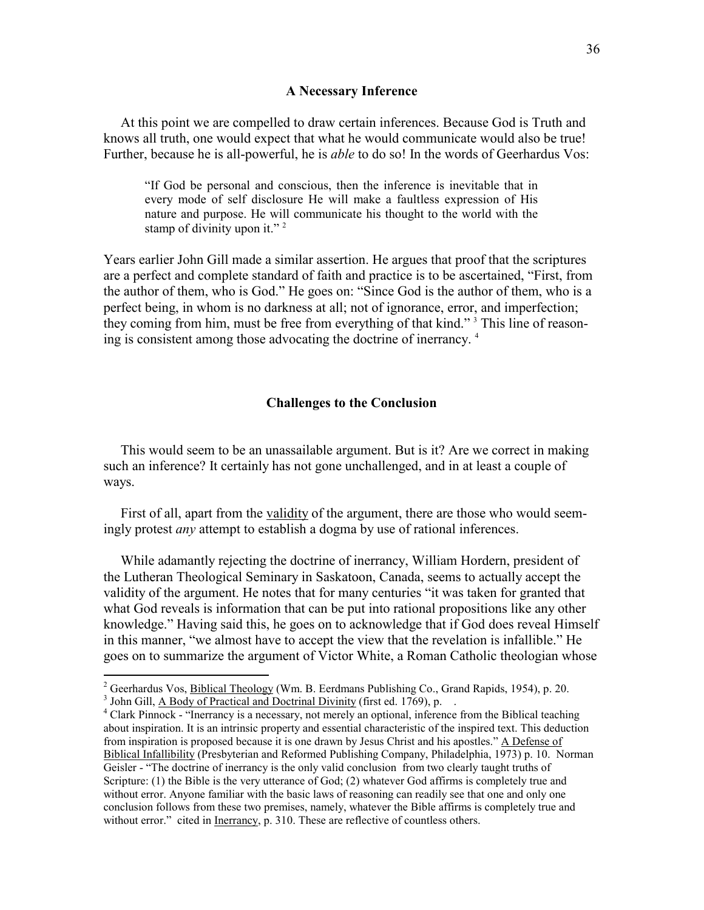### A Necessary Inference

At this point we are compelled to draw certain inferences. Because God is Truth and knows all truth, one would expect that what he would communicate would also be true! Further, because he is all-powerful, he is *able* to do so! In the words of Geerhardus Vos:

> "If God be personal and conscious, then the inference is inevitable that in every mode of self disclosure He will make a faultless expression of His nature and purpose. He will communicate his thought to the world with the stamp of divinity upon it." [2]

Years earlier John Gill made a similar assertion. He argues that proof that the scriptures are a perfect and complete standard of faith and practice is to be ascertained, "First, from the author of them, who is God." He goes on: "Since God is the author of them, who is a perfect being, in whom is no darkness at all; not of ignorance, error, and imperfection; they coming from him, must be free from everything of that kind." [3] This line of reasoning is consistent among those advocating the doctrine of inerrancy. [4]

### Challenges to the Conclusion

This would seem to be an unassailable argument. But is it? Are we correct in making such an inference? It certainly has not gone unchallenged, and in at least a couple of ways.

First of all, apart from the validity of the argument, there are those who would seemingly protest *any* attempt to establish a dogma by use of rational inferences.

While adamantly rejecting the doctrine of inerrancy, William Hordern, president of the Lutheran Theological Seminary in Saskatoon, Canada, seems to actually accept the validity of the argument. He notes that for many centuries "it was taken for granted that what God reveals is information that can be put into rational propositions like any other knowledge." Having said this, he goes on to acknowledge that if God does reveal Himself in this manner, "we almost have to accept the view that the revelation is infallible." He goes on to summarize the argument of Victor White, a Roman Catholic theologian whose

---

[2] Geerhardus Vos, Biblical Theology (Wm. B. Eerdmans Publishing Co., Grand Rapids, 1954), p. 20.

[3] John Gill, A Body of Practical and Doctrinal Divinity (first ed. 1769), p. .

[4] Clark Pinnock - "Inerrancy is a necessary, not merely an optional, inference from the Biblical teaching about inspiration. It is an intrinsic property and essential characteristic of the inspired text. This deduction from inspiration is proposed because it is one drawn by Jesus Christ and his apostles." A Defense of Biblical Infallibility (Presbyterian and Reformed Publishing Company, Philadelphia, 1973) p. 10. Norman Geisler - "The doctrine of inerrancy is the only valid conclusion from two clearly taught truths of Scripture: (1) the Bible is the very utterance of God; (2) whatever God affirms is completely true and without error. Anyone familiar with the basic laws of reasoning can readily see that one and only one conclusion follows from these two premises, namely, whatever the Bible affirms is completely true and without error." cited in Inerrancy, p. 310. These are reflective of countless others.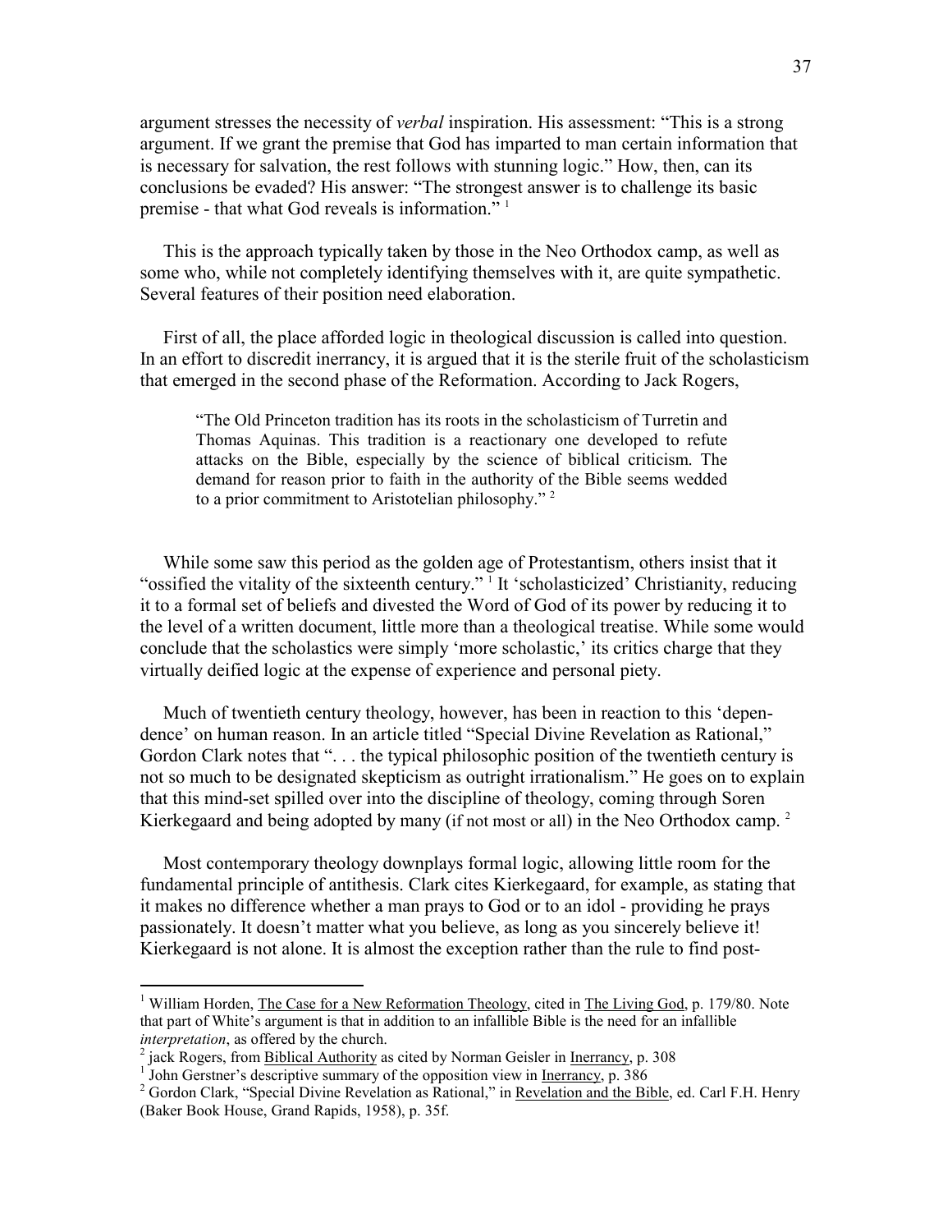argument stresses the necessity of *verbal* inspiration. His assessment: "This is a strong argument. If we grant the premise that God has imparted to man certain information that is necessary for salvation, the rest follows with stunning logic." How, then, can its conclusions be evaded? His answer: "The strongest answer is to challenge its basic premise - that what God reveals is information." [1]

This is the approach typically taken by those in the Neo Orthodox camp, as well as some who, while not completely identifying themselves with it, are quite sympathetic. Several features of their position need elaboration.

First of all, the place afforded logic in theological discussion is called into question. In an effort to discredit inerrancy, it is argued that it is the sterile fruit of the scholasticism that emerged in the second phase of the Reformation. According to Jack Rogers,

> "The Old Princeton tradition has its roots in the scholasticism of Turretin and Thomas Aquinas. This tradition is a reactionary one developed to refute attacks on the Bible, especially by the science of biblical criticism. The demand for reason prior to faith in the authority of the Bible seems wedded to a prior commitment to Aristotelian philosophy." [2]

While some saw this period as the golden age of Protestantism, others insist that it "ossified the vitality of the sixteenth century." [1] It 'scholasticized' Christianity, reducing it to a formal set of beliefs and divested the Word of God of its power by reducing it to the level of a written document, little more than a theological treatise. While some would conclude that the scholastics were simply 'more scholastic,' its critics charge that they virtually deified logic at the expense of experience and personal piety.

Much of twentieth century theology, however, has been in reaction to this 'dependence' on human reason. In an article titled "Special Divine Revelation as Rational," Gordon Clark notes that ". . . the typical philosophic position of the twentieth century is not so much to be designated skepticism as outright irrationalism." He goes on to explain that this mind-set spilled over into the discipline of theology, coming through Soren Kierkegaard and being adopted by many (if not most or all) in the Neo Orthodox camp. [2]

Most contemporary theology downplays formal logic, allowing little room for the fundamental principle of antithesis. Clark cites Kierkegaard, for example, as stating that it makes no difference whether a man prays to God or to an idol - providing he prays passionately. It doesn't matter what you believe, as long as you sincerely believe it! Kierkegaard is not alone. It is almost the exception rather than the rule to find post-

---

[1] William Horden, The Case for a New Reformation Theology, cited in The Living God, p. 179/80. Note that part of White's argument is that in addition to an infallible Bible is the need for an infallible *interpretation*, as offered by the church.

[2] jack Rogers, from Biblical Authority as cited by Norman Geisler in Inerrancy, p. 308

[1] John Gerstner's descriptive summary of the opposition view in Inerrancy, p. 386

[2] Gordon Clark, "Special Divine Revelation as Rational," in Revelation and the Bible, ed. Carl F.H. Henry (Baker Book House, Grand Rapids, 1958), p. 35f.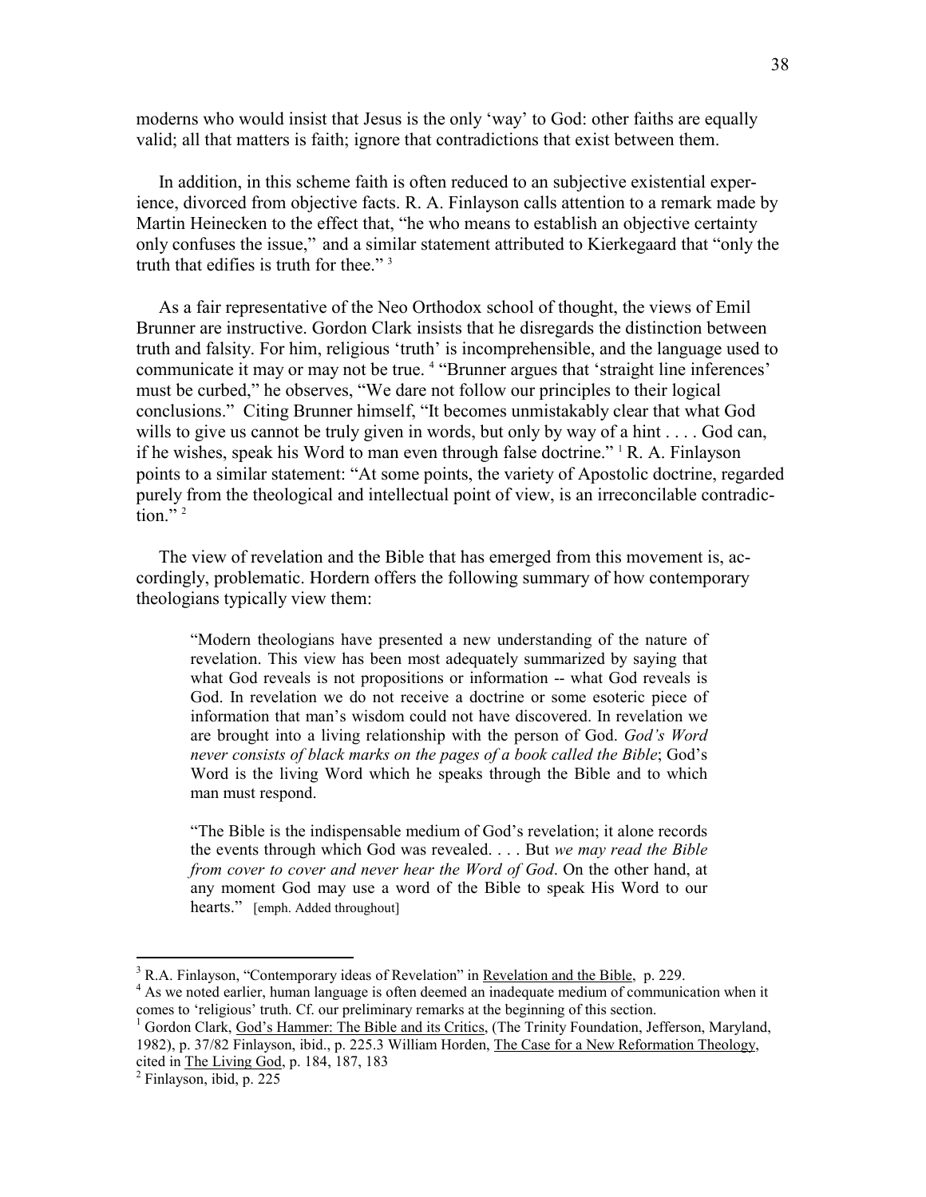moderns who would insist that Jesus is the only 'way' to God: other faiths are equally valid; all that matters is faith; ignore that contradictions that exist between them.

In addition, in this scheme faith is often reduced to an subjective existential experience, divorced from objective facts. R. A. Finlayson calls attention to a remark made by Martin Heinecken to the effect that, "he who means to establish an objective certainty only confuses the issue," and a similar statement attributed to Kierkegaard that "only the truth that edifies is truth for thee." [3]

As a fair representative of the Neo Orthodox school of thought, the views of Emil Brunner are instructive. Gordon Clark insists that he disregards the distinction between truth and falsity. For him, religious 'truth' is incomprehensible, and the language used to communicate it may or may not be true. [4] "Brunner argues that 'straight line inferences' must be curbed," he observes, "We dare not follow our principles to their logical conclusions." Citing Brunner himself, "It becomes unmistakably clear that what God wills to give us cannot be truly given in words, but only by way of a hint . . . . God can, if he wishes, speak his Word to man even through false doctrine." [1] R. A. Finlayson points to a similar statement: "At some points, the variety of Apostolic doctrine, regarded purely from the theological and intellectual point of view, is an irreconcilable contradiction." [2]

The view of revelation and the Bible that has emerged from this movement is, accordingly, problematic. Hordern offers the following summary of how contemporary theologians typically view them:

> "Modern theologians have presented a new understanding of the nature of revelation. This view has been most adequately summarized by saying that what God reveals is not propositions or information -- what God reveals is God. In revelation we do not receive a doctrine or some esoteric piece of information that man's wisdom could not have discovered. In revelation we are brought into a living relationship with the person of God. *God's Word never consists of black marks on the pages of a book called the Bible*; God's Word is the living Word which he speaks through the Bible and to which man must respond.
>
> "The Bible is the indispensable medium of God's revelation; it alone records the events through which God was revealed. . . . But *we may read the Bible from cover to cover and never hear the Word of God*. On the other hand, at any moment God may use a word of the Bible to speak His Word to our hearts." [emph. Added throughout]

---

[3] R.A. Finlayson, "Contemporary ideas of Revelation" in Revelation and the Bible, p. 229.

[4] As we noted earlier, human language is often deemed an inadequate medium of communication when it comes to 'religious' truth. Cf. our preliminary remarks at the beginning of this section.

[1] Gordon Clark, God's Hammer: The Bible and its Critics, (The Trinity Foundation, Jefferson, Maryland, 1982), p. 37/82 Finlayson, ibid., p. 225.3 William Horden, The Case for a New Reformation Theology, cited in The Living God, p. 184, 187, 183

[2] Finlayson, ibid, p. 225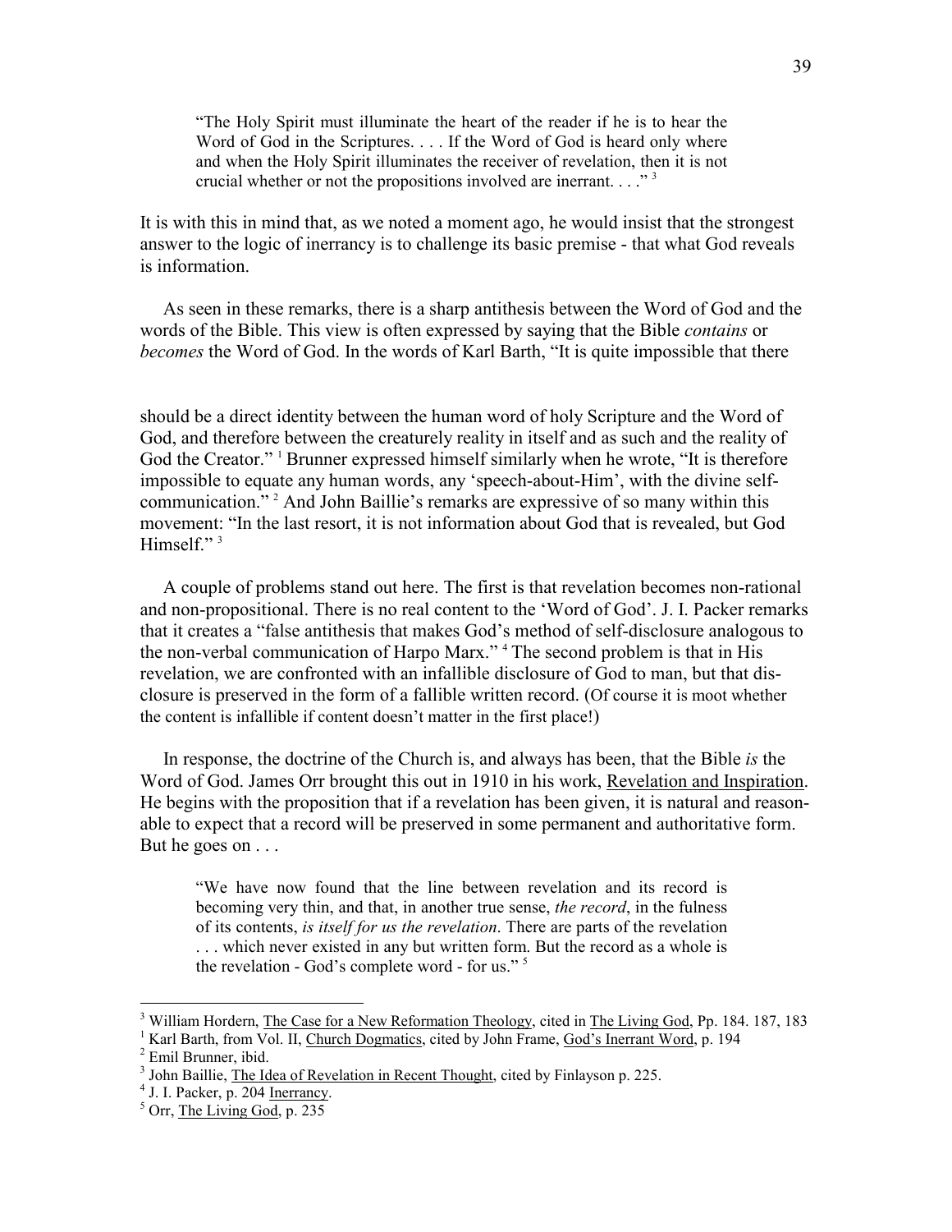> "The Holy Spirit must illuminate the heart of the reader if he is to hear the Word of God in the Scriptures. . . . If the Word of God is heard only where and when the Holy Spirit illuminates the receiver of revelation, then it is not crucial whether or not the propositions involved are inerrant. . . ." [3]

It is with this in mind that, as we noted a moment ago, he would insist that the strongest answer to the logic of inerrancy is to challenge its basic premise - that what God reveals is information.

As seen in these remarks, there is a sharp antithesis between the Word of God and the words of the Bible. This view is often expressed by saying that the Bible *contains* or *becomes* the Word of God. In the words of Karl Barth, "It is quite impossible that there should be a direct identity between the human word of holy Scripture and the Word of God, and therefore between the creaturely reality in itself and as such and the reality of God the Creator." [1] Brunner expressed himself similarly when he wrote, "It is therefore impossible to equate any human words, any 'speech-about-Him', with the divine self-communication." [2] And John Baillie's remarks are expressive of so many within this movement: "In the last resort, it is not information about God that is revealed, but God Himself." [3]

A couple of problems stand out here. The first is that revelation becomes non-rational and non-propositional. There is no real content to the 'Word of God'. J. I. Packer remarks that it creates a "false antithesis that makes God's method of self-disclosure analogous to the non-verbal communication of Harpo Marx." [4] The second problem is that in His revelation, we are confronted with an infallible disclosure of God to man, but that disclosure is preserved in the form of a fallible written record. (Of course it is moot whether the content is infallible if content doesn't matter in the first place!)

In response, the doctrine of the Church is, and always has been, that the Bible *is* the Word of God. James Orr brought this out in 1910 in his work, Revelation and Inspiration. He begins with the proposition that if a revelation has been given, it is natural and reasonable to expect that a record will be preserved in some permanent and authoritative form. But he goes on . . .

> "We have now found that the line between revelation and its record is becoming very thin, and that, in another true sense, *the record*, in the fulness of its contents, *is itself for us the revelation*. There are parts of the revelation . . . which never existed in any but written form. But the record as a whole is the revelation - God's complete word - for us." [5]

---

[3] William Hordern, The Case for a New Reformation Theology, cited in The Living God, Pp. 184. 187, 183

[1] Karl Barth, from Vol. II, Church Dogmatics, cited by John Frame, God's Inerrant Word, p. 194

[2] Emil Brunner, ibid.

[3] John Baillie, The Idea of Revelation in Recent Thought, cited by Finlayson p. 225.

[4] J. I. Packer, p. 204 Inerrancy.

[5] Orr, The Living God, p. 235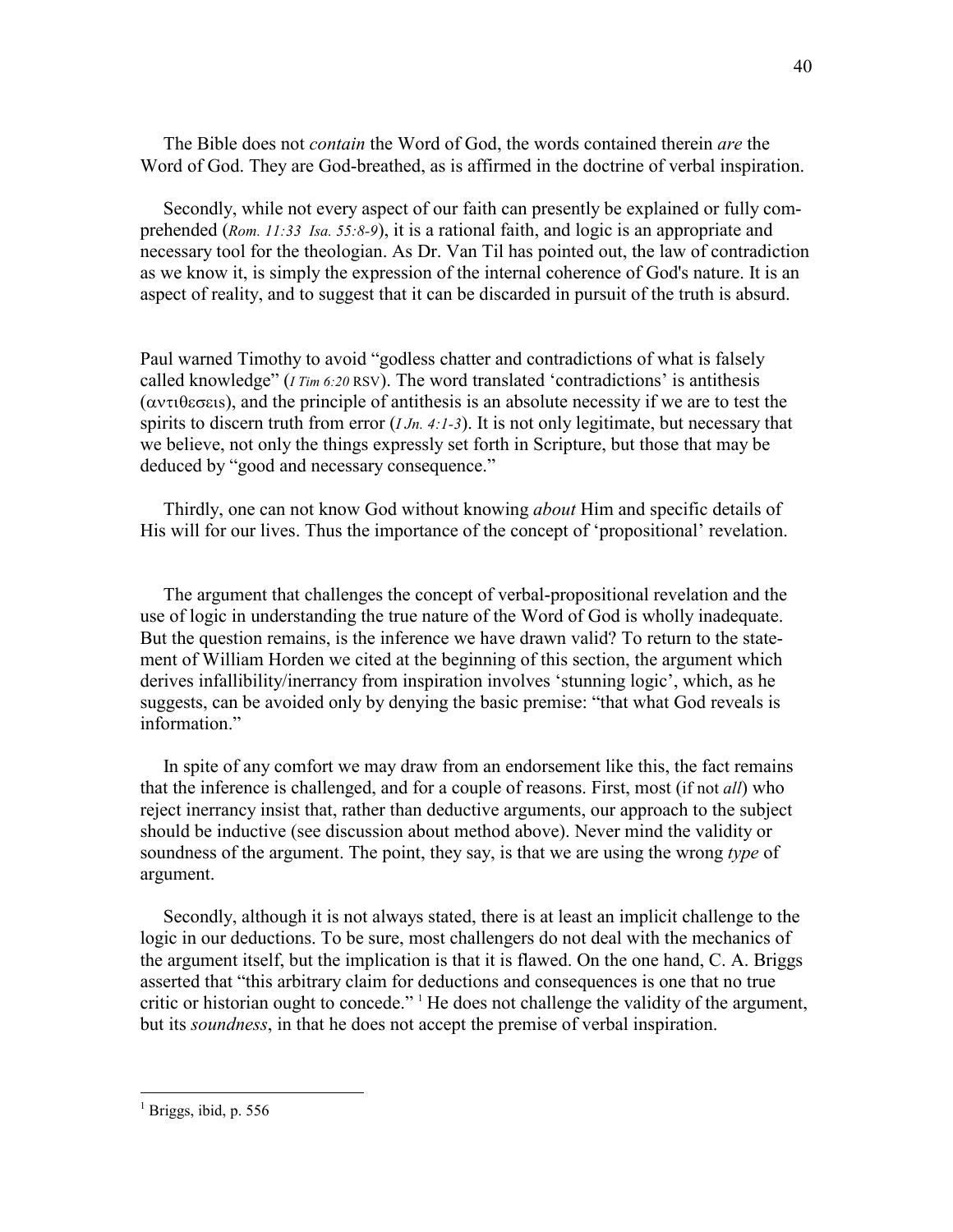The Bible does not *contain* the Word of God, the words contained therein *are* the Word of God. They are God-breathed, as is affirmed in the doctrine of verbal inspiration.

Secondly, while not every aspect of our faith can presently be explained or fully comprehended (*Rom. 11:33  Isa. 55:8-9*), it is a rational faith, and logic is an appropriate and necessary tool for the theologian. As Dr. Van Til has pointed out, the law of contradiction as we know it, is simply the expression of the internal coherence of God's nature. It is an aspect of reality, and to suggest that it can be discarded in pursuit of the truth is absurd.

Paul warned Timothy to avoid "godless chatter and contradictions of what is falsely called knowledge" (*I Tim 6:20* RSV). The word translated 'contradictions' is antithesis (αντιθεσεις), and the principle of antithesis is an absolute necessity if we are to test the spirits to discern truth from error (*I Jn. 4:1-3*). It is not only legitimate, but necessary that we believe, not only the things expressly set forth in Scripture, but those that may be deduced by "good and necessary consequence."

Thirdly, one can not know God without knowing *about* Him and specific details of His will for our lives. Thus the importance of the concept of 'propositional' revelation.

The argument that challenges the concept of verbal-propositional revelation and the use of logic in understanding the true nature of the Word of God is wholly inadequate. But the question remains, is the inference we have drawn valid? To return to the statement of William Horden we cited at the beginning of this section, the argument which derives infallibility/inerrancy from inspiration involves 'stunning logic', which, as he suggests, can be avoided only by denying the basic premise: "that what God reveals is information."

In spite of any comfort we may draw from an endorsement like this, the fact remains that the inference is challenged, and for a couple of reasons. First, most (if not *all*) who reject inerrancy insist that, rather than deductive arguments, our approach to the subject should be inductive (see discussion about method above). Never mind the validity or soundness of the argument. The point, they say, is that we are using the wrong *type* of argument.

Secondly, although it is not always stated, there is at least an implicit challenge to the logic in our deductions. To be sure, most challengers do not deal with the mechanics of the argument itself, but the implication is that it is flawed. On the one hand, C. A. Briggs asserted that "this arbitrary claim for deductions and consequences is one that no true critic or historian ought to concede." [1] He does not challenge the validity of the argument, but its *soundness*, in that he does not accept the premise of verbal inspiration.

---

[1] Briggs, ibid, p. 556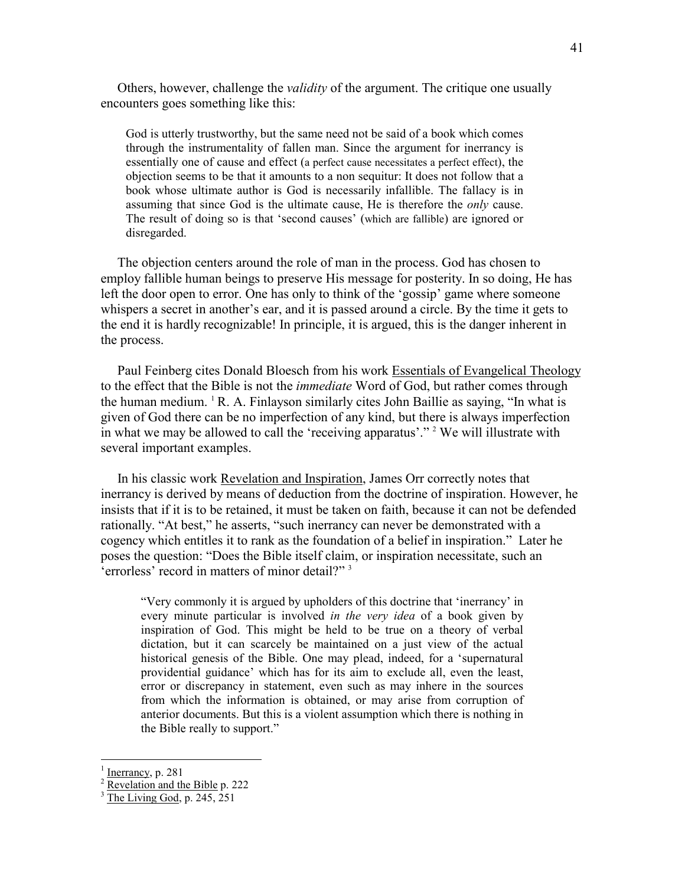Others, however, challenge the *validity* of the argument. The critique one usually encounters goes something like this:

> God is utterly trustworthy, but the same need not be said of a book which comes through the instrumentality of fallen man. Since the argument for inerrancy is essentially one of cause and effect (a perfect cause necessitates a perfect effect), the objection seems to be that it amounts to a non sequitur: It does not follow that a book whose ultimate author is God is necessarily infallible. The fallacy is in assuming that since God is the ultimate cause, He is therefore the *only* cause. The result of doing so is that 'second causes' (which are fallible) are ignored or disregarded.

The objection centers around the role of man in the process. God has chosen to employ fallible human beings to preserve His message for posterity. In so doing, He has left the door open to error. One has only to think of the 'gossip' game where someone whispers a secret in another's ear, and it is passed around a circle. By the time it gets to the end it is hardly recognizable! In principle, it is argued, this is the danger inherent in the process.

Paul Feinberg cites Donald Bloesch from his work Essentials of Evangelical Theology to the effect that the Bible is not the *immediate* Word of God, but rather comes through the human medium. [1] R. A. Finlayson similarly cites John Baillie as saying, "In what is given of God there can be no imperfection of any kind, but there is always imperfection in what we may be allowed to call the 'receiving apparatus'." [2] We will illustrate with several important examples.

In his classic work Revelation and Inspiration, James Orr correctly notes that inerrancy is derived by means of deduction from the doctrine of inspiration. However, he insists that if it is to be retained, it must be taken on faith, because it can not be defended rationally. "At best," he asserts, "such inerrancy can never be demonstrated with a cogency which entitles it to rank as the foundation of a belief in inspiration." Later he poses the question: "Does the Bible itself claim, or inspiration necessitate, such an 'errorless' record in matters of minor detail?" [3]

> "Very commonly it is argued by upholders of this doctrine that 'inerrancy' in every minute particular is involved *in the very idea* of a book given by inspiration of God. This might be held to be true on a theory of verbal dictation, but it can scarcely be maintained on a just view of the actual historical genesis of the Bible. One may plead, indeed, for a 'supernatural providential guidance' which has for its aim to exclude all, even the least, error or discrepancy in statement, even such as may inhere in the sources from which the information is obtained, or may arise from corruption of anterior documents. But this is a violent assumption which there is nothing in the Bible really to support."

---

[1] Inerrancy, p. 281

[2] Revelation and the Bible p. 222

[3] The Living God, p. 245, 251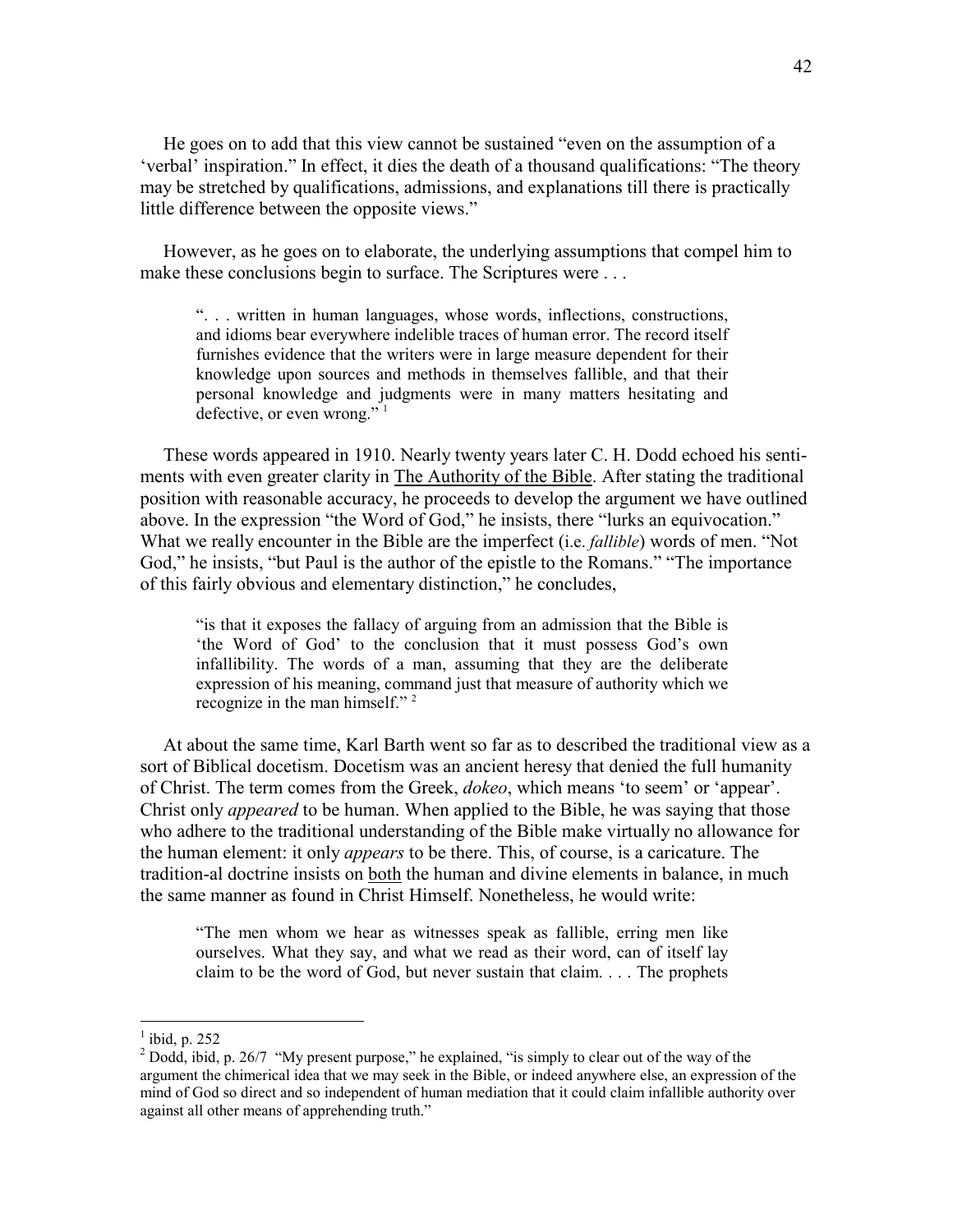He goes on to add that this view cannot be sustained "even on the assumption of a 'verbal' inspiration." In effect, it dies the death of a thousand qualifications: "The theory may be stretched by qualifications, admissions, and explanations till there is practically little difference between the opposite views."

However, as he goes on to elaborate, the underlying assumptions that compel him to make these conclusions begin to surface. The Scriptures were . . .

> ". . . written in human languages, whose words, inflections, constructions, and idioms bear everywhere indelible traces of human error. The record itself furnishes evidence that the writers were in large measure dependent for their knowledge upon sources and methods in themselves fallible, and that their personal knowledge and judgments were in many matters hesitating and defective, or even wrong." [1]

These words appeared in 1910. Nearly twenty years later C. H. Dodd echoed his sentiments with even greater clarity in <u>The Authority of the Bible</u>. After stating the traditional position with reasonable accuracy, he proceeds to develop the argument we have outlined above. In the expression "the Word of God," he insists, there "lurks an equivocation." What we really encounter in the Bible are the imperfect (i.e. *fallible*) words of men. "Not God," he insists, "but Paul is the author of the epistle to the Romans." "The importance of this fairly obvious and elementary distinction," he concludes,

> "is that it exposes the fallacy of arguing from an admission that the Bible is 'the Word of God' to the conclusion that it must possess God's own infallibility. The words of a man, assuming that they are the deliberate expression of his meaning, command just that measure of authority which we recognize in the man himself." [2]

At about the same time, Karl Barth went so far as to described the traditional view as a sort of Biblical docetism. Docetism was an ancient heresy that denied the full humanity of Christ. The term comes from the Greek, *dokeo*, which means 'to seem' or 'appear'. Christ only *appeared* to be human. When applied to the Bible, he was saying that those who adhere to the traditional understanding of the Bible make virtually no allowance for the human element: it only *appears* to be there. This, of course, is a caricature. The tradition-al doctrine insists on <u>both</u> the human and divine elements in balance, in much the same manner as found in Christ Himself. Nonetheless, he would write:

> "The men whom we hear as witnesses speak as fallible, erring men like ourselves. What they say, and what we read as their word, can of itself lay claim to be the word of God, but never sustain that claim. . . . The prophets

---

[1] ibid, p. 252

[2] Dodd, ibid, p. 26/7 "My present purpose," he explained, "is simply to clear out of the way of the argument the chimerical idea that we may seek in the Bible, or indeed anywhere else, an expression of the mind of God so direct and so independent of human mediation that it could claim infallible authority over against all other means of apprehending truth."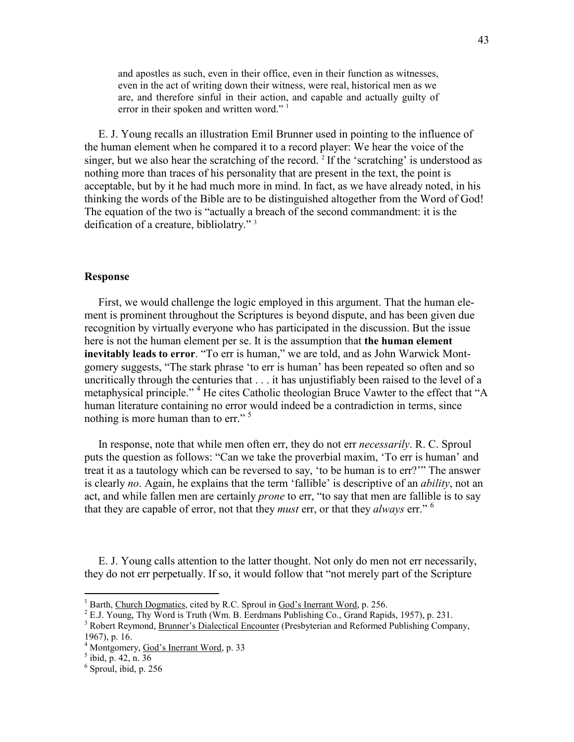> and apostles as such, even in their office, even in their function as witnesses, even in the act of writing down their witness, were real, historical men as we are, and therefore sinful in their action, and capable and actually guilty of error in their spoken and written word." [1]

E. J. Young recalls an illustration Emil Brunner used in pointing to the influence of the human element when he compared it to a record player: We hear the voice of the singer, but we also hear the scratching of the record. [2] If the 'scratching' is understood as nothing more than traces of his personality that are present in the text, the point is acceptable, but by it he had much more in mind. In fact, as we have already noted, in his thinking the words of the Bible are to be distinguished altogether from the Word of God! The equation of the two is "actually a breach of the second commandment: it is the deification of a creature, bibliolatry." [3]

**Response**

First, we would challenge the logic employed in this argument. That the human element is prominent throughout the Scriptures is beyond dispute, and has been given due recognition by virtually everyone who has participated in the discussion. But the issue here is not the human element per se. It is the assumption that **the human element inevitably leads to error**. "To err is human," we are told, and as John Warwick Montgomery suggests, "The stark phrase 'to err is human' has been repeated so often and so uncritically through the centuries that . . . it has unjustifiably been raised to the level of a metaphysical principle." [4] He cites Catholic theologian Bruce Vawter to the effect that "A human literature containing no error would indeed be a contradiction in terms, since nothing is more human than to err." [5]

In response, note that while men often err, they do not err *necessarily*. R. C. Sproul puts the question as follows: "Can we take the proverbial maxim, 'To err is human' and treat it as a tautology which can be reversed to say, 'to be human is to err?'" The answer is clearly *no*. Again, he explains that the term 'fallible' is descriptive of an *ability*, not an act, and while fallen men are certainly *prone* to err, "to say that men are fallible is to say that they are capable of error, not that they *must* err, or that they *always* err." [6]

E. J. Young calls attention to the latter thought. Not only do men not err necessarily, they do not err perpetually. If so, it would follow that "not merely part of the Scripture

---

[1] Barth, Church Dogmatics, cited by R.C. Sproul in God's Inerrant Word, p. 256.

[2] E.J. Young, Thy Word is Truth (Wm. B. Eerdmans Publishing Co., Grand Rapids, 1957), p. 231.

[3] Robert Reymond, Brunner's Dialectical Encounter (Presbyterian and Reformed Publishing Company, 1967), p. 16.

[4] Montgomery, God's Inerrant Word, p. 33

[5] ibid, p. 42, n. 36

[6] Sproul, ibid, p. 256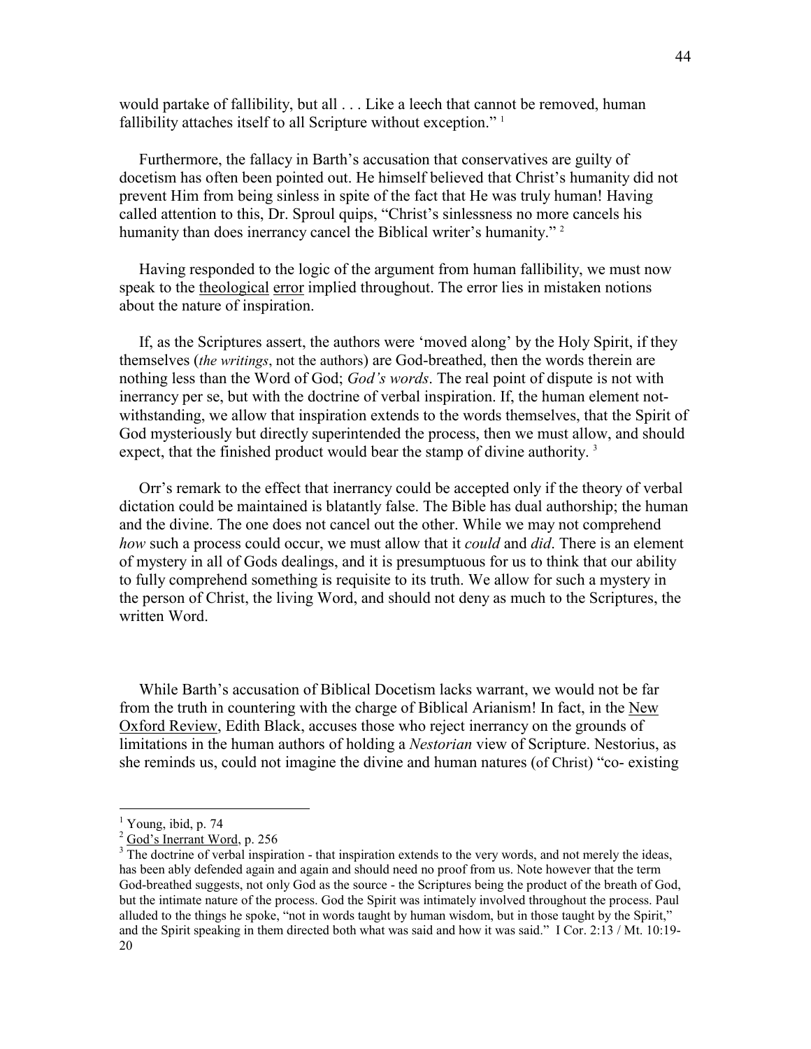would partake of fallibility, but all . . . Like a leech that cannot be removed, human fallibility attaches itself to all Scripture without exception."[1]

Furthermore, the fallacy in Barth's accusation that conservatives are guilty of docetism has often been pointed out. He himself believed that Christ's humanity did not prevent Him from being sinless in spite of the fact that He was truly human! Having called attention to this, Dr. Sproul quips, "Christ's sinlessness no more cancels his humanity than does inerrancy cancel the Biblical writer's humanity."[2]

Having responded to the logic of the argument from human fallibility, we must now speak to the theological error implied throughout. The error lies in mistaken notions about the nature of inspiration.

If, as the Scriptures assert, the authors were 'moved along' by the Holy Spirit, if they themselves (*the writings*, not the authors) are God-breathed, then the words therein are nothing less than the Word of God; *God's words*. The real point of dispute is not with inerrancy per se, but with the doctrine of verbal inspiration. If, the human element not-withstanding, we allow that inspiration extends to the words themselves, that the Spirit of God mysteriously but directly superintended the process, then we must allow, and should expect, that the finished product would bear the stamp of divine authority.[3]

Orr's remark to the effect that inerrancy could be accepted only if the theory of verbal dictation could be maintained is blatantly false. The Bible has dual authorship; the human and the divine. The one does not cancel out the other. While we may not comprehend *how* such a process could occur, we must allow that it *could* and *did*. There is an element of mystery in all of Gods dealings, and it is presumptuous for us to think that our ability to fully comprehend something is requisite to its truth. We allow for such a mystery in the person of Christ, the living Word, and should not deny as much to the Scriptures, the written Word.

While Barth's accusation of Biblical Docetism lacks warrant, we would not be far from the truth in countering with the charge of Biblical Arianism! In fact, in the New Oxford Review, Edith Black, accuses those who reject inerrancy on the grounds of limitations in the human authors of holding a *Nestorian* view of Scripture. Nestorius, as she reminds us, could not imagine the divine and human natures (of Christ) "co- existing

---

[1] Young, ibid, p. 74

[2] God's Inerrant Word, p. 256

[3] The doctrine of verbal inspiration - that inspiration extends to the very words, and not merely the ideas, has been ably defended again and again and should need no proof from us. Note however that the term God-breathed suggests, not only God as the source - the Scriptures being the product of the breath of God, but the intimate nature of the process. God the Spirit was intimately involved throughout the process. Paul alluded to the things he spoke, "not in words taught by human wisdom, but in those taught by the Spirit," and the Spirit speaking in them directed both what was said and how it was said." I Cor. 2:13 / Mt. 10:19-20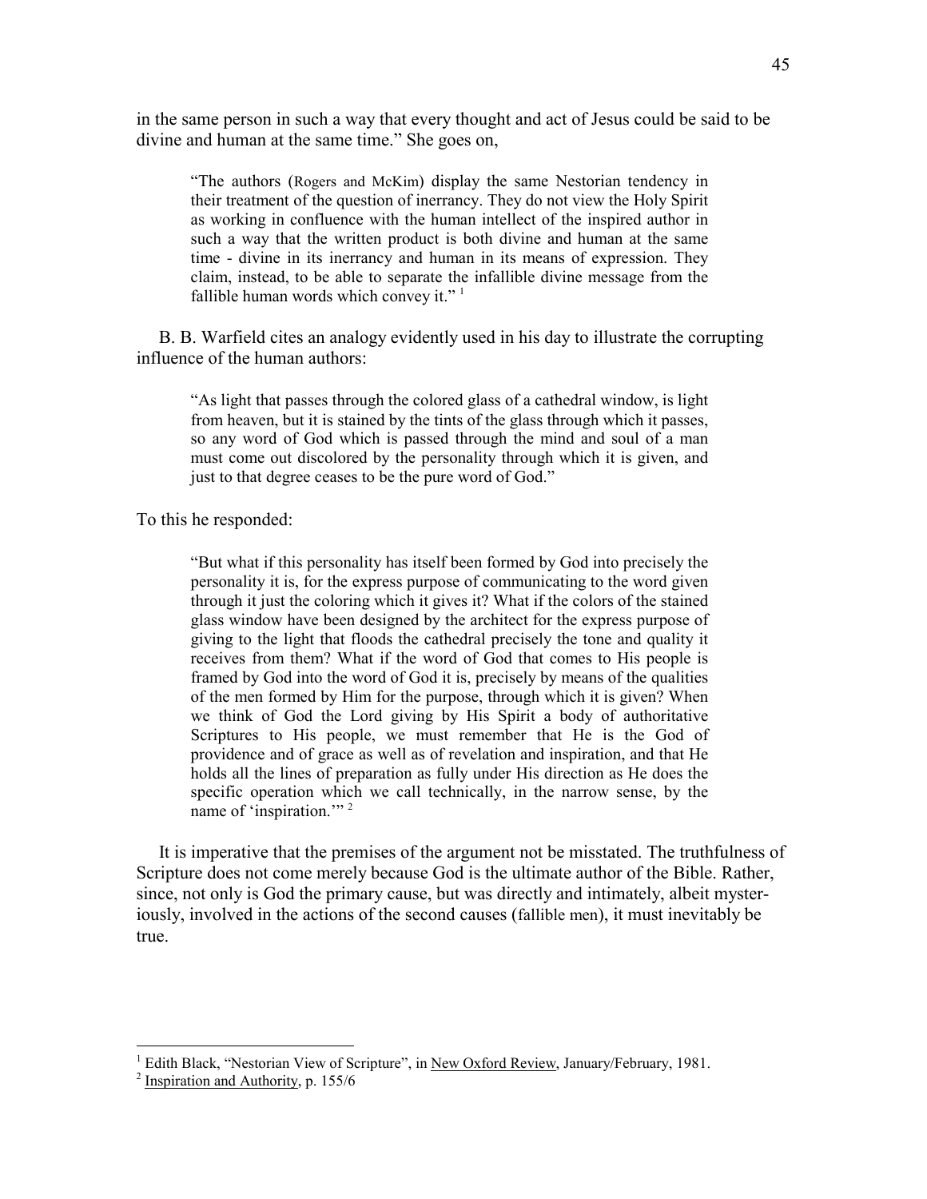in the same person in such a way that every thought and act of Jesus could be said to be divine and human at the same time." She goes on,

> "The authors (Rogers and McKim) display the same Nestorian tendency in their treatment of the question of inerrancy. They do not view the Holy Spirit as working in confluence with the human intellect of the inspired author in such a way that the written product is both divine and human at the same time - divine in its inerrancy and human in its means of expression. They claim, instead, to be able to separate the infallible divine message from the fallible human words which convey it." [1]

B. B. Warfield cites an analogy evidently used in his day to illustrate the corrupting influence of the human authors:

> "As light that passes through the colored glass of a cathedral window, is light from heaven, but it is stained by the tints of the glass through which it passes, so any word of God which is passed through the mind and soul of a man must come out discolored by the personality through which it is given, and just to that degree ceases to be the pure word of God."

To this he responded:

> "But what if this personality has itself been formed by God into precisely the personality it is, for the express purpose of communicating to the word given through it just the coloring which it gives it? What if the colors of the stained glass window have been designed by the architect for the express purpose of giving to the light that floods the cathedral precisely the tone and quality it receives from them? What if the word of God that comes to His people is framed by God into the word of God it is, precisely by means of the qualities of the men formed by Him for the purpose, through which it is given? When we think of God the Lord giving by His Spirit a body of authoritative Scriptures to His people, we must remember that He is the God of providence and of grace as well as of revelation and inspiration, and that He holds all the lines of preparation as fully under His direction as He does the specific operation which we call technically, in the narrow sense, by the name of 'inspiration.'" [2]

It is imperative that the premises of the argument not be misstated. The truthfulness of Scripture does not come merely because God is the ultimate author of the Bible. Rather, since, not only is God the primary cause, but was directly and intimately, albeit mysteriously, involved in the actions of the second causes (fallible men), it must inevitably be true.

---

[1] Edith Black, "Nestorian View of Scripture", in New Oxford Review, January/February, 1981.

[2] Inspiration and Authority, p. 155/6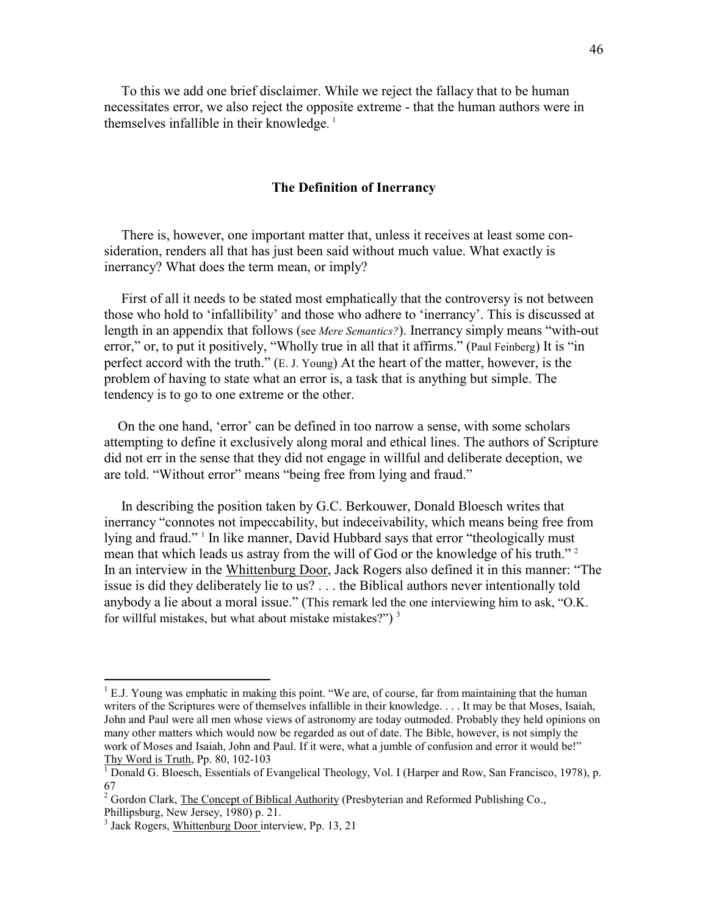To this we add one brief disclaimer. While we reject the fallacy that to be human necessitates error, we also reject the opposite extreme - that the human authors were in themselves infallible in their knowledge.[1]

### The Definition of Inerrancy

There is, however, one important matter that, unless it receives at least some consideration, renders all that has just been said without much value. What exactly is inerrancy? What does the term mean, or imply?

First of all it needs to be stated most emphatically that the controversy is not between those who hold to 'infallibility' and those who adhere to 'inerrancy'. This is discussed at length in an appendix that follows (see *Mere Semantics?*). Inerrancy simply means "with-out error," or, to put it positively, "Wholly true in all that it affirms." (Paul Feinberg) It is "in perfect accord with the truth." (E. J. Young) At the heart of the matter, however, is the problem of having to state what an error is, a task that is anything but simple. The tendency is to go to one extreme or the other.

On the one hand, 'error' can be defined in too narrow a sense, with some scholars attempting to define it exclusively along moral and ethical lines. The authors of Scripture did not err in the sense that they did not engage in willful and deliberate deception, we are told. "Without error" means "being free from lying and fraud."

In describing the position taken by G.C. Berkouwer, Donald Bloesch writes that inerrancy "connotes not impeccability, but indeceivability, which means being free from lying and fraud." [1] In like manner, David Hubbard says that error "theologically must mean that which leads us astray from the will of God or the knowledge of his truth." [2] In an interview in the Whittenburg Door, Jack Rogers also defined it in this manner: "The issue is did they deliberately lie to us? . . . the Biblical authors never intentionally told anybody a lie about a moral issue." (This remark led the one interviewing him to ask, "O.K. for willful mistakes, but what about mistake mistakes?") [3]

---

[1] E.J. Young was emphatic in making this point. "We are, of course, far from maintaining that the human writers of the Scriptures were of themselves infallible in their knowledge. . . . It may be that Moses, Isaiah, John and Paul were all men whose views of astronomy are today outmoded. Probably they held opinions on many other matters which would now be regarded as out of date. The Bible, however, is not simply the work of Moses and Isaiah, John and Paul. If it were, what a jumble of confusion and error it would be!" Thy Word is Truth, Pp. 80, 102-103

[1] Donald G. Bloesch, Essentials of Evangelical Theology, Vol. I (Harper and Row, San Francisco, 1978), p. 67

[2] Gordon Clark, The Concept of Biblical Authority (Presbyterian and Reformed Publishing Co., Phillipsburg, New Jersey, 1980) p. 21.

[3] Jack Rogers, Whittenburg Door interview, Pp. 13, 21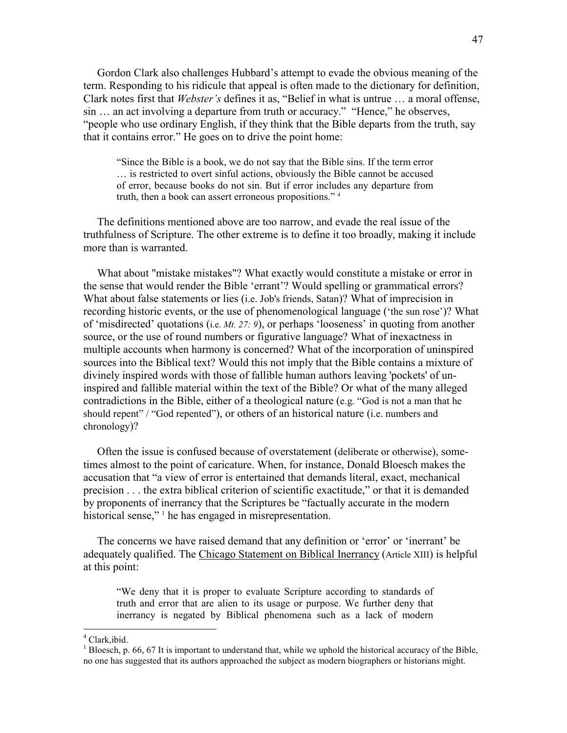Gordon Clark also challenges Hubbard's attempt to evade the obvious meaning of the term. Responding to his ridicule that appeal is often made to the dictionary for definition, Clark notes first that *Webster's* defines it as, "Belief in what is untrue … a moral offense, sin … an act involving a departure from truth or accuracy." "Hence," he observes, "people who use ordinary English, if they think that the Bible departs from the truth, say that it contains error." He goes on to drive the point home:

> "Since the Bible is a book, we do not say that the Bible sins. If the term error … is restricted to overt sinful actions, obviously the Bible cannot be accused of error, because books do not sin. But if error includes any departure from truth, then a book can assert erroneous propositions." [4]

The definitions mentioned above are too narrow, and evade the real issue of the truthfulness of Scripture. The other extreme is to define it too broadly, making it include more than is warranted.

What about "mistake mistakes"? What exactly would constitute a mistake or error in the sense that would render the Bible 'errant'? Would spelling or grammatical errors? What about false statements or lies (i.e. Job's friends, Satan)? What of imprecision in recording historic events, or the use of phenomenological language ('the sun rose')? What of 'misdirected' quotations (i.e. *Mt. 27: 9*), or perhaps 'looseness' in quoting from another source, or the use of round numbers or figurative language? What of inexactness in multiple accounts when harmony is concerned? What of the incorporation of uninspired sources into the Biblical text? Would this not imply that the Bible contains a mixture of divinely inspired words with those of fallible human authors leaving 'pockets' of un-inspired and fallible material within the text of the Bible? Or what of the many alleged contradictions in the Bible, either of a theological nature (e.g. "God is not a man that he should repent" / "God repented"), or others of an historical nature (i.e. numbers and chronology)?

Often the issue is confused because of overstatement (deliberate or otherwise), some-times almost to the point of caricature. When, for instance, Donald Bloesch makes the accusation that "a view of error is entertained that demands literal, exact, mechanical precision . . . the extra biblical criterion of scientific exactitude," or that it is demanded by proponents of inerrancy that the Scriptures be "factually accurate in the modern historical sense," [1] he has engaged in misrepresentation.

The concerns we have raised demand that any definition or 'error' or 'inerrant' be adequately qualified. The Chicago Statement on Biblical Inerrancy (Article XIII) is helpful at this point:

> "We deny that it is proper to evaluate Scripture according to standards of truth and error that are alien to its usage or purpose. We further deny that inerrancy is negated by Biblical phenomena such as a lack of modern

---

[4] Clark,ibid.

[1] Bloesch, p. 66, 67 It is important to understand that, while we uphold the historical accuracy of the Bible, no one has suggested that its authors approached the subject as modern biographers or historians might.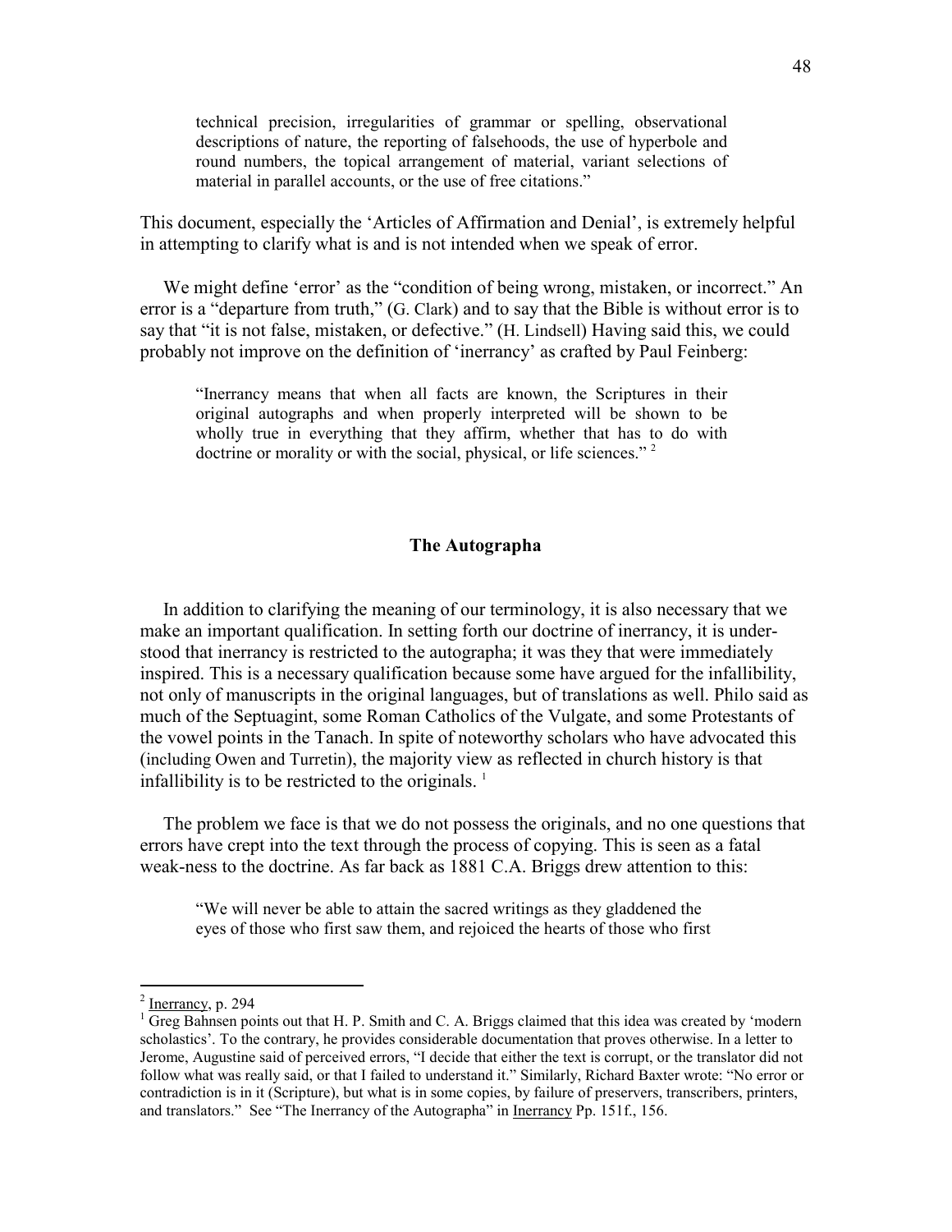> technical precision, irregularities of grammar or spelling, observational descriptions of nature, the reporting of falsehoods, the use of hyperbole and round numbers, the topical arrangement of material, variant selections of material in parallel accounts, or the use of free citations."

This document, especially the 'Articles of Affirmation and Denial', is extremely helpful in attempting to clarify what is and is not intended when we speak of error.

We might define 'error' as the "condition of being wrong, mistaken, or incorrect." An error is a "departure from truth," (G. Clark) and to say that the Bible is without error is to say that "it is not false, mistaken, or defective." (H. Lindsell) Having said this, we could probably not improve on the definition of 'inerrancy' as crafted by Paul Feinberg:

> "Inerrancy means that when all facts are known, the Scriptures in their original autographs and when properly interpreted will be shown to be wholly true in everything that they affirm, whether that has to do with doctrine or morality or with the social, physical, or life sciences." [2]

### The Autographa

In addition to clarifying the meaning of our terminology, it is also necessary that we make an important qualification. In setting forth our doctrine of inerrancy, it is understood that inerrancy is restricted to the autographa; it was they that were immediately inspired. This is a necessary qualification because some have argued for the infallibility, not only of manuscripts in the original languages, but of translations as well. Philo said as much of the Septuagint, some Roman Catholics of the Vulgate, and some Protestants of the vowel points in the Tanach. In spite of noteworthy scholars who have advocated this (including Owen and Turretin), the majority view as reflected in church history is that infallibility is to be restricted to the originals. [1]

The problem we face is that we do not possess the originals, and no one questions that errors have crept into the text through the process of copying. This is seen as a fatal weak-ness to the doctrine. As far back as 1881 C.A. Briggs drew attention to this:

> "We will never be able to attain the sacred writings as they gladdened the eyes of those who first saw them, and rejoiced the hearts of those who first

---

[2] Inerrancy, p. 294

[1] Greg Bahnsen points out that H. P. Smith and C. A. Briggs claimed that this idea was created by 'modern scholastics'. To the contrary, he provides considerable documentation that proves otherwise. In a letter to Jerome, Augustine said of perceived errors, "I decide that either the text is corrupt, or the translator did not follow what was really said, or that I failed to understand it." Similarly, Richard Baxter wrote: "No error or contradiction is in it (Scripture), but what is in some copies, by failure of preservers, transcribers, printers, and translators." See "The Inerrancy of the Autographa" in Inerrancy Pp. 151f., 156.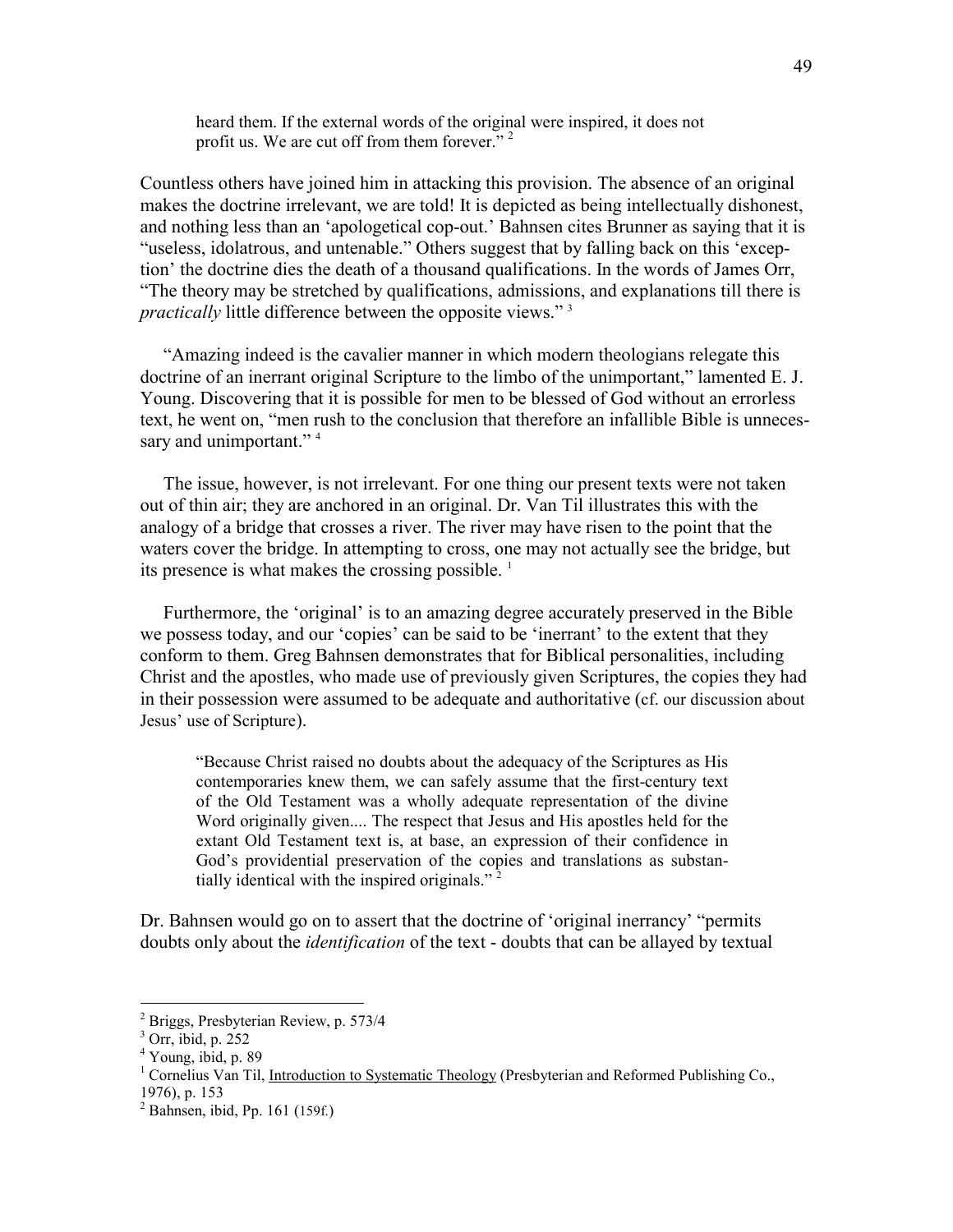> heard them. If the external words of the original were inspired, it does not profit us. We are cut off from them forever." [2]

Countless others have joined him in attacking this provision. The absence of an original makes the doctrine irrelevant, we are told! It is depicted as being intellectually dishonest, and nothing less than an 'apologetical cop-out.' Bahnsen cites Brunner as saying that it is "useless, idolatrous, and untenable." Others suggest that by falling back on this 'exception' the doctrine dies the death of a thousand qualifications. In the words of James Orr, "The theory may be stretched by qualifications, admissions, and explanations till there is *practically* little difference between the opposite views." [3]

"Amazing indeed is the cavalier manner in which modern theologians relegate this doctrine of an inerrant original Scripture to the limbo of the unimportant," lamented E. J. Young. Discovering that it is possible for men to be blessed of God without an errorless text, he went on, "men rush to the conclusion that therefore an infallible Bible is unnecessary and unimportant." [4]

The issue, however, is not irrelevant. For one thing our present texts were not taken out of thin air; they are anchored in an original. Dr. Van Til illustrates this with the analogy of a bridge that crosses a river. The river may have risen to the point that the waters cover the bridge. In attempting to cross, one may not actually see the bridge, but its presence is what makes the crossing possible. [1]

Furthermore, the 'original' is to an amazing degree accurately preserved in the Bible we possess today, and our 'copies' can be said to be 'inerrant' to the extent that they conform to them. Greg Bahnsen demonstrates that for Biblical personalities, including Christ and the apostles, who made use of previously given Scriptures, the copies they had in their possession were assumed to be adequate and authoritative (cf. our discussion about Jesus' use of Scripture).

> "Because Christ raised no doubts about the adequacy of the Scriptures as His contemporaries knew them, we can safely assume that the first-century text of the Old Testament was a wholly adequate representation of the divine Word originally given.... The respect that Jesus and His apostles held for the extant Old Testament text is, at base, an expression of their confidence in God's providential preservation of the copies and translations as substantially identical with the inspired originals." [2]

Dr. Bahnsen would go on to assert that the doctrine of 'original inerrancy' "permits doubts only about the *identification* of the text - doubts that can be allayed by textual

---

[2] Briggs, Presbyterian Review, p. 573/4

[3] Orr, ibid, p. 252

[4] Young, ibid, p. 89

[1] Cornelius Van Til, Introduction to Systematic Theology (Presbyterian and Reformed Publishing Co., 1976), p. 153

[2] Bahnsen, ibid, Pp. 161 (159f.)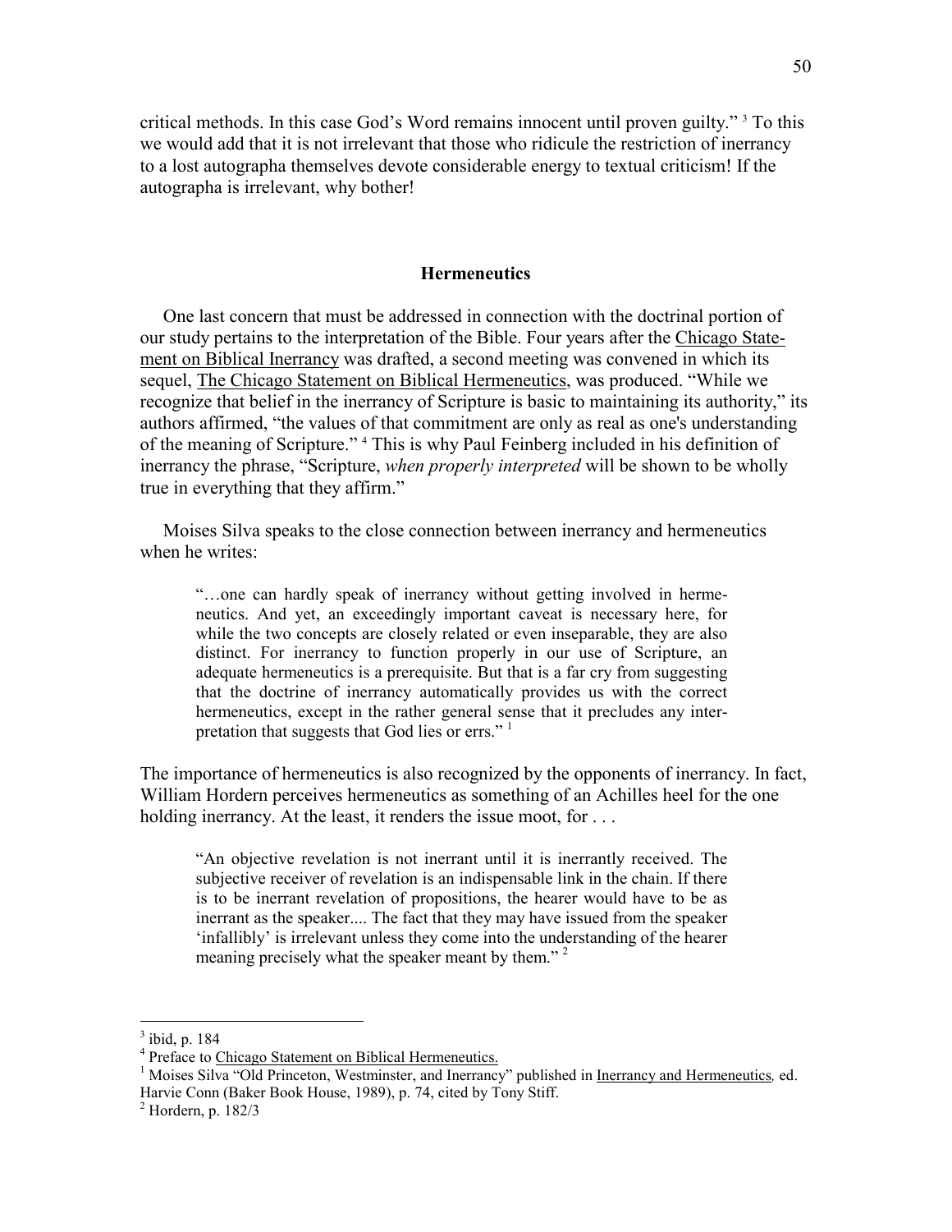critical methods. In this case God's Word remains innocent until proven guilty." [3] To this we would add that it is not irrelevant that those who ridicule the restriction of inerrancy to a lost autographa themselves devote considerable energy to textual criticism! If the autographa is irrelevant, why bother!

## Hermeneutics

One last concern that must be addressed in connection with the doctrinal portion of our study pertains to the interpretation of the Bible. Four years after the Chicago Statement on Biblical Inerrancy was drafted, a second meeting was convened in which its sequel, The Chicago Statement on Biblical Hermeneutics, was produced. "While we recognize that belief in the inerrancy of Scripture is basic to maintaining its authority," its authors affirmed, "the values of that commitment are only as real as one's understanding of the meaning of Scripture." [4] This is why Paul Feinberg included in his definition of inerrancy the phrase, "Scripture, *when properly interpreted* will be shown to be wholly true in everything that they affirm."

Moises Silva speaks to the close connection between inerrancy and hermeneutics when he writes:

> "…one can hardly speak of inerrancy without getting involved in hermeneutics. And yet, an exceedingly important caveat is necessary here, for while the two concepts are closely related or even inseparable, they are also distinct. For inerrancy to function properly in our use of Scripture, an adequate hermeneutics is a prerequisite. But that is a far cry from suggesting that the doctrine of inerrancy automatically provides us with the correct hermeneutics, except in the rather general sense that it precludes any interpretation that suggests that God lies or errs." [1]

The importance of hermeneutics is also recognized by the opponents of inerrancy. In fact, William Hordern perceives hermeneutics as something of an Achilles heel for the one holding inerrancy. At the least, it renders the issue moot, for . . .

> "An objective revelation is not inerrant until it is inerrantly received. The subjective receiver of revelation is an indispensable link in the chain. If there is to be inerrant revelation of propositions, the hearer would have to be as inerrant as the speaker.... The fact that they may have issued from the speaker 'infallibly' is irrelevant unless they come into the understanding of the hearer meaning precisely what the speaker meant by them." [2]

---

[3] ibid, p. 184

[4] Preface to Chicago Statement on Biblical Hermeneutics.

[1] Moises Silva "Old Princeton, Westminster, and Inerrancy" published in Inerrancy and Hermeneutics, ed. Harvie Conn (Baker Book House, 1989), p. 74, cited by Tony Stiff.

[2] Hordern, p. 182/3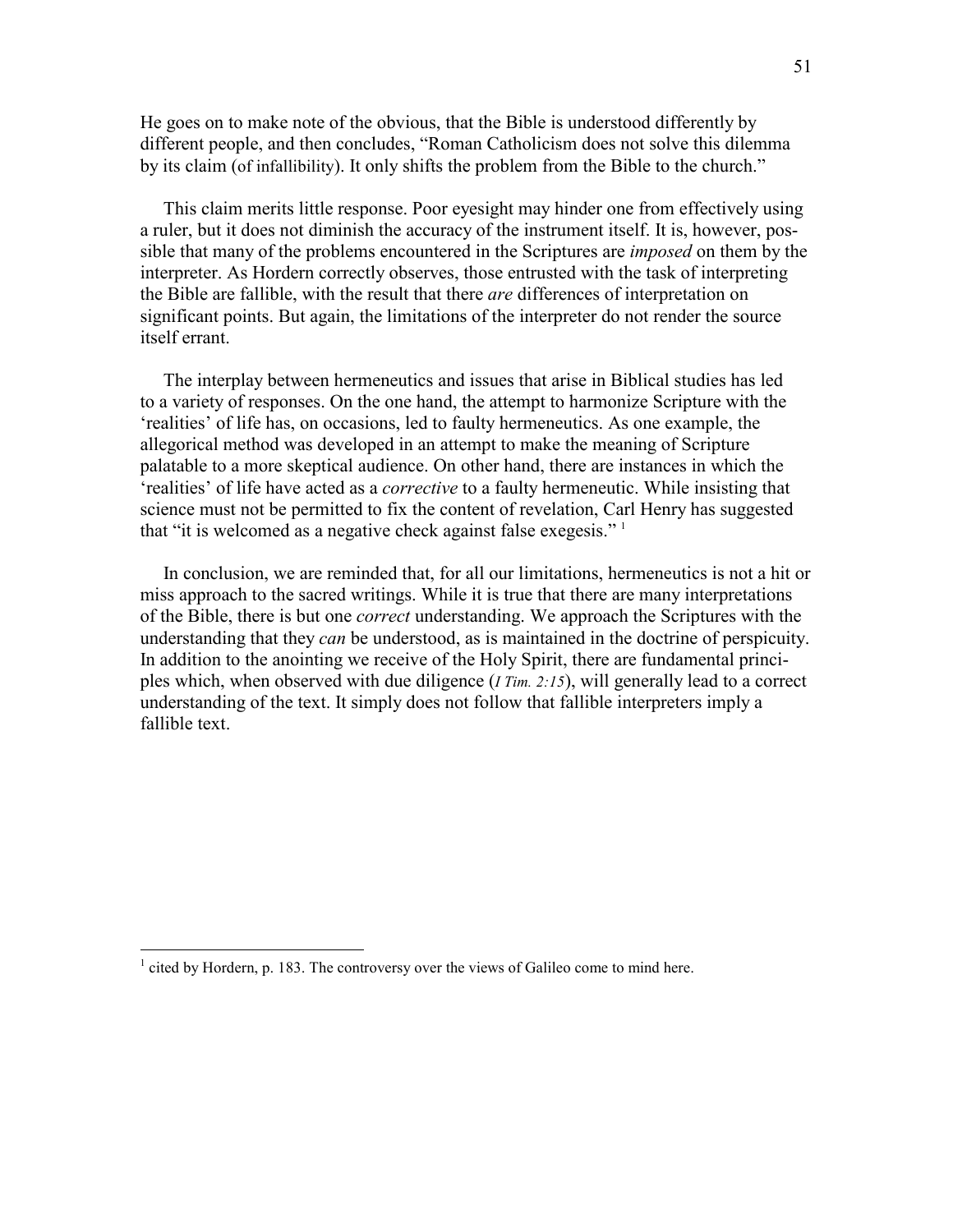He goes on to make note of the obvious, that the Bible is understood differently by different people, and then concludes, “Roman Catholicism does not solve this dilemma by its claim (of infallibility). It only shifts the problem from the Bible to the church.”

This claim merits little response. Poor eyesight may hinder one from effectively using a ruler, but it does not diminish the accuracy of the instrument itself. It is, however, possible that many of the problems encountered in the Scriptures are *imposed* on them by the interpreter. As Hordern correctly observes, those entrusted with the task of interpreting the Bible are fallible, with the result that there *are* differences of interpretation on significant points. But again, the limitations of the interpreter do not render the source itself errant.

The interplay between hermeneutics and issues that arise in Biblical studies has led to a variety of responses. On the one hand, the attempt to harmonize Scripture with the ‘realities’ of life has, on occasions, led to faulty hermeneutics. As one example, the allegorical method was developed in an attempt to make the meaning of Scripture palatable to a more skeptical audience. On other hand, there are instances in which the ‘realities’ of life have acted as a *corrective* to a faulty hermeneutic. While insisting that science must not be permitted to fix the content of revelation, Carl Henry has suggested that “it is welcomed as a negative check against false exegesis.” [1]

In conclusion, we are reminded that, for all our limitations, hermeneutics is not a hit or miss approach to the sacred writings. While it is true that there are many interpretations of the Bible, there is but one *correct* understanding. We approach the Scriptures with the understanding that they *can* be understood, as is maintained in the doctrine of perspicuity. In addition to the anointing we receive of the Holy Spirit, there are fundamental principles which, when observed with due diligence (*I Tim. 2:15*), will generally lead to a correct understanding of the text. It simply does not follow that fallible interpreters imply a fallible text.

---

[1] cited by Hordern, p. 183. The controversy over the views of Galileo come to mind here.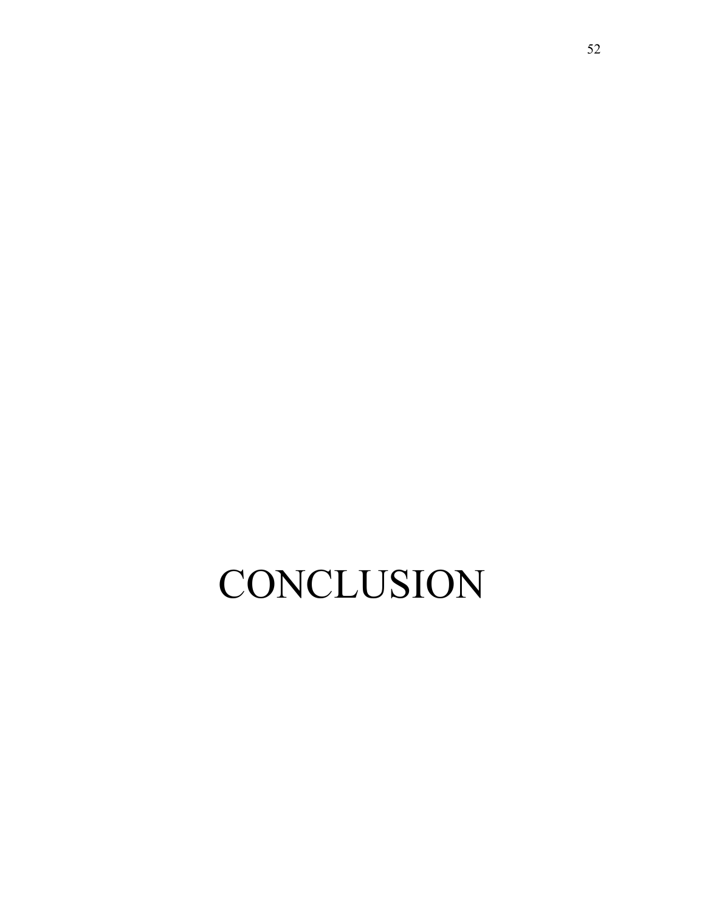# CONCLUSION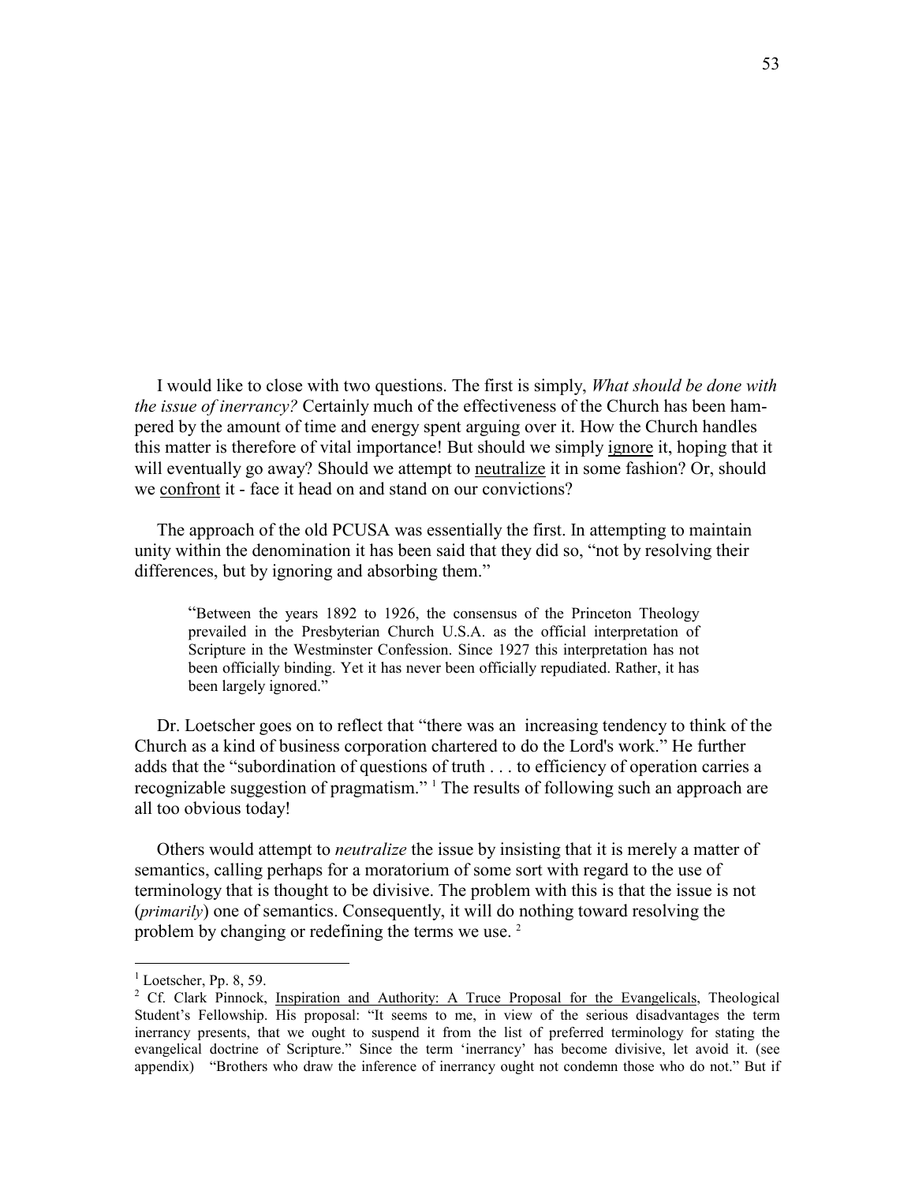I would like to close with two questions. The first is simply, *What should be done with the issue of inerrancy?* Certainly much of the effectiveness of the Church has been hampered by the amount of time and energy spent arguing over it. How the Church handles this matter is therefore of vital importance! But should we simply <u>ignore</u> it, hoping that it will eventually go away? Should we attempt to <u>neutralize</u> it in some fashion? Or, should we <u>confront</u> it - face it head on and stand on our convictions?

The approach of the old PCUSA was essentially the first. In attempting to maintain unity within the denomination it has been said that they did so, "not by resolving their differences, but by ignoring and absorbing them."

> "Between the years 1892 to 1926, the consensus of the Princeton Theology prevailed in the Presbyterian Church U.S.A. as the official interpretation of Scripture in the Westminster Confession. Since 1927 this interpretation has not been officially binding. Yet it has never been officially repudiated. Rather, it has been largely ignored."

Dr. Loetscher goes on to reflect that "there was an increasing tendency to think of the Church as a kind of business corporation chartered to do the Lord's work." He further adds that the "subordination of questions of truth . . . to efficiency of operation carries a recognizable suggestion of pragmatism." [1] The results of following such an approach are all too obvious today!

Others would attempt to *neutralize* the issue by insisting that it is merely a matter of semantics, calling perhaps for a moratorium of some sort with regard to the use of terminology that is thought to be divisive. The problem with this is that the issue is not (*primarily*) one of semantics. Consequently, it will do nothing toward resolving the problem by changing or redefining the terms we use. [2]

---

[1] Loetscher, Pp. 8, 59.

[2] Cf. Clark Pinnock, <u>Inspiration and Authority: A Truce Proposal for the Evangelicals</u>, Theological Student's Fellowship. His proposal: "It seems to me, in view of the serious disadvantages the term inerrancy presents, that we ought to suspend it from the list of preferred terminology for stating the evangelical doctrine of Scripture." Since the term 'inerrancy' has become divisive, let avoid it. (see appendix) "Brothers who draw the inference of inerrancy ought not condemn those who do not." But if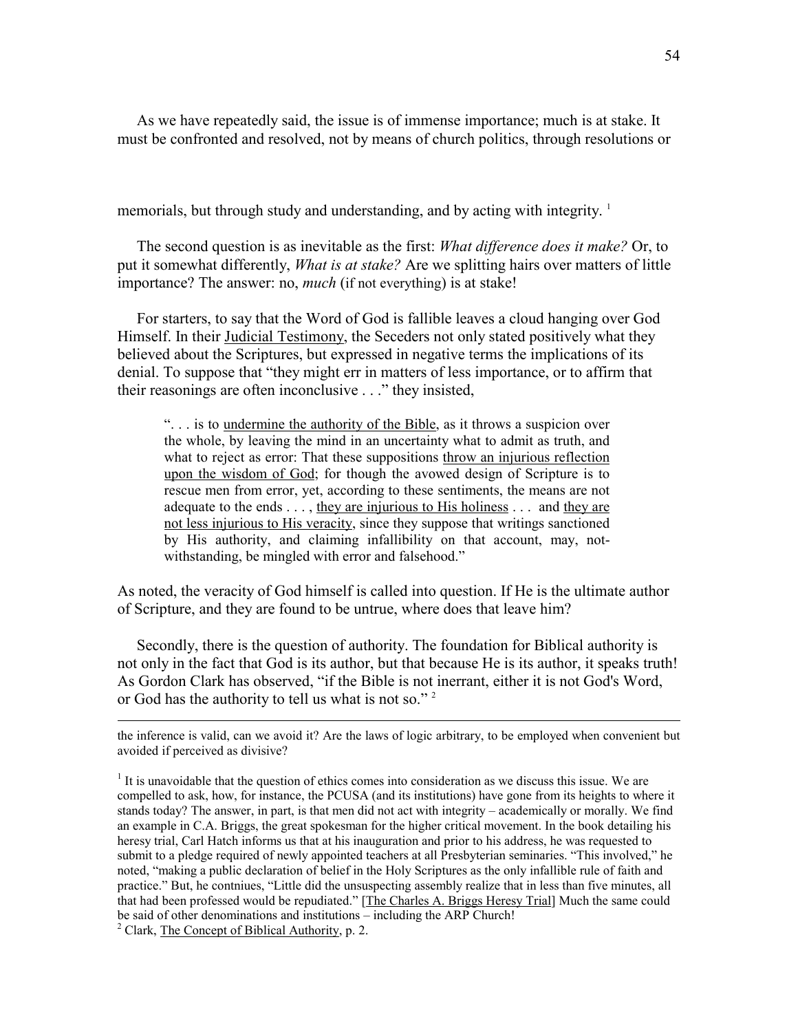As we have repeatedly said, the issue is of immense importance; much is at stake. It must be confronted and resolved, not by means of church politics, through resolutions or memorials, but through study and understanding, and by acting with integrity. [1]

The second question is as inevitable as the first: *What difference does it make?* Or, to put it somewhat differently, *What is at stake?* Are we splitting hairs over matters of little importance? The answer: no, *much* (if not everything) is at stake!

For starters, to say that the Word of God is fallible leaves a cloud hanging over God Himself. In their Judicial Testimony, the Seceders not only stated positively what they believed about the Scriptures, but expressed in negative terms the implications of its denial. To suppose that "they might err in matters of less importance, or to affirm that their reasonings are often inconclusive . . ." they insisted,

> ". . . is to undermine the authority of the Bible, as it throws a suspicion over the whole, by leaving the mind in an uncertainty what to admit as truth, and what to reject as error: That these suppositions throw an injurious reflection upon the wisdom of God; for though the avowed design of Scripture is to rescue men from error, yet, according to these sentiments, the means are not adequate to the ends . . . , they are injurious to His holiness . . . and they are not less injurious to His veracity, since they suppose that writings sanctioned by His authority, and claiming infallibility on that account, may, not-withstanding, be mingled with error and falsehood."

As noted, the veracity of God himself is called into question. If He is the ultimate author of Scripture, and they are found to be untrue, where does that leave him?

Secondly, there is the question of authority. The foundation for Biblical authority is not only in the fact that God is its author, but that because He is its author, it speaks truth! As Gordon Clark has observed, "if the Bible is not inerrant, either it is not God's Word, or God has the authority to tell us what is not so." [2]

---

the inference is valid, can we avoid it? Are the laws of logic arbitrary, to be employed when convenient but avoided if perceived as divisive?

[1] It is unavoidable that the question of ethics comes into consideration as we discuss this issue. We are compelled to ask, how, for instance, the PCUSA (and its institutions) have gone from its heights to where it stands today? The answer, in part, is that men did not act with integrity – academically or morally. We find an example in C.A. Briggs, the great spokesman for the higher critical movement. In the book detailing his heresy trial, Carl Hatch informs us that at his inauguration and prior to his address, he was requested to submit to a pledge required of newly appointed teachers at all Presbyterian seminaries. "This involved," he noted, "making a public declaration of belief in the Holy Scriptures as the only infallible rule of faith and practice." But, he contniues, "Little did the unsuspecting assembly realize that in less than five minutes, all that had been professed would be repudiated." [The Charles A. Briggs Heresy Trial] Much the same could be said of other denominations and institutions – including the ARP Church!

[2] Clark, The Concept of Biblical Authority, p. 2.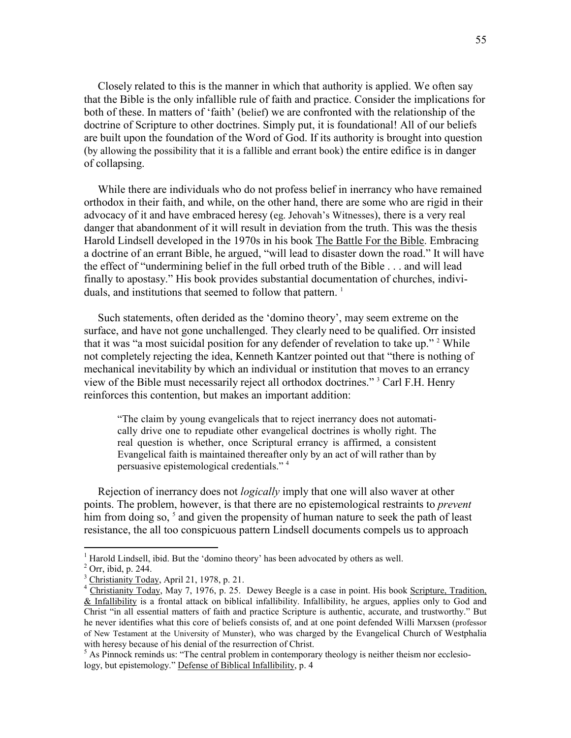Closely related to this is the manner in which that authority is applied. We often say that the Bible is the only infallible rule of faith and practice. Consider the implications for both of these. In matters of 'faith' (belief) we are confronted with the relationship of the doctrine of Scripture to other doctrines. Simply put, it is foundational! All of our beliefs are built upon the foundation of the Word of God. If its authority is brought into question (by allowing the possibility that it is a fallible and errant book) the entire edifice is in danger of collapsing.

While there are individuals who do not profess belief in inerrancy who have remained orthodox in their faith, and while, on the other hand, there are some who are rigid in their advocacy of it and have embraced heresy (eg. Jehovah's Witnesses), there is a very real danger that abandonment of it will result in deviation from the truth. This was the thesis Harold Lindsell developed in the 1970s in his book The Battle For the Bible. Embracing a doctrine of an errant Bible, he argued, "will lead to disaster down the road." It will have the effect of "undermining belief in the full orbed truth of the Bible . . . and will lead finally to apostasy." His book provides substantial documentation of churches, individuals, and institutions that seemed to follow that pattern. [1]

Such statements, often derided as the 'domino theory', may seem extreme on the surface, and have not gone unchallenged. They clearly need to be qualified. Orr insisted that it was "a most suicidal position for any defender of revelation to take up." [2] While not completely rejecting the idea, Kenneth Kantzer pointed out that "there is nothing of mechanical inevitability by which an individual or institution that moves to an errancy view of the Bible must necessarily reject all orthodox doctrines." [3] Carl F.H. Henry reinforces this contention, but makes an important addition:

> "The claim by young evangelicals that to reject inerrancy does not automatically drive one to repudiate other evangelical doctrines is wholly right. The real question is whether, once Scriptural errancy is affirmed, a consistent Evangelical faith is maintained thereafter only by an act of will rather than by persuasive epistemological credentials." [4]

Rejection of inerrancy does not *logically* imply that one will also waver at other points. The problem, however, is that there are no epistemological restraints to *prevent* him from doing so, [5] and given the propensity of human nature to seek the path of least resistance, the all too conspicuous pattern Lindsell documents compels us to approach

---

[1] Harold Lindsell, ibid. But the 'domino theory' has been advocated by others as well.

[2] Orr, ibid, p. 244.

[3] Christianity Today, April 21, 1978, p. 21.

[4] Christianity Today, May 7, 1976, p. 25. Dewey Beegle is a case in point. His book Scripture, Tradition, & Infallibility is a frontal attack on biblical infallibility. Infallibility, he argues, applies only to God and Christ "in all essential matters of faith and practice Scripture is authentic, accurate, and trustworthy." But he never identifies what this core of beliefs consists of, and at one point defended Willi Marxsen (professor of New Testament at the University of Munster), who was charged by the Evangelical Church of Westphalia with heresy because of his denial of the resurrection of Christ.

[5] As Pinnock reminds us: "The central problem in contemporary theology is neither theism nor ecclesiology, but epistemology." Defense of Biblical Infallibility, p. 4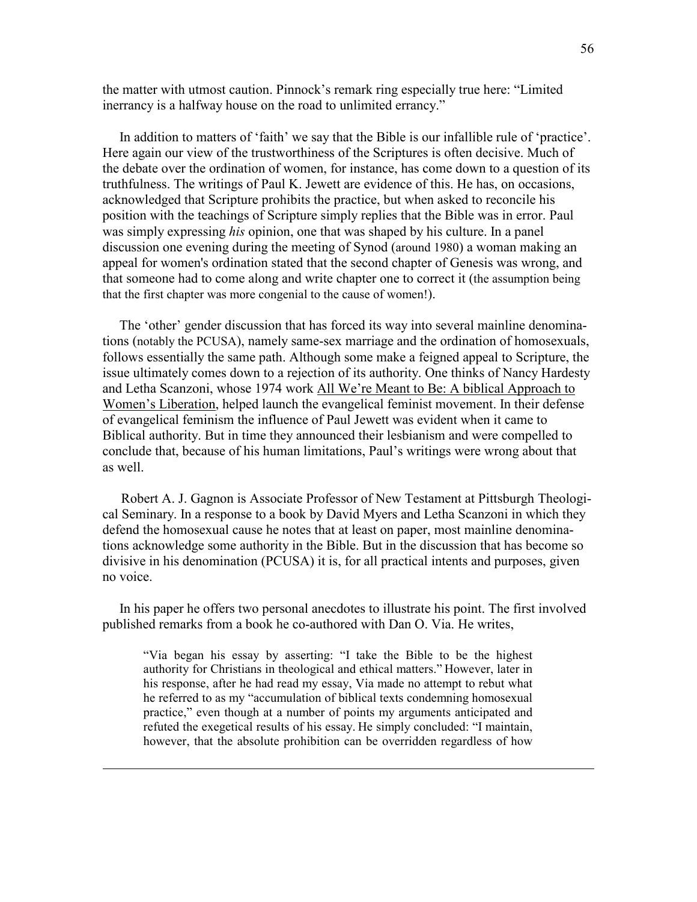the matter with utmost caution. Pinnock's remark ring especially true here: "Limited inerrancy is a halfway house on the road to unlimited errancy."

In addition to matters of 'faith' we say that the Bible is our infallible rule of 'practice'. Here again our view of the trustworthiness of the Scriptures is often decisive. Much of the debate over the ordination of women, for instance, has come down to a question of its truthfulness. The writings of Paul K. Jewett are evidence of this. He has, on occasions, acknowledged that Scripture prohibits the practice, but when asked to reconcile his position with the teachings of Scripture simply replies that the Bible was in error. Paul was simply expressing *his* opinion, one that was shaped by his culture. In a panel discussion one evening during the meeting of Synod (around 1980) a woman making an appeal for women's ordination stated that the second chapter of Genesis was wrong, and that someone had to come along and write chapter one to correct it (the assumption being that the first chapter was more congenial to the cause of women!).

The 'other' gender discussion that has forced its way into several mainline denominations (notably the PCUSA), namely same-sex marriage and the ordination of homosexuals, follows essentially the same path. Although some make a feigned appeal to Scripture, the issue ultimately comes down to a rejection of its authority. One thinks of Nancy Hardesty and Letha Scanzoni, whose 1974 work <u>All We're Meant to Be: A biblical Approach to Women's Liberation</u>, helped launch the evangelical feminist movement. In their defense of evangelical feminism the influence of Paul Jewett was evident when it came to Biblical authority. But in time they announced their lesbianism and were compelled to conclude that, because of his human limitations, Paul's writings were wrong about that as well.

Robert A. J. Gagnon is Associate Professor of New Testament at Pittsburgh Theological Seminary. In a response to a book by David Myers and Letha Scanzoni in which they defend the homosexual cause he notes that at least on paper, most mainline denominations acknowledge some authority in the Bible. But in the discussion that has become so divisive in his denomination (PCUSA) it is, for all practical intents and purposes, given no voice.

In his paper he offers two personal anecdotes to illustrate his point. The first involved published remarks from a book he co-authored with Dan O. Via. He writes,

> "Via began his essay by asserting: "I take the Bible to be the highest authority for Christians in theological and ethical matters." However, later in his response, after he had read my essay, Via made no attempt to rebut what he referred to as my "accumulation of biblical texts condemning homosexual practice," even though at a number of points my arguments anticipated and refuted the exegetical results of his essay. He simply concluded: "I maintain, however, that the absolute prohibition can be overridden regardless of how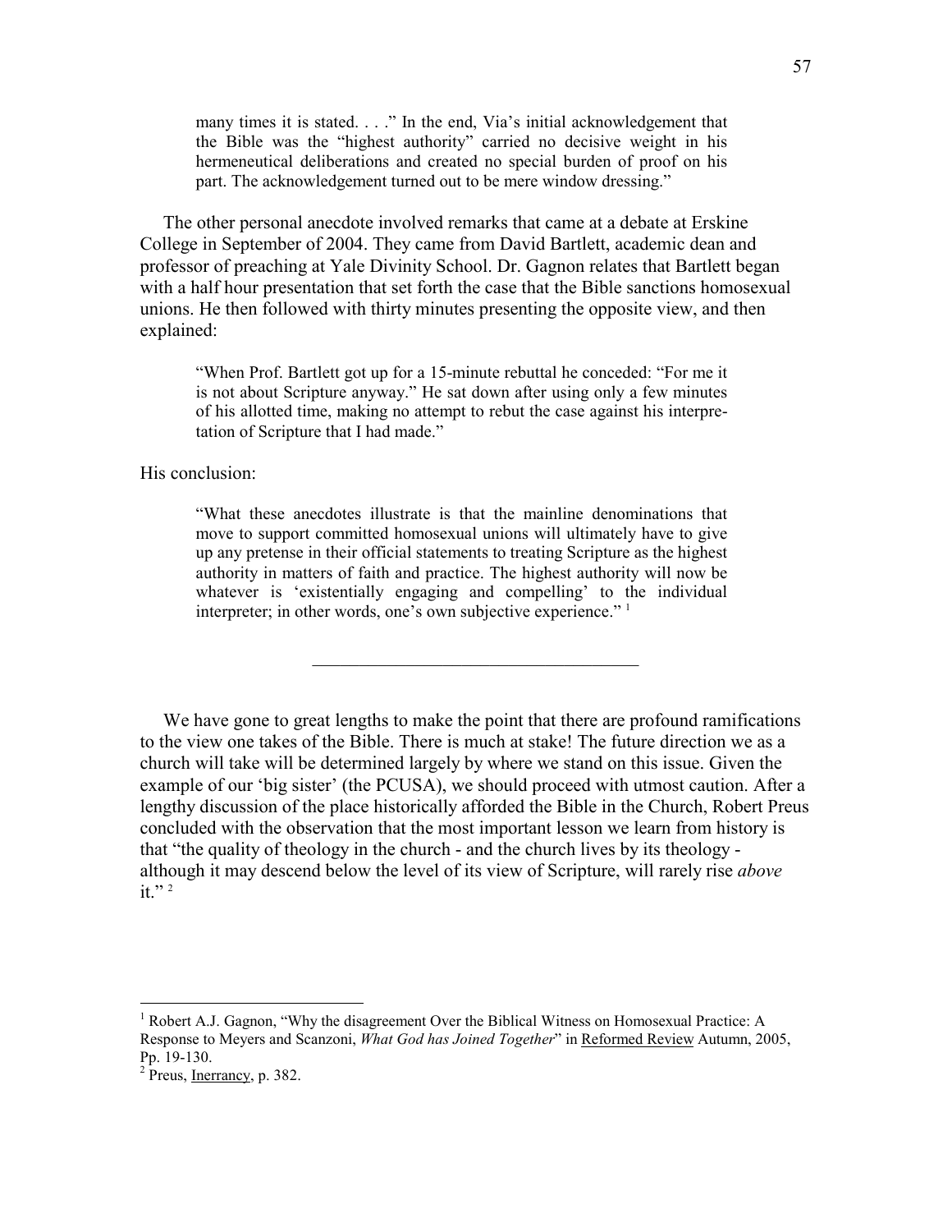> many times it is stated. . . ." In the end, Via's initial acknowledgement that the Bible was the "highest authority" carried no decisive weight in his hermeneutical deliberations and created no special burden of proof on his part. The acknowledgement turned out to be mere window dressing."

The other personal anecdote involved remarks that came at a debate at Erskine College in September of 2004. They came from David Bartlett, academic dean and professor of preaching at Yale Divinity School. Dr. Gagnon relates that Bartlett began with a half hour presentation that set forth the case that the Bible sanctions homosexual unions. He then followed with thirty minutes presenting the opposite view, and then explained:

> "When Prof. Bartlett got up for a 15-minute rebuttal he conceded: "For me it is not about Scripture anyway." He sat down after using only a few minutes of his allotted time, making no attempt to rebut the case against his interpretation of Scripture that I had made."

His conclusion:

> "What these anecdotes illustrate is that the mainline denominations that move to support committed homosexual unions will ultimately have to give up any pretense in their official statements to treating Scripture as the highest authority in matters of faith and practice. The highest authority will now be whatever is 'existentially engaging and compelling' to the individual interpreter; in other words, one's own subjective experience." [1]

---

We have gone to great lengths to make the point that there are profound ramifications to the view one takes of the Bible. There is much at stake! The future direction we as a church will take will be determined largely by where we stand on this issue. Given the example of our 'big sister' (the PCUSA), we should proceed with utmost caution. After a lengthy discussion of the place historically afforded the Bible in the Church, Robert Preus concluded with the observation that the most important lesson we learn from history is that "the quality of theology in the church - and the church lives by its theology - although it may descend below the level of its view of Scripture, will rarely rise *above* it." [2]

---

[1] Robert A.J. Gagnon, "Why the disagreement Over the Biblical Witness on Homosexual Practice: A Response to Meyers and Scanzoni, *What God has Joined Together*" in Reformed Review Autumn, 2005, Pp. 19-130.

[2] Preus, Inerrancy, p. 382.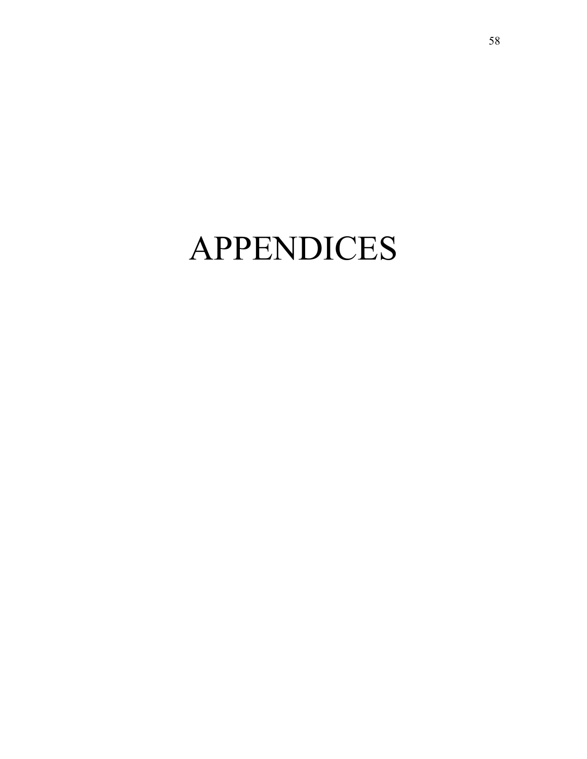# APPENDICES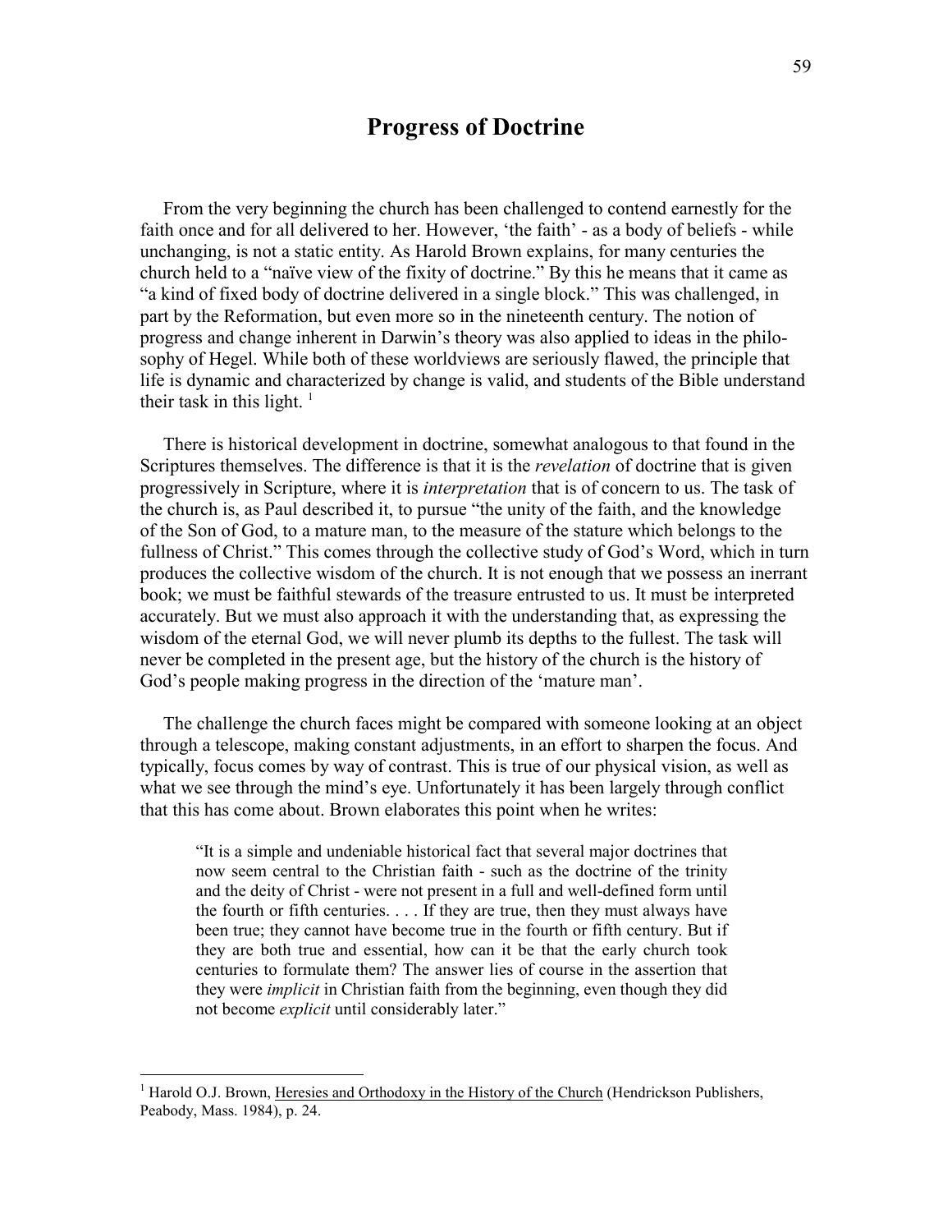# Progress of Doctrine

From the very beginning the church has been challenged to contend earnestly for the faith once and for all delivered to her. However, 'the faith' - as a body of beliefs - while unchanging, is not a static entity. As Harold Brown explains, for many centuries the church held to a "naïve view of the fixity of doctrine." By this he means that it came as "a kind of fixed body of doctrine delivered in a single block." This was challenged, in part by the Reformation, but even more so in the nineteenth century. The notion of progress and change inherent in Darwin's theory was also applied to ideas in the philosophy of Hegel. While both of these worldviews are seriously flawed, the principle that life is dynamic and characterized by change is valid, and students of the Bible understand their task in this light. [1]

There is historical development in doctrine, somewhat analogous to that found in the Scriptures themselves. The difference is that it is the *revelation* of doctrine that is given progressively in Scripture, where it is *interpretation* that is of concern to us. The task of the church is, as Paul described it, to pursue "the unity of the faith, and the knowledge of the Son of God, to a mature man, to the measure of the stature which belongs to the fullness of Christ." This comes through the collective study of God's Word, which in turn produces the collective wisdom of the church. It is not enough that we possess an inerrant book; we must be faithful stewards of the treasure entrusted to us. It must be interpreted accurately. But we must also approach it with the understanding that, as expressing the wisdom of the eternal God, we will never plumb its depths to the fullest. The task will never be completed in the present age, but the history of the church is the history of God's people making progress in the direction of the 'mature man'.

The challenge the church faces might be compared with someone looking at an object through a telescope, making constant adjustments, in an effort to sharpen the focus. And typically, focus comes by way of contrast. This is true of our physical vision, as well as what we see through the mind's eye. Unfortunately it has been largely through conflict that this has come about. Brown elaborates this point when he writes:

> "It is a simple and undeniable historical fact that several major doctrines that now seem central to the Christian faith - such as the doctrine of the trinity and the deity of Christ - were not present in a full and well-defined form until the fourth or fifth centuries. . . . If they are true, then they must always have been true; they cannot have become true in the fourth or fifth century. But if they are both true and essential, how can it be that the early church took centuries to formulate them? The answer lies of course in the assertion that they were *implicit* in Christian faith from the beginning, even though they did not become *explicit* until considerably later."

---

[1] Harold O.J. Brown, Heresies and Orthodoxy in the History of the Church (Hendrickson Publishers, Peabody, Mass. 1984), p. 24.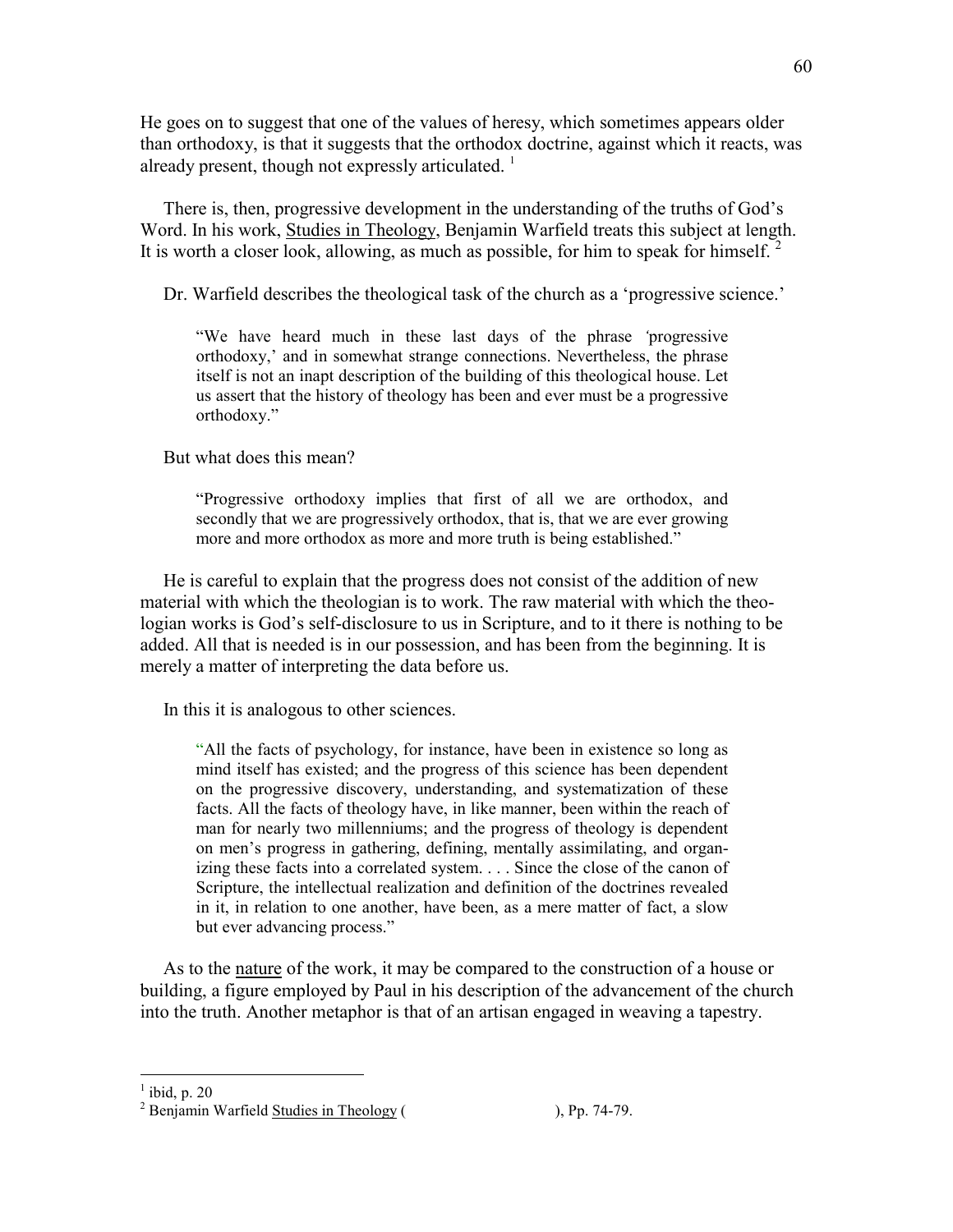He goes on to suggest that one of the values of heresy, which sometimes appears older than orthodoxy, is that it suggests that the orthodox doctrine, against which it reacts, was already present, though not expressly articulated. [1]

There is, then, progressive development in the understanding of the truths of God's Word. In his work, Studies in Theology, Benjamin Warfield treats this subject at length. It is worth a closer look, allowing, as much as possible, for him to speak for himself. [2]

Dr. Warfield describes the theological task of the church as a 'progressive science.'

> "We have heard much in these last days of the phrase 'progressive orthodoxy,' and in somewhat strange connections. Nevertheless, the phrase itself is not an inapt description of the building of this theological house. Let us assert that the history of theology has been and ever must be a progressive orthodoxy."

But what does this mean?

> "Progressive orthodoxy implies that first of all we are orthodox, and secondly that we are progressively orthodox, that is, that we are ever growing more and more orthodox as more and more truth is being established."

He is careful to explain that the progress does not consist of the addition of new material with which the theologian is to work. The raw material with which the theologian works is God's self-disclosure to us in Scripture, and to it there is nothing to be added. All that is needed is in our possession, and has been from the beginning. It is merely a matter of interpreting the data before us.

In this it is analogous to other sciences.

> "All the facts of psychology, for instance, have been in existence so long as mind itself has existed; and the progress of this science has been dependent on the progressive discovery, understanding, and systematization of these facts. All the facts of theology have, in like manner, been within the reach of man for nearly two millenniums; and the progress of theology is dependent on men's progress in gathering, defining, mentally assimilating, and organizing these facts into a correlated system. . . . Since the close of the canon of Scripture, the intellectual realization and definition of the doctrines revealed in it, in relation to one another, have been, as a mere matter of fact, a slow but ever advancing process."

As to the nature of the work, it may be compared to the construction of a house or building, a figure employed by Paul in his description of the advancement of the church into the truth. Another metaphor is that of an artisan engaged in weaving a tapestry.

---

[1] ibid, p. 20

[2] Benjamin Warfield Studies in Theology ( ), Pp. 74-79.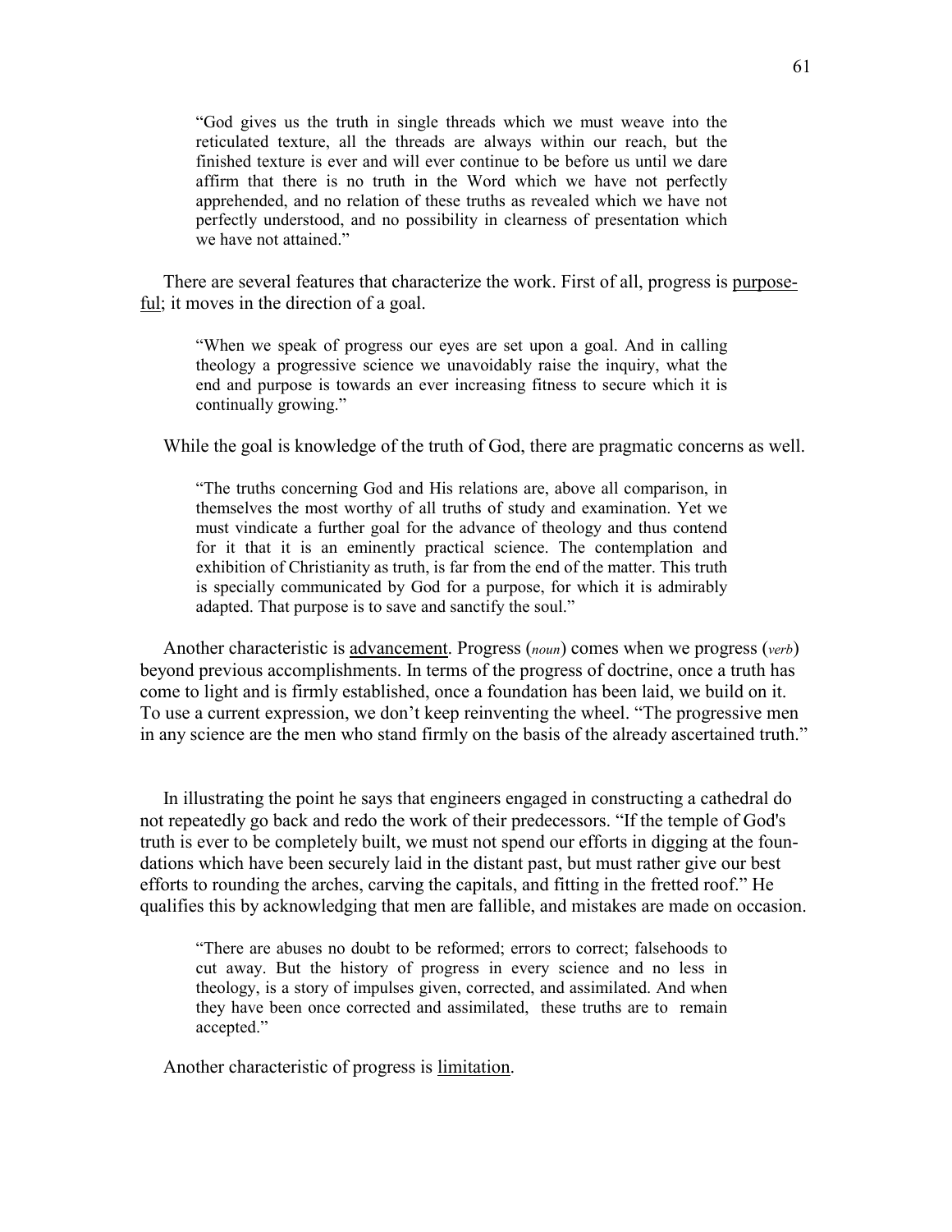> "God gives us the truth in single threads which we must weave into the reticulated texture, all the threads are always within our reach, but the finished texture is ever and will ever continue to be before us until we dare affirm that there is no truth in the Word which we have not perfectly apprehended, and no relation of these truths as revealed which we have not perfectly understood, and no possibility in clearness of presentation which we have not attained."

There are several features that characterize the work. First of all, progress is <u>purposeful</u>; it moves in the direction of a goal.

> "When we speak of progress our eyes are set upon a goal. And in calling theology a progressive science we unavoidably raise the inquiry, what the end and purpose is towards an ever increasing fitness to secure which it is continually growing."

While the goal is knowledge of the truth of God, there are pragmatic concerns as well.

> "The truths concerning God and His relations are, above all comparison, in themselves the most worthy of all truths of study and examination. Yet we must vindicate a further goal for the advance of theology and thus contend for it that it is an eminently practical science. The contemplation and exhibition of Christianity as truth, is far from the end of the matter. This truth is specially communicated by God for a purpose, for which it is admirably adapted. That purpose is to save and sanctify the soul."

Another characteristic is <u>advancement</u>. Progress (*noun*) comes when we progress (*verb*) beyond previous accomplishments. In terms of the progress of doctrine, once a truth has come to light and is firmly established, once a foundation has been laid, we build on it. To use a current expression, we don't keep reinventing the wheel. "The progressive men in any science are the men who stand firmly on the basis of the already ascertained truth."

In illustrating the point he says that engineers engaged in constructing a cathedral do not repeatedly go back and redo the work of their predecessors. "If the temple of God's truth is ever to be completely built, we must not spend our efforts in digging at the foundations which have been securely laid in the distant past, but must rather give our best efforts to rounding the arches, carving the capitals, and fitting in the fretted roof." He qualifies this by acknowledging that men are fallible, and mistakes are made on occasion.

> "There are abuses no doubt to be reformed; errors to correct; falsehoods to cut away. But the history of progress in every science and no less in theology, is a story of impulses given, corrected, and assimilated. And when they have been once corrected and assimilated, these truths are to remain accepted."

Another characteristic of progress is <u>limitation</u>.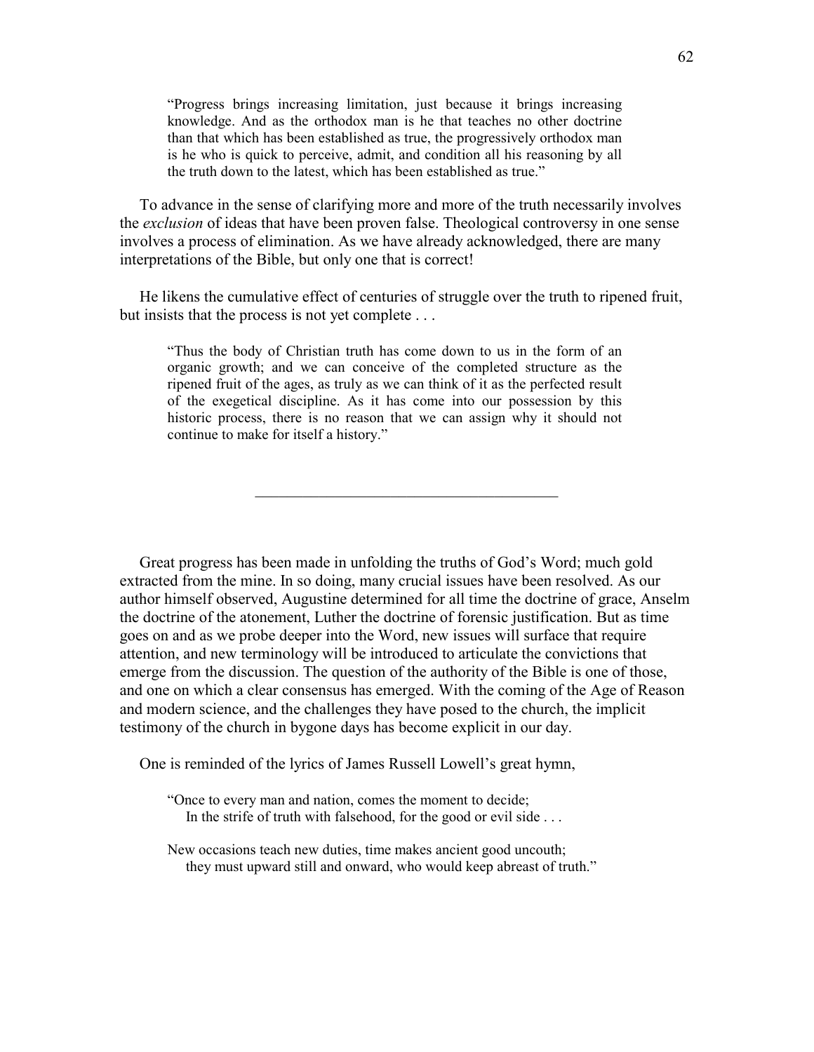> "Progress brings increasing limitation, just because it brings increasing knowledge. And as the orthodox man is he that teaches no other doctrine than that which has been established as true, the progressively orthodox man is he who is quick to perceive, admit, and condition all his reasoning by all the truth down to the latest, which has been established as true."

To advance in the sense of clarifying more and more of the truth necessarily involves the *exclusion* of ideas that have been proven false. Theological controversy in one sense involves a process of elimination. As we have already acknowledged, there are many interpretations of the Bible, but only one that is correct!

He likens the cumulative effect of centuries of struggle over the truth to ripened fruit, but insists that the process is not yet complete . . .

> "Thus the body of Christian truth has come down to us in the form of an organic growth; and we can conceive of the completed structure as the ripened fruit of the ages, as truly as we can think of it as the perfected result of the exegetical discipline. As it has come into our possession by this historic process, there is no reason that we can assign why it should not continue to make for itself a history."

---

Great progress has been made in unfolding the truths of God's Word; much gold extracted from the mine. In so doing, many crucial issues have been resolved. As our author himself observed, Augustine determined for all time the doctrine of grace, Anselm the doctrine of the atonement, Luther the doctrine of forensic justification. But as time goes on and as we probe deeper into the Word, new issues will surface that require attention, and new terminology will be introduced to articulate the convictions that emerge from the discussion. The question of the authority of the Bible is one of those, and one on which a clear consensus has emerged. With the coming of the Age of Reason and modern science, and the challenges they have posed to the church, the implicit testimony of the church in bygone days has become explicit in our day.

One is reminded of the lyrics of James Russell Lowell's great hymn,

> "Once to every man and nation, comes the moment to decide;
> In the strife of truth with falsehood, for the good or evil side . . .
>
> New occasions teach new duties, time makes ancient good uncouth;
> they must upward still and onward, who would keep abreast of truth."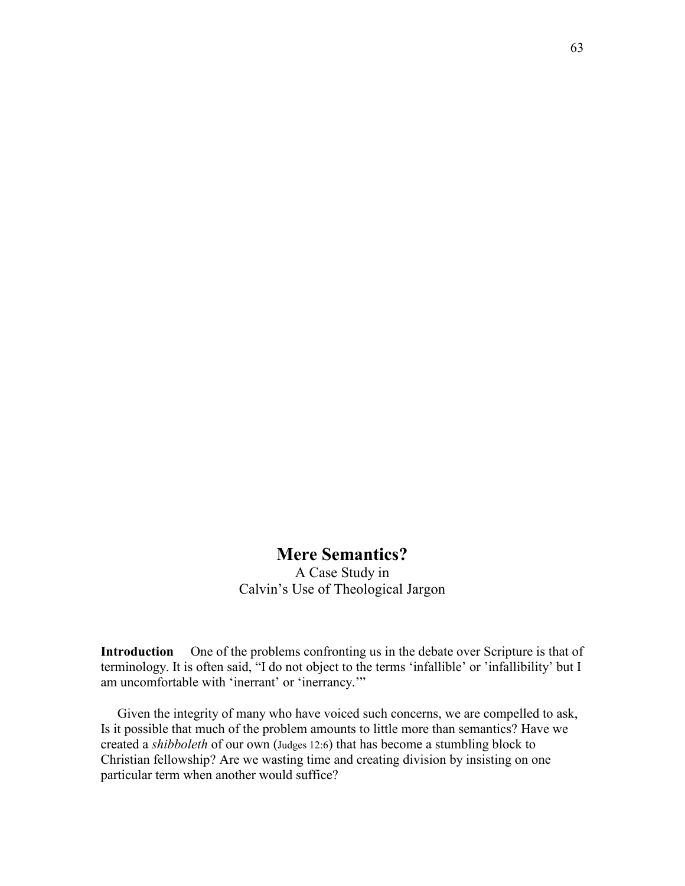# Mere Semantics?

A Case Study in
Calvin's Use of Theological Jargon

**Introduction** One of the problems confronting us in the debate over Scripture is that of terminology. It is often said, "I do not object to the terms 'infallible' or 'infallibility' but I am uncomfortable with 'inerrant' or 'inerrancy.'"

Given the integrity of many who have voiced such concerns, we are compelled to ask, Is it possible that much of the problem amounts to little more than semantics? Have we created a *shibboleth* of our own (Judges 12:6) that has become a stumbling block to Christian fellowship? Are we wasting time and creating division by insisting on one particular term when another would suffice?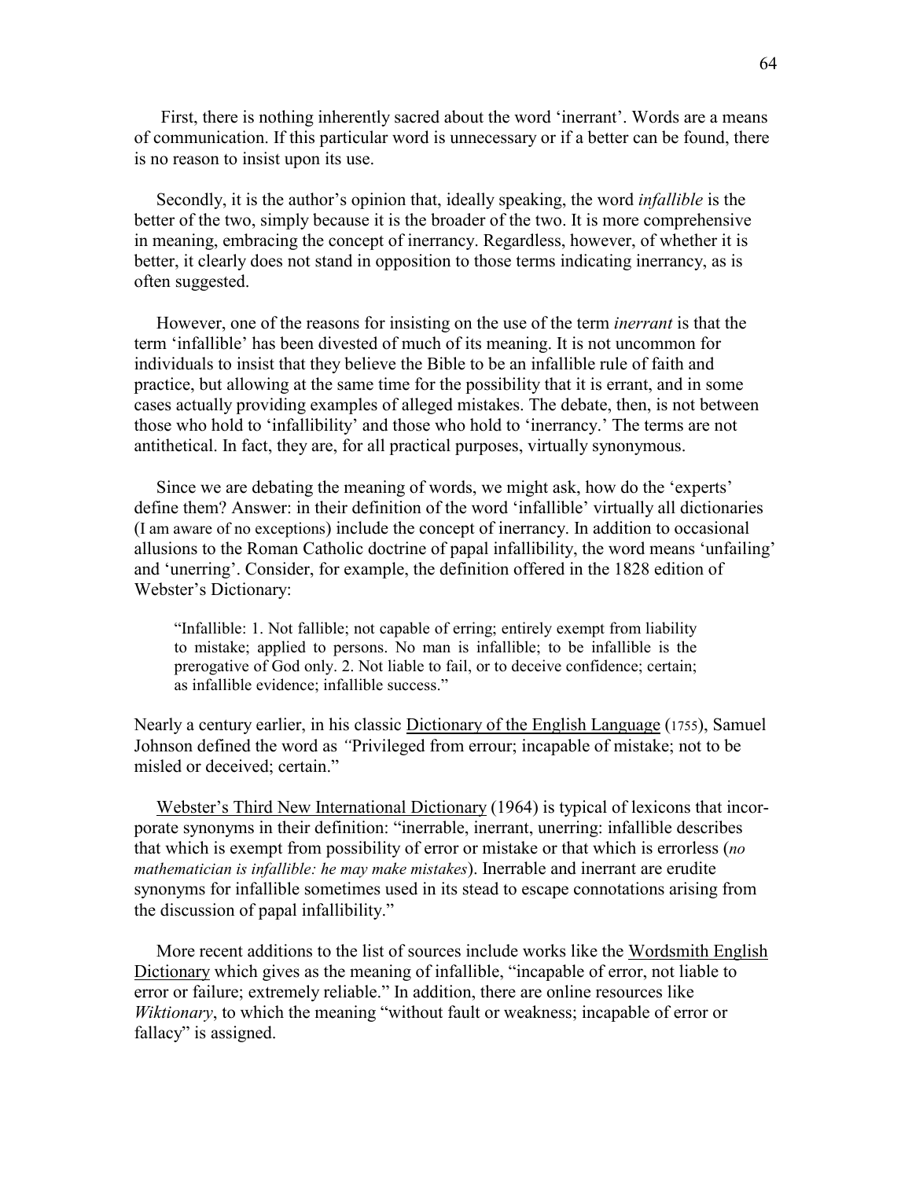First, there is nothing inherently sacred about the word 'inerrant'. Words are a means of communication. If this particular word is unnecessary or if a better can be found, there is no reason to insist upon its use.

Secondly, it is the author's opinion that, ideally speaking, the word *infallible* is the better of the two, simply because it is the broader of the two. It is more comprehensive in meaning, embracing the concept of inerrancy. Regardless, however, of whether it is better, it clearly does not stand in opposition to those terms indicating inerrancy, as is often suggested.

However, one of the reasons for insisting on the use of the term *inerrant* is that the term 'infallible' has been divested of much of its meaning. It is not uncommon for individuals to insist that they believe the Bible to be an infallible rule of faith and practice, but allowing at the same time for the possibility that it is errant, and in some cases actually providing examples of alleged mistakes. The debate, then, is not between those who hold to 'infallibility' and those who hold to 'inerrancy.' The terms are not antithetical. In fact, they are, for all practical purposes, virtually synonymous.

Since we are debating the meaning of words, we might ask, how do the 'experts' define them? Answer: in their definition of the word 'infallible' virtually all dictionaries (I am aware of no exceptions) include the concept of inerrancy. In addition to occasional allusions to the Roman Catholic doctrine of papal infallibility, the word means 'unfailing' and 'unerring'. Consider, for example, the definition offered in the 1828 edition of Webster's Dictionary:

> "Infallible: 1. Not fallible; not capable of erring; entirely exempt from liability to mistake; applied to persons. No man is infallible; to be infallible is the prerogative of God only. 2. Not liable to fail, or to deceive confidence; certain; as infallible evidence; infallible success."

Nearly a century earlier, in his classic Dictionary of the English Language (1755), Samuel Johnson defined the word as "Privileged from errour; incapable of mistake; not to be misled or deceived; certain."

Webster's Third New International Dictionary (1964) is typical of lexicons that incorporate synonyms in their definition: "inerrable, inerrant, unerring: infallible describes that which is exempt from possibility of error or mistake or that which is errorless (*no mathematician is infallible: he may make mistakes*). Inerrable and inerrant are erudite synonyms for infallible sometimes used in its stead to escape connotations arising from the discussion of papal infallibility."

More recent additions to the list of sources include works like the Wordsmith English Dictionary which gives as the meaning of infallible, "incapable of error, not liable to error or failure; extremely reliable." In addition, there are online resources like *Wiktionary*, to which the meaning "without fault or weakness; incapable of error or fallacy" is assigned.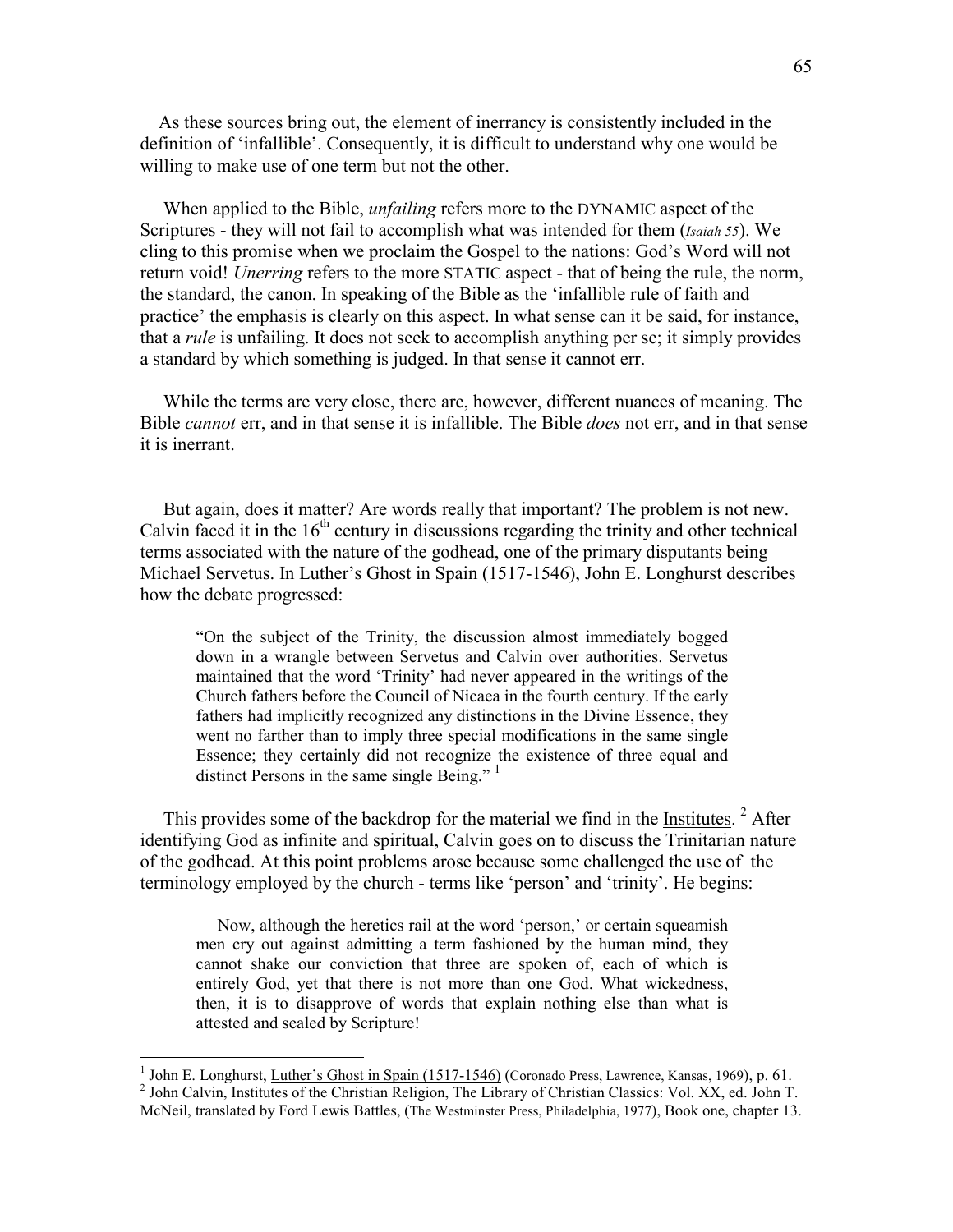As these sources bring out, the element of inerrancy is consistently included in the definition of 'infallible'. Consequently, it is difficult to understand why one would be willing to make use of one term but not the other.

When applied to the Bible, *unfailing* refers more to the DYNAMIC aspect of the Scriptures - they will not fail to accomplish what was intended for them (*Isaiah 55*). We cling to this promise when we proclaim the Gospel to the nations: God's Word will not return void! *Unerring* refers to the more STATIC aspect - that of being the rule, the norm, the standard, the canon. In speaking of the Bible as the 'infallible rule of faith and practice' the emphasis is clearly on this aspect. In what sense can it be said, for instance, that a *rule* is unfailing. It does not seek to accomplish anything per se; it simply provides a standard by which something is judged. In that sense it cannot err.

While the terms are very close, there are, however, different nuances of meaning. The Bible *cannot* err, and in that sense it is infallible. The Bible *does* not err, and in that sense it is inerrant.

But again, does it matter? Are words really that important? The problem is not new. Calvin faced it in the 16th century in discussions regarding the trinity and other technical terms associated with the nature of the godhead, one of the primary disputants being Michael Servetus. In Luther's Ghost in Spain (1517-1546), John E. Longhurst describes how the debate progressed:

> "On the subject of the Trinity, the discussion almost immediately bogged down in a wrangle between Servetus and Calvin over authorities. Servetus maintained that the word 'Trinity' had never appeared in the writings of the Church fathers before the Council of Nicaea in the fourth century. If the early fathers had implicitly recognized any distinctions in the Divine Essence, they went no farther than to imply three special modifications in the same single Essence; they certainly did not recognize the existence of three equal and distinct Persons in the same single Being." [1]

This provides some of the backdrop for the material we find in the Institutes. [2] After identifying God as infinite and spiritual, Calvin goes on to discuss the Trinitarian nature of the godhead. At this point problems arose because some challenged the use of the terminology employed by the church - terms like 'person' and 'trinity'. He begins:

> Now, although the heretics rail at the word 'person,' or certain squeamish men cry out against admitting a term fashioned by the human mind, they cannot shake our conviction that three are spoken of, each of which is entirely God, yet that there is not more than one God. What wickedness, then, it is to disapprove of words that explain nothing else than what is attested and sealed by Scripture!

---

[1] John E. Longhurst, Luther's Ghost in Spain (1517-1546) (Coronado Press, Lawrence, Kansas, 1969), p. 61.

[2] John Calvin, Institutes of the Christian Religion, The Library of Christian Classics: Vol. XX, ed. John T. McNeil, translated by Ford Lewis Battles, (The Westminster Press, Philadelphia, 1977), Book one, chapter 13.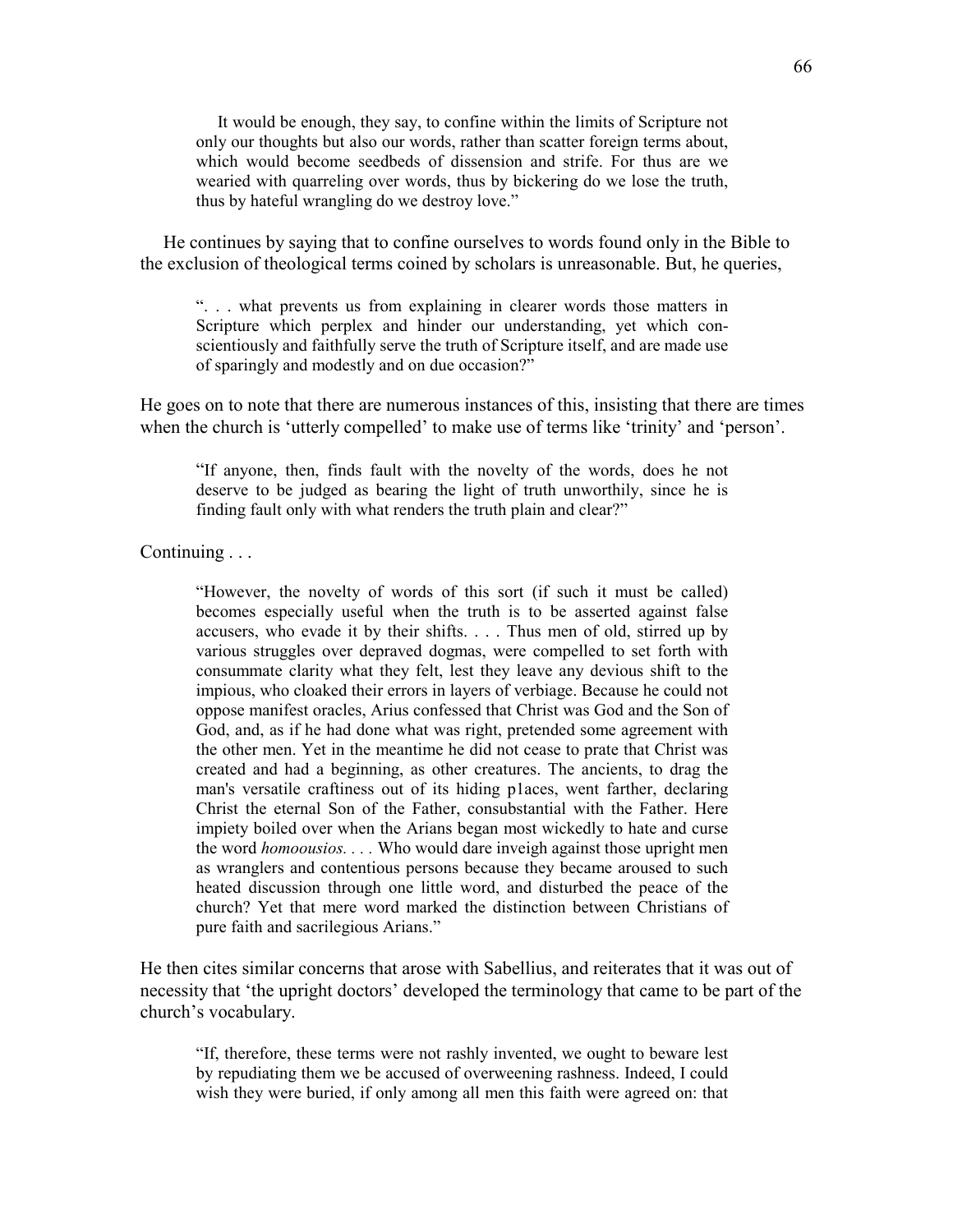> It would be enough, they say, to confine within the limits of Scripture not only our thoughts but also our words, rather than scatter foreign terms about, which would become seedbeds of dissension and strife. For thus are we wearied with quarreling over words, thus by bickering do we lose the truth, thus by hateful wrangling do we destroy love."

He continues by saying that to confine ourselves to words found only in the Bible to the exclusion of theological terms coined by scholars is unreasonable. But, he queries,

> ". . . what prevents us from explaining in clearer words those matters in Scripture which perplex and hinder our understanding, yet which conscientiously and faithfully serve the truth of Scripture itself, and are made use of sparingly and modestly and on due occasion?"

He goes on to note that there are numerous instances of this, insisting that there are times when the church is 'utterly compelled' to make use of terms like 'trinity' and 'person'.

> "If anyone, then, finds fault with the novelty of the words, does he not deserve to be judged as bearing the light of truth unworthily, since he is finding fault only with what renders the truth plain and clear?"

Continuing . . .

> "However, the novelty of words of this sort (if such it must be called) becomes especially useful when the truth is to be asserted against false accusers, who evade it by their shifts. . . . Thus men of old, stirred up by various struggles over depraved dogmas, were compelled to set forth with consummate clarity what they felt, lest they leave any devious shift to the impious, who cloaked their errors in layers of verbiage. Because he could not oppose manifest oracles, Arius confessed that Christ was God and the Son of God, and, as if he had done what was right, pretended some agreement with the other men. Yet in the meantime he did not cease to prate that Christ was created and had a beginning, as other creatures. The ancients, to drag the man's versatile craftiness out of its hiding p1aces, went farther, declaring Christ the eternal Son of the Father, consubstantial with the Father. Here impiety boiled over when the Arians began most wickedly to hate and curse the word *homoousios*. . . . Who would dare inveigh against those upright men as wranglers and contentious persons because they became aroused to such heated discussion through one little word, and disturbed the peace of the church? Yet that mere word marked the distinction between Christians of pure faith and sacrilegious Arians."

He then cites similar concerns that arose with Sabellius, and reiterates that it was out of necessity that 'the upright doctors' developed the terminology that came to be part of the church's vocabulary.

> "If, therefore, these terms were not rashly invented, we ought to beware lest by repudiating them we be accused of overweening rashness. Indeed, I could wish they were buried, if only among all men this faith were agreed on: that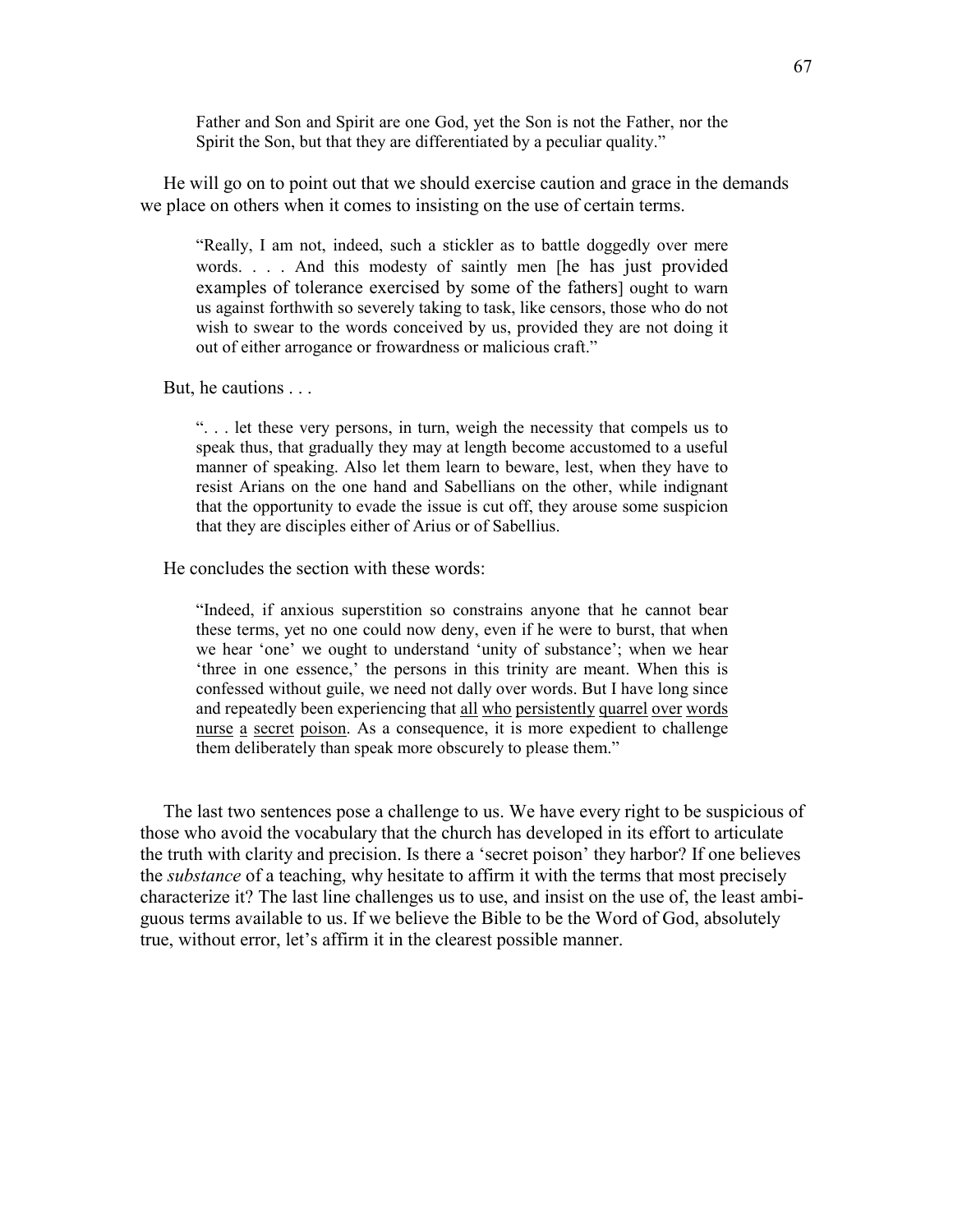> Father and Son and Spirit are one God, yet the Son is not the Father, nor the Spirit the Son, but that they are differentiated by a peculiar quality."

He will go on to point out that we should exercise caution and grace in the demands we place on others when it comes to insisting on the use of certain terms.

> "Really, I am not, indeed, such a stickler as to battle doggedly over mere words. . . . And this modesty of saintly men [he has just provided examples of tolerance exercised by some of the fathers] ought to warn us against forthwith so severely taking to task, like censors, those who do not wish to swear to the words conceived by us, provided they are not doing it out of either arrogance or frowardness or malicious craft."

But, he cautions . . .

> ". . . let these very persons, in turn, weigh the necessity that compels us to speak thus, that gradually they may at length become accustomed to a useful manner of speaking. Also let them learn to beware, lest, when they have to resist Arians on the one hand and Sabellians on the other, while indignant that the opportunity to evade the issue is cut off, they arouse some suspicion that they are disciples either of Arius or of Sabellius.

He concludes the section with these words:

> "Indeed, if anxious superstition so constrains anyone that he cannot bear these terms, yet no one could now deny, even if he were to burst, that when we hear 'one' we ought to understand 'unity of substance'; when we hear 'three in one essence,' the persons in this trinity are meant. When this is confessed without guile, we need not dally over words. But I have long since and repeatedly been experiencing that <u>all who persistently quarrel over words nurse a secret poison</u>. As a consequence, it is more expedient to challenge them deliberately than speak more obscurely to please them."

The last two sentences pose a challenge to us. We have every right to be suspicious of those who avoid the vocabulary that the church has developed in its effort to articulate the truth with clarity and precision. Is there a 'secret poison' they harbor? If one believes the *substance* of a teaching, why hesitate to affirm it with the terms that most precisely characterize it? The last line challenges us to use, and insist on the use of, the least ambiguous terms available to us. If we believe the Bible to be the Word of God, absolutely true, without error, let's affirm it in the clearest possible manner.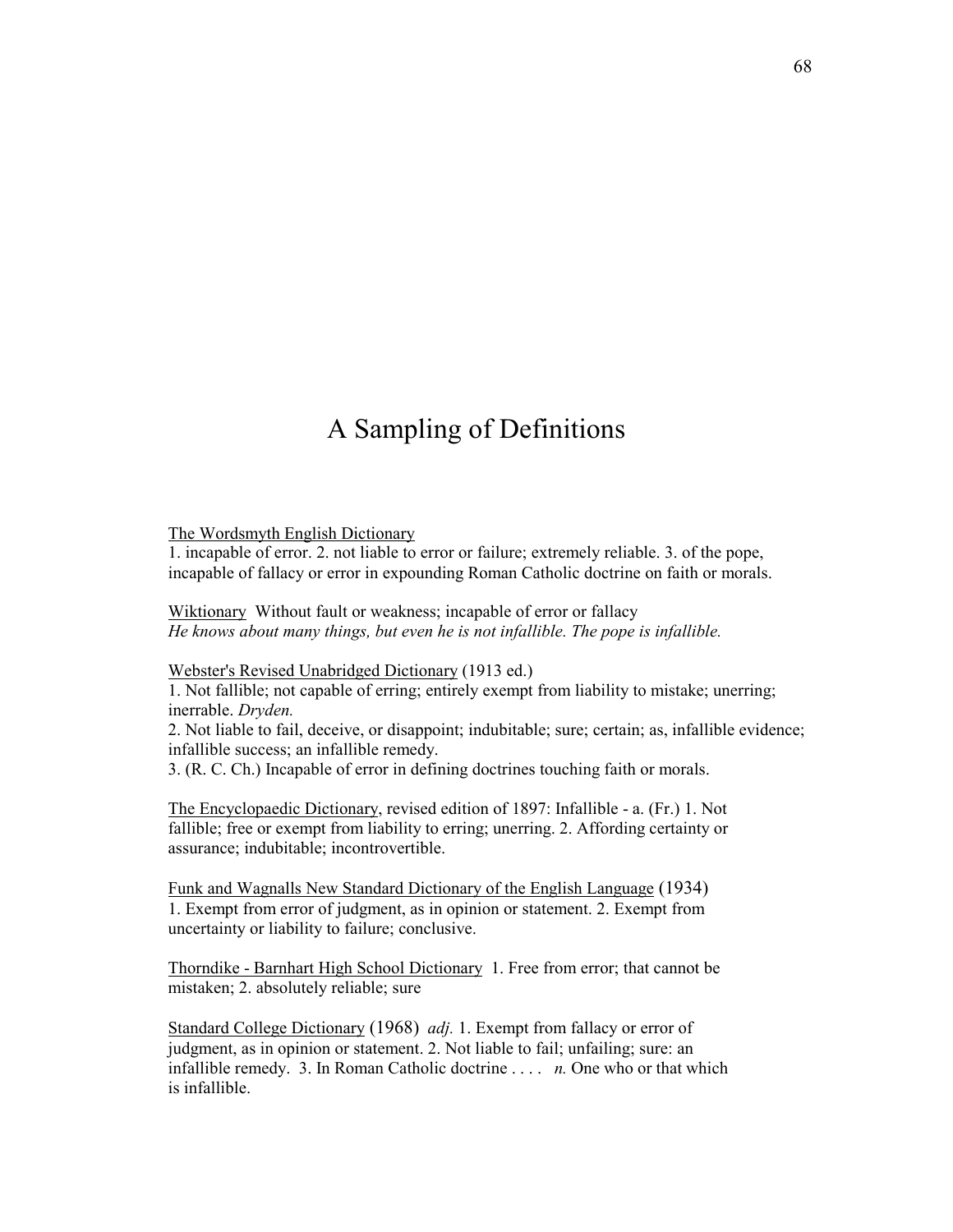# A Sampling of Definitions

<u>The Wordsmyth English Dictionary</u>
1. incapable of error. 2. not liable to error or failure; extremely reliable. 3. of the pope, incapable of fallacy or error in expounding Roman Catholic doctrine on faith or morals.

<u>Wiktionary</u> Without fault or weakness; incapable of error or fallacy
*He knows about many things, but even he is not infallible. The pope is infallible.*

<u>Webster's Revised Unabridged Dictionary</u> (1913 ed.)
1. Not fallible; not capable of erring; entirely exempt from liability to mistake; unerring; inerrable. *Dryden.*
2. Not liable to fail, deceive, or disappoint; indubitable; sure; certain; as, infallible evidence; infallible success; an infallible remedy.
3. (R. C. Ch.) Incapable of error in defining doctrines touching faith or morals.

<u>The Encyclopaedic Dictionary</u>, revised edition of 1897: Infallible - a. (Fr.) 1. Not fallible; free or exempt from liability to erring; unerring. 2. Affording certainty or assurance; indubitable; incontrovertible.

<u>Funk and Wagnalls New Standard Dictionary of the English Language</u> (1934)
1. Exempt from error of judgment, as in opinion or statement. 2. Exempt from uncertainty or liability to failure; conclusive.

<u>Thorndike - Barnhart High School Dictionary</u> 1. Free from error; that cannot be mistaken; 2. absolutely reliable; sure

<u>Standard College Dictionary</u> (1968) *adj.* 1. Exempt from fallacy or error of judgment, as in opinion or statement. 2. Not liable to fail; unfailing; sure: an infallible remedy. 3. In Roman Catholic doctrine . . . . *n.* One who or that which is infallible.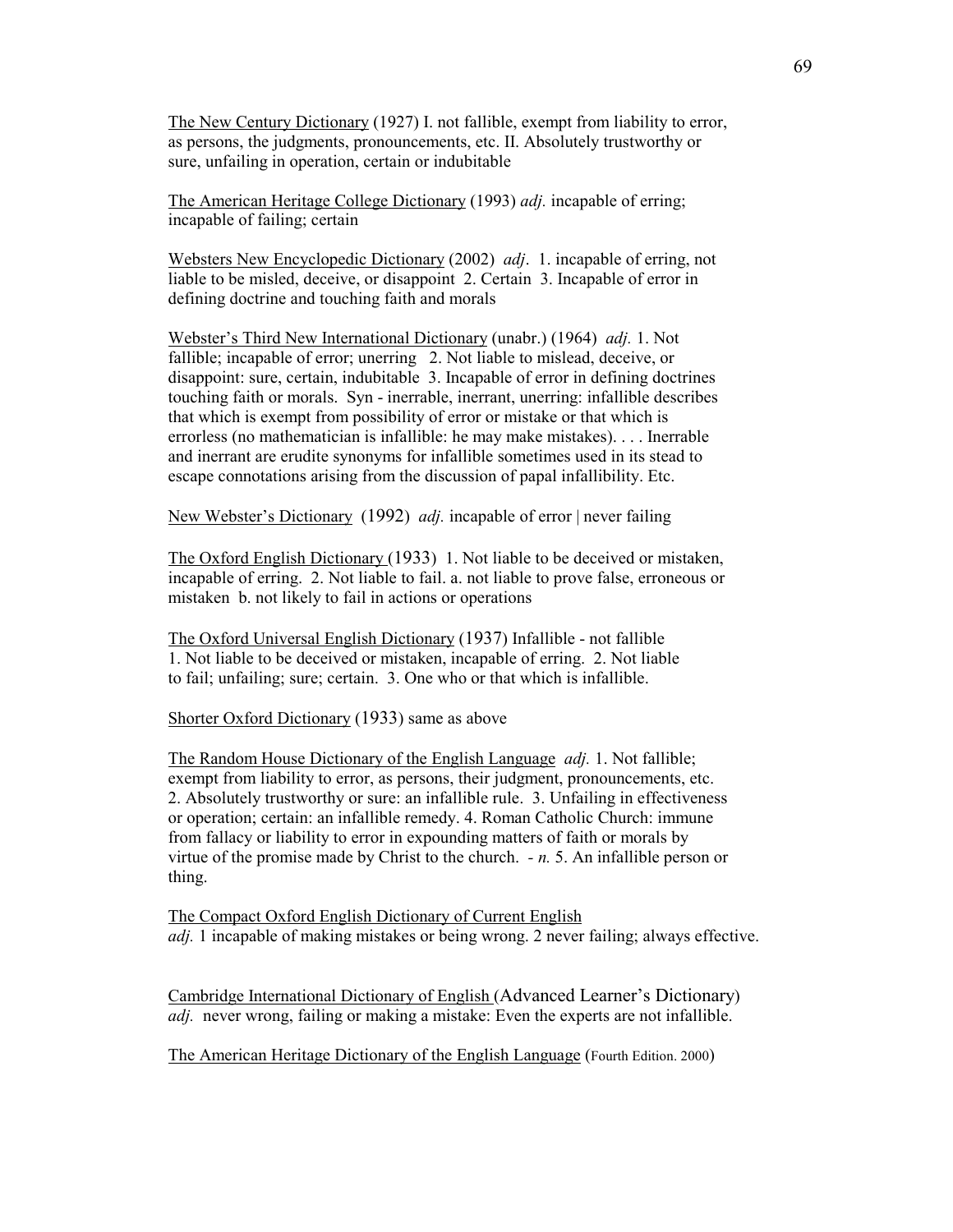The New Century Dictionary (1927) I. not fallible, exempt from liability to error, as persons, the judgments, pronouncements, etc. II. Absolutely trustworthy or sure, unfailing in operation, certain or indubitable

The American Heritage College Dictionary (1993) *adj.* incapable of erring; incapable of failing; certain

Websters New Encyclopedic Dictionary (2002) *adj*. 1. incapable of erring, not liable to be misled, deceive, or disappoint 2. Certain 3. Incapable of error in defining doctrine and touching faith and morals

Webster's Third New International Dictionary (unabr.) (1964) *adj.* 1. Not fallible; incapable of error; unerring 2. Not liable to mislead, deceive, or disappoint: sure, certain, indubitable 3. Incapable of error in defining doctrines touching faith or morals. Syn - inerrable, inerrant, unerring: infallible describes that which is exempt from possibility of error or mistake or that which is errorless (no mathematician is infallible: he may make mistakes). . . . Inerrable and inerrant are erudite synonyms for infallible sometimes used in its stead to escape connotations arising from the discussion of papal infallibility. Etc.

New Webster's Dictionary (1992) *adj.* incapable of error | never failing

The Oxford English Dictionary (1933) 1. Not liable to be deceived or mistaken, incapable of erring. 2. Not liable to fail. a. not liable to prove false, erroneous or mistaken b. not likely to fail in actions or operations

The Oxford Universal English Dictionary (1937) Infallible - not fallible
1. Not liable to be deceived or mistaken, incapable of erring. 2. Not liable to fail; unfailing; sure; certain. 3. One who or that which is infallible.

Shorter Oxford Dictionary (1933) same as above

The Random House Dictionary of the English Language *adj.* 1. Not fallible; exempt from liability to error, as persons, their judgment, pronouncements, etc. 2. Absolutely trustworthy or sure: an infallible rule. 3. Unfailing in effectiveness or operation; certain: an infallible remedy. 4. Roman Catholic Church: immune from fallacy or liability to error in expounding matters of faith or morals by virtue of the promise made by Christ to the church. *- n.* 5. An infallible person or thing.

The Compact Oxford English Dictionary of Current English
*adj.* 1 incapable of making mistakes or being wrong. 2 never failing; always effective.

Cambridge International Dictionary of English (Advanced Learner's Dictionary)
*adj.* never wrong, failing or making a mistake: Even the experts are not infallible.

The American Heritage Dictionary of the English Language (Fourth Edition. 2000)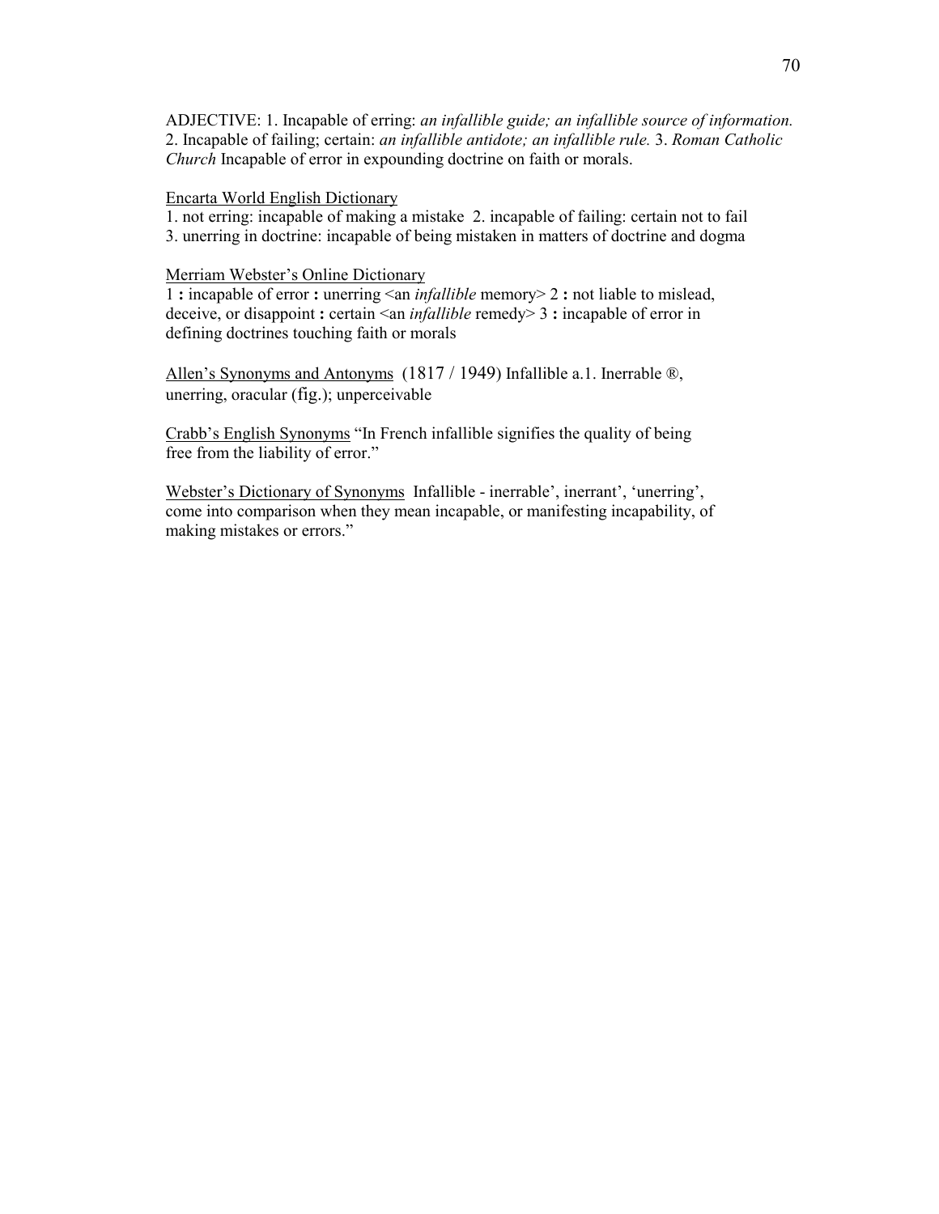ADJECTIVE: 1. Incapable of erring: *an infallible guide; an infallible source of information.* 2. Incapable of failing; certain: *an infallible antidote; an infallible rule.* 3. *Roman Catholic Church* Incapable of error in expounding doctrine on faith or morals.

Encarta World English Dictionary
1. not erring: incapable of making a mistake 2. incapable of failing: certain not to fail
3. unerring in doctrine: incapable of being mistaken in matters of doctrine and dogma

Merriam Webster's Online Dictionary
1 **:** incapable of error **:** unerring <an *infallible* memory> 2 **:** not liable to mislead, deceive, or disappoint **:** certain <an *infallible* remedy> 3 **:** incapable of error in defining doctrines touching faith or morals

Allen's Synonyms and Antonyms (1817 / 1949) Infallible a.1. Inerrable ®, unerring, oracular (fig.); unperceivable

Crabb's English Synonyms "In French infallible signifies the quality of being free from the liability of error."

Webster's Dictionary of Synonyms Infallible - inerrable', inerrant', 'unerring', come into comparison when they mean incapable, or manifesting incapability, of making mistakes or errors."